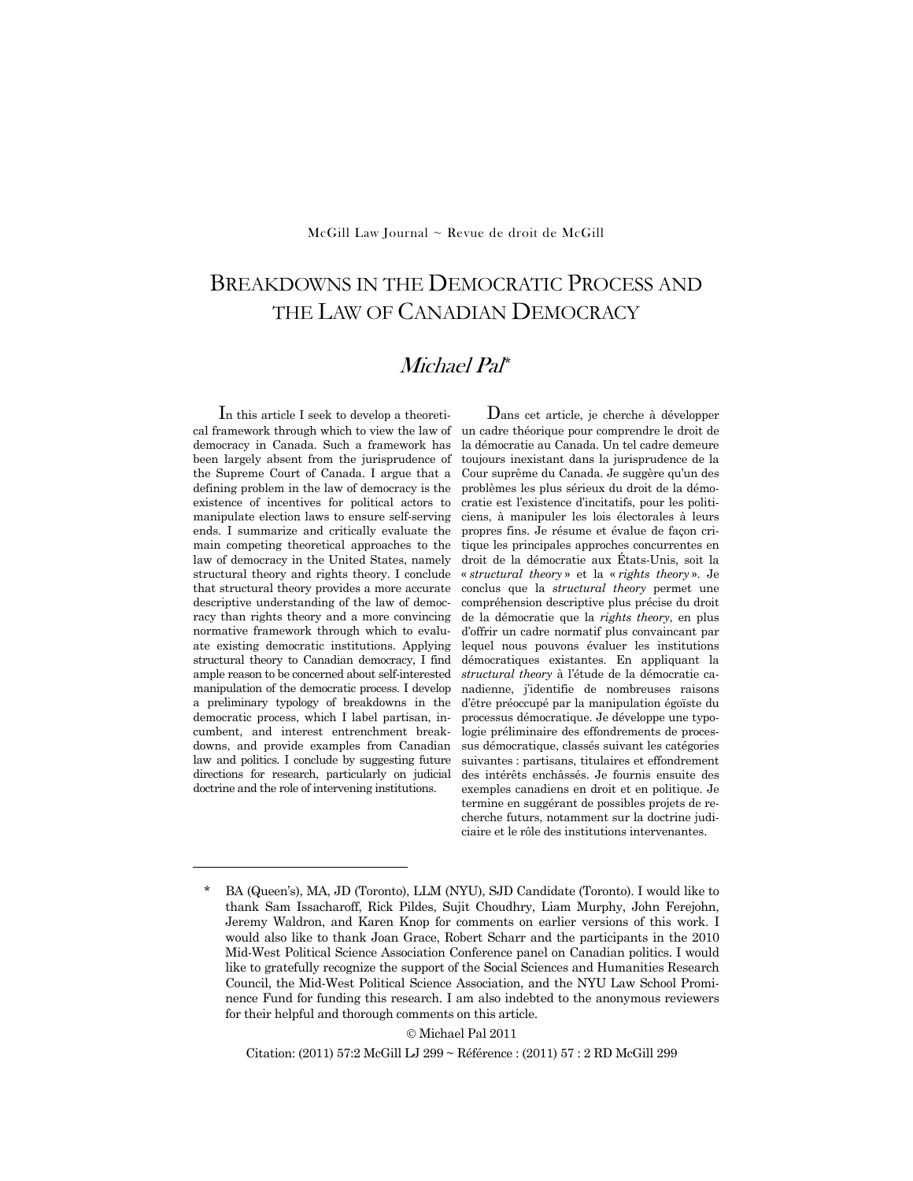McGill Law Journal ~ Revue de droit de McGill

# Breakdowns in the Democratic Process and the Law of Canadian Democracy

## *Michael Pal*[*]

In this article I seek to develop a theoretical framework through which to view the law of democracy in Canada. Such a framework has been largely absent from the jurisprudence of the Supreme Court of Canada. I argue that a defining problem in the law of democracy is the existence of incentives for political actors to manipulate election laws to ensure self-serving ends. I summarize and critically evaluate the main competing theoretical approaches to the law of democracy in the United States, namely structural theory and rights theory. I conclude that structural theory provides a more accurate descriptive understanding of the law of democracy than rights theory and a more convincing normative framework through which to evaluate existing democratic institutions. Applying structural theory to Canadian democracy, I find ample reason to be concerned about self-interested manipulation of the democratic process. I develop a preliminary typology of breakdowns in the democratic process, which I label partisan, incumbent, and interest entrenchment breakdowns, and provide examples from Canadian law and politics. I conclude by suggesting future directions for research, particularly on judicial doctrine and the role of intervening institutions.

Dans cet article, je cherche à développer un cadre théorique pour comprendre le droit de la démocratie au Canada. Un tel cadre demeure toujours inexistant dans la jurisprudence de la Cour suprême du Canada. Je suggère qu'un des problèmes les plus sérieux du droit de la démocratie est l'existence d'incitatifs, pour les politiciens, à manipuler les lois électorales à leurs propres fins. Je résume et évalue de façon critique les principales approches concurrentes en droit de la démocratie aux États-Unis, soit la « *structural theory* » et la « *rights theory* ». Je conclus que la *structural theory* permet une compréhension descriptive plus précise du droit de la démocratie que la *rights theory*, en plus d'offrir un cadre normatif plus convaincant par lequel nous pouvons évaluer les institutions démocratiques existantes. En appliquant la *structural theory* à l'étude de la démocratie canadienne, j'identifie de nombreuses raisons d'être préoccupé par la manipulation égoïste du processus démocratique. Je développe une typologie préliminaire des effondrements de processus démocratique, classés suivant les catégories suivantes : partisans, titulaires et effondrement des intérêts enchâssés. Je fournis ensuite des exemples canadiens en droit et en politique. Je termine en suggérant de possibles projets de recherche futurs, notamment sur la doctrine judiciaire et le rôle des institutions intervenantes.

---

[*] BA (Queen's), MA, JD (Toronto), LLM (NYU), SJD Candidate (Toronto). I would like to thank Sam Issacharoff, Rick Pildes, Sujit Choudhry, Liam Murphy, John Ferejohn, Jeremy Waldron, and Karen Knop for comments on earlier versions of this work. I would also like to thank Joan Grace, Robert Scharr and the participants in the 2010 Mid-West Political Science Association Conference panel on Canadian politics. I would like to gratefully recognize the support of the Social Sciences and Humanities Research Council, the Mid-West Political Science Association, and the NYU Law School Prominence Fund for funding this research. I am also indebted to the anonymous reviewers for their helpful and thorough comments on this article.

© Michael Pal 2011

Citation: (2011) 57:2 McGill LJ 299 ~ Référence : (2011) 57 : 2 RD McGill 299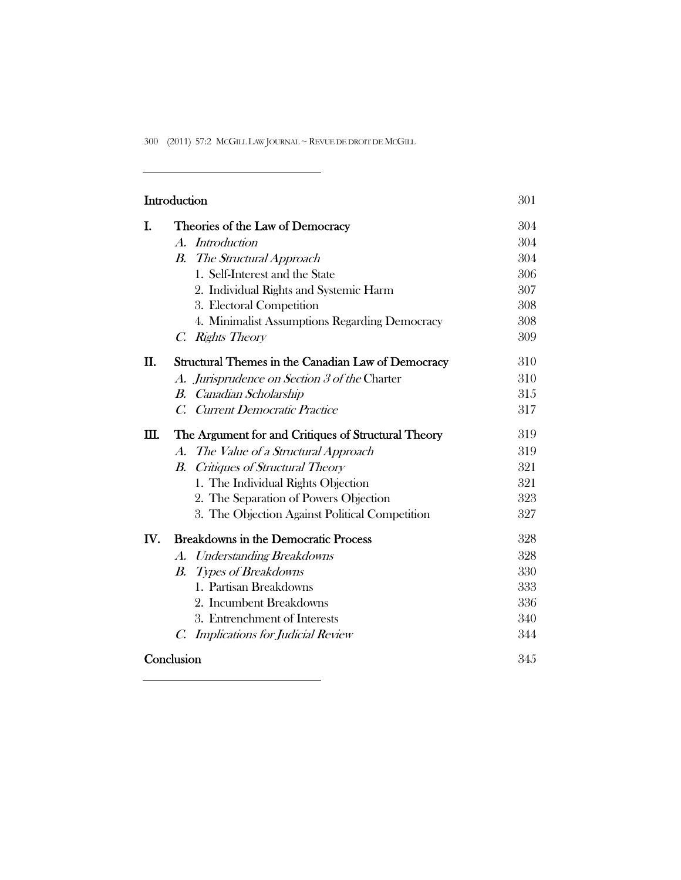| | |
|---|---|
| Introduction | 301 |
| **I. Theories of the Law of Democracy** | 304 |
| *A. Introduction* | 304 |
| *B. The Structural Approach* | 304 |
| 1. Self-Interest and the State | 306 |
| 2. Individual Rights and Systemic Harm | 307 |
| 3. Electoral Competition | 308 |
| 4. Minimalist Assumptions Regarding Democracy | 308 |
| *C. Rights Theory* | 309 |
| **II. Structural Themes in the Canadian Law of Democracy** | 310 |
| *A. Jurisprudence on Section 3 of the* Charter | 310 |
| *B. Canadian Scholarship* | 315 |
| *C. Current Democratic Practice* | 317 |
| **III. The Argument for and Critiques of Structural Theory** | 319 |
| *A. The Value of a Structural Approach* | 319 |
| *B. Critiques of Structural Theory* | 321 |
| 1. The Individual Rights Objection | 321 |
| 2. The Separation of Powers Objection | 323 |
| 3. The Objection Against Political Competition | 327 |
| **IV. Breakdowns in the Democratic Process** | 328 |
| *A. Understanding Breakdowns* | 328 |
| *B. Types of Breakdowns* | 330 |
| 1. Partisan Breakdowns | 333 |
| 2. Incumbent Breakdowns | 336 |
| 3. Entrenchment of Interests | 340 |
| *C. Implications for Judicial Review* | 344 |
| Conclusion | 345 |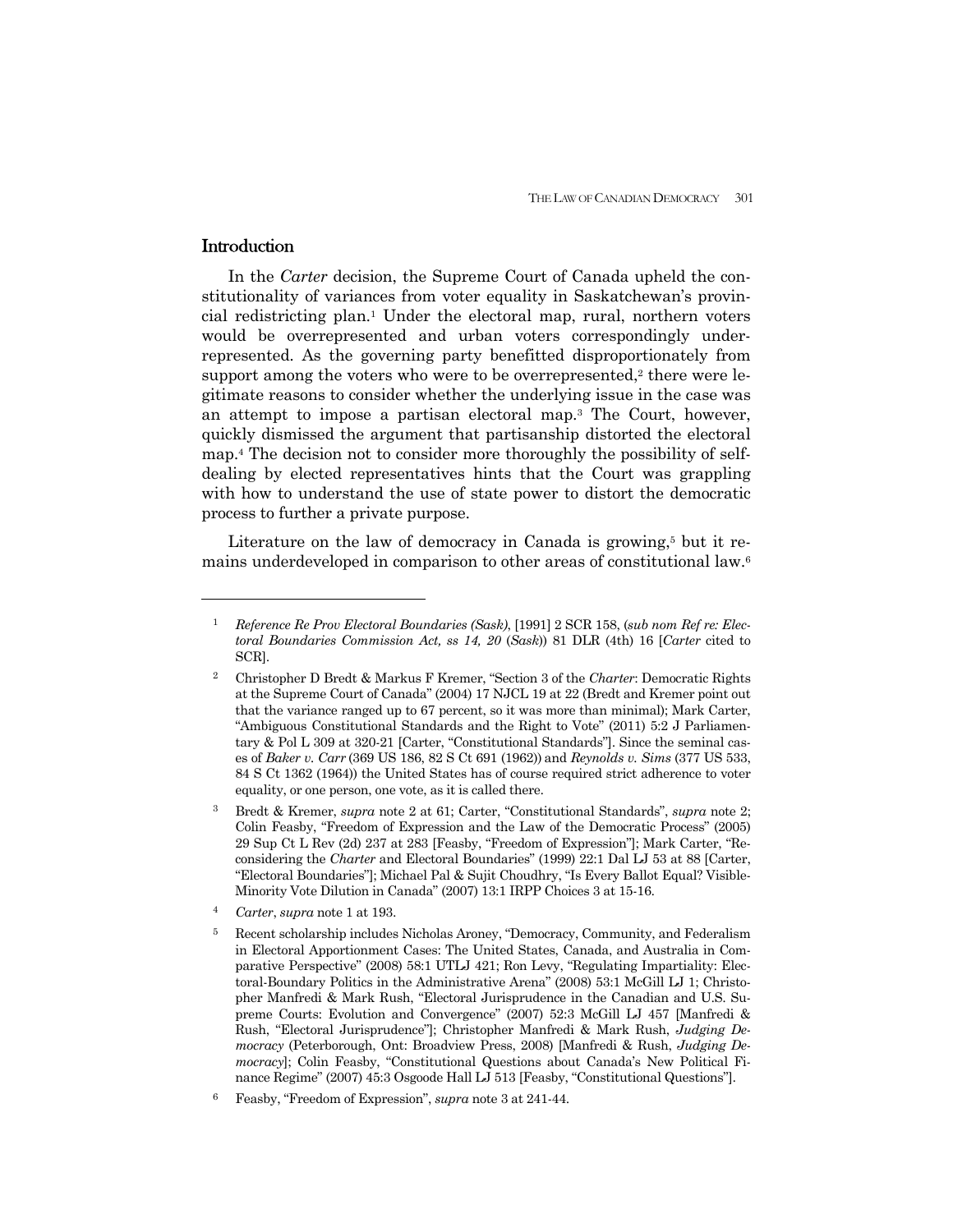## Introduction

In the *Carter* decision, the Supreme Court of Canada upheld the constitutionality of variances from voter equality in Saskatchewan's provincial redistricting plan.[1] Under the electoral map, rural, northern voters would be overrepresented and urban voters correspondingly underrepresented. As the governing party benefitted disproportionately from support among the voters who were to be overrepresented,[2] there were legitimate reasons to consider whether the underlying issue in the case was an attempt to impose a partisan electoral map.[3] The Court, however, quickly dismissed the argument that partisanship distorted the electoral map.[4] The decision not to consider more thoroughly the possibility of self-dealing by elected representatives hints that the Court was grappling with how to understand the use of state power to distort the democratic process to further a private purpose.

Literature on the law of democracy in Canada is growing,[5] but it remains underdeveloped in comparison to other areas of constitutional law.[6]

---

1 *Reference Re Prov Electoral Boundaries (Sask)*, [1991] 2 SCR 158, (*sub nom Ref re: Electoral Boundaries Commission Act, ss 14, 20* (*Sask*)) 81 DLR (4th) 16 [*Carter* cited to SCR].

2 Christopher D Bredt & Markus F Kremer, "Section 3 of the *Charter*: Democratic Rights at the Supreme Court of Canada" (2004) 17 NJCL 19 at 22 (Bredt and Kremer point out that the variance ranged up to 67 percent, so it was more than minimal); Mark Carter, "Ambiguous Constitutional Standards and the Right to Vote" (2011) 5:2 J Parliamentary & Pol L 309 at 320-21 [Carter, "Constitutional Standards"]. Since the seminal cases of *Baker v. Carr* (369 US 186, 82 S Ct 691 (1962)) and *Reynolds v. Sims* (377 US 533, 84 S Ct 1362 (1964)) the United States has of course required strict adherence to voter equality, or one person, one vote, as it is called there.

3 Bredt & Kremer, *supra* note 2 at 61; Carter, "Constitutional Standards", *supra* note 2; Colin Feasby, "Freedom of Expression and the Law of the Democratic Process" (2005) 29 Sup Ct L Rev (2d) 237 at 283 [Feasby, "Freedom of Expression"]; Mark Carter, "Reconsidering the *Charter* and Electoral Boundaries" (1999) 22:1 Dal LJ 53 at 88 [Carter, "Electoral Boundaries"]; Michael Pal & Sujit Choudhry, "Is Every Ballot Equal? Visible-Minority Vote Dilution in Canada" (2007) 13:1 IRPP Choices 3 at 15-16.

4 *Carter*, *supra* note 1 at 193.

5 Recent scholarship includes Nicholas Aroney, "Democracy, Community, and Federalism in Electoral Apportionment Cases: The United States, Canada, and Australia in Comparative Perspective" (2008) 58:1 UTLJ 421; Ron Levy, "Regulating Impartiality: Electoral-Boundary Politics in the Administrative Arena" (2008) 53:1 McGill LJ 1; Christopher Manfredi & Mark Rush, "Electoral Jurisprudence in the Canadian and U.S. Supreme Courts: Evolution and Convergence" (2007) 52:3 McGill LJ 457 [Manfredi & Rush, "Electoral Jurisprudence"]; Christopher Manfredi & Mark Rush, *Judging Democracy* (Peterborough, Ont: Broadview Press, 2008) [Manfredi & Rush, *Judging Democracy*]; Colin Feasby, "Constitutional Questions about Canada's New Political Finance Regime" (2007) 45:3 Osgoode Hall LJ 513 [Feasby, "Constitutional Questions"].

6 Feasby, "Freedom of Expression", *supra* note 3 at 241-44.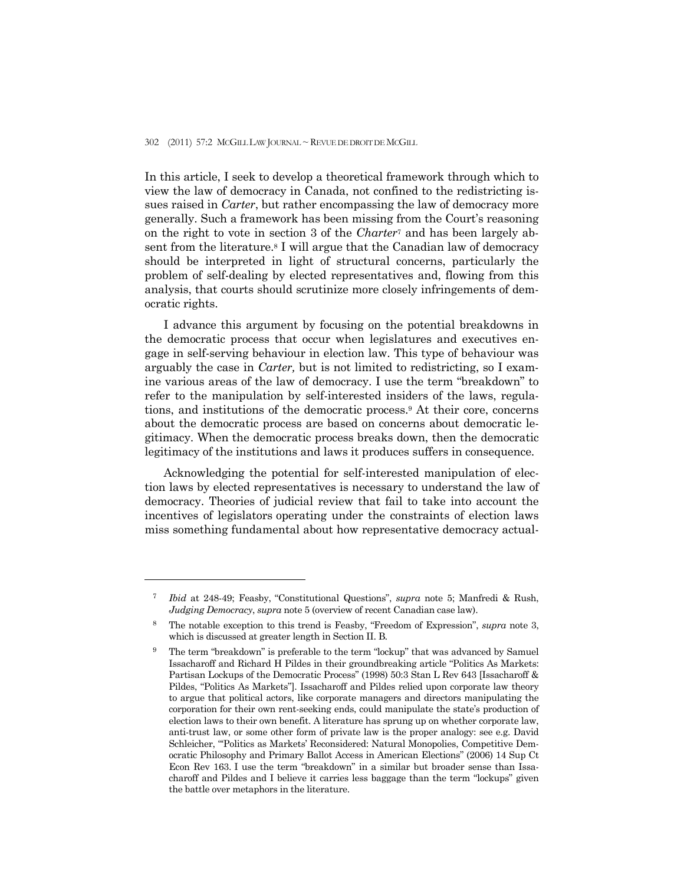In this article, I seek to develop a theoretical framework through which to view the law of democracy in Canada, not confined to the redistricting issues raised in *Carter*, but rather encompassing the law of democracy more generally. Such a framework has been missing from the Court's reasoning on the right to vote in section 3 of the *Charter*[7] and has been largely absent from the literature.[8] I will argue that the Canadian law of democracy should be interpreted in light of structural concerns, particularly the problem of self-dealing by elected representatives and, flowing from this analysis, that courts should scrutinize more closely infringements of democratic rights.

I advance this argument by focusing on the potential breakdowns in the democratic process that occur when legislatures and executives engage in self-serving behaviour in election law. This type of behaviour was arguably the case in *Carter,* but is not limited to redistricting, so I examine various areas of the law of democracy. I use the term "breakdown" to refer to the manipulation by self-interested insiders of the laws, regulations, and institutions of the democratic process.[9] At their core, concerns about the democratic process are based on concerns about democratic legitimacy. When the democratic process breaks down, then the democratic legitimacy of the institutions and laws it produces suffers in consequence.

Acknowledging the potential for self-interested manipulation of election laws by elected representatives is necessary to understand the law of democracy. Theories of judicial review that fail to take into account the incentives of legislators operating under the constraints of election laws miss something fundamental about how representative democracy actual-

---

[7] *Ibid* at 248-49; Feasby, "Constitutional Questions", *supra* note 5; Manfredi & Rush, *Judging Democracy*, *supra* note 5 (overview of recent Canadian case law).

[8] The notable exception to this trend is Feasby, "Freedom of Expression", *supra* note 3, which is discussed at greater length in Section II. B.

[9] The term "breakdown" is preferable to the term "lockup" that was advanced by Samuel Issacharoff and Richard H Pildes in their groundbreaking article "Politics As Markets: Partisan Lockups of the Democratic Process" (1998) 50:3 Stan L Rev 643 [Issacharoff & Pildes, "Politics As Markets"]. Issacharoff and Pildes relied upon corporate law theory to argue that political actors, like corporate managers and directors manipulating the corporation for their own rent-seeking ends, could manipulate the state's production of election laws to their own benefit. A literature has sprung up on whether corporate law, anti-trust law, or some other form of private law is the proper analogy: see e.g. David Schleicher, "'Politics as Markets' Reconsidered: Natural Monopolies, Competitive Democratic Philosophy and Primary Ballot Access in American Elections" (2006) 14 Sup Ct Econ Rev 163. I use the term "breakdown" in a similar but broader sense than Issacharoff and Pildes and I believe it carries less baggage than the term "lockups" given the battle over metaphors in the literature.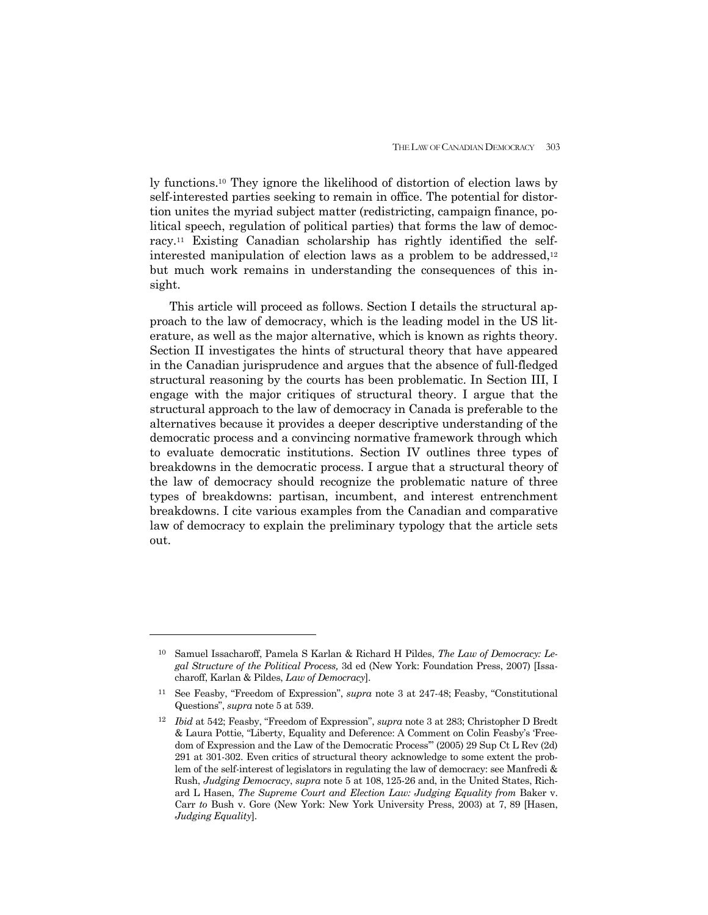ly functions.[10] They ignore the likelihood of distortion of election laws by self-interested parties seeking to remain in office. The potential for distortion unites the myriad subject matter (redistricting, campaign finance, political speech, regulation of political parties) that forms the law of democracy.[11] Existing Canadian scholarship has rightly identified the self-interested manipulation of election laws as a problem to be addressed,[12] but much work remains in understanding the consequences of this insight.

This article will proceed as follows. Section I details the structural approach to the law of democracy, which is the leading model in the US literature, as well as the major alternative, which is known as rights theory. Section II investigates the hints of structural theory that have appeared in the Canadian jurisprudence and argues that the absence of full-fledged structural reasoning by the courts has been problematic. In Section III, I engage with the major critiques of structural theory. I argue that the structural approach to the law of democracy in Canada is preferable to the alternatives because it provides a deeper descriptive understanding of the democratic process and a convincing normative framework through which to evaluate democratic institutions. Section IV outlines three types of breakdowns in the democratic process. I argue that a structural theory of the law of democracy should recognize the problematic nature of three types of breakdowns: partisan, incumbent, and interest entrenchment breakdowns. I cite various examples from the Canadian and comparative law of democracy to explain the preliminary typology that the article sets out.

---

[10] Samuel Issacharoff, Pamela S Karlan & Richard H Pildes, *The Law of Democracy: Legal Structure of the Political Process,* 3d ed (New York: Foundation Press, 2007) [Issacharoff, Karlan & Pildes, *Law of Democracy*].

[11] See Feasby, "Freedom of Expression", *supra* note 3 at 247-48; Feasby, "Constitutional Questions", *supra* note 5 at 539.

[12] *Ibid* at 542; Feasby, "Freedom of Expression", *supra* note 3 at 283; Christopher D Bredt & Laura Pottie, "Liberty, Equality and Deference: A Comment on Colin Feasby's 'Freedom of Expression and the Law of the Democratic Process'" (2005) 29 Sup Ct L Rev (2d) 291 at 301-302. Even critics of structural theory acknowledge to some extent the problem of the self-interest of legislators in regulating the law of democracy: see Manfredi & Rush, *Judging Democracy*, *supra* note 5 at 108, 125-26 and, in the United States, Richard L Hasen, *The Supreme Court and Election Law: Judging Equality from* Baker v. Carr *to* Bush v. Gore (New York: New York University Press, 2003) at 7, 89 [Hasen, *Judging Equality*].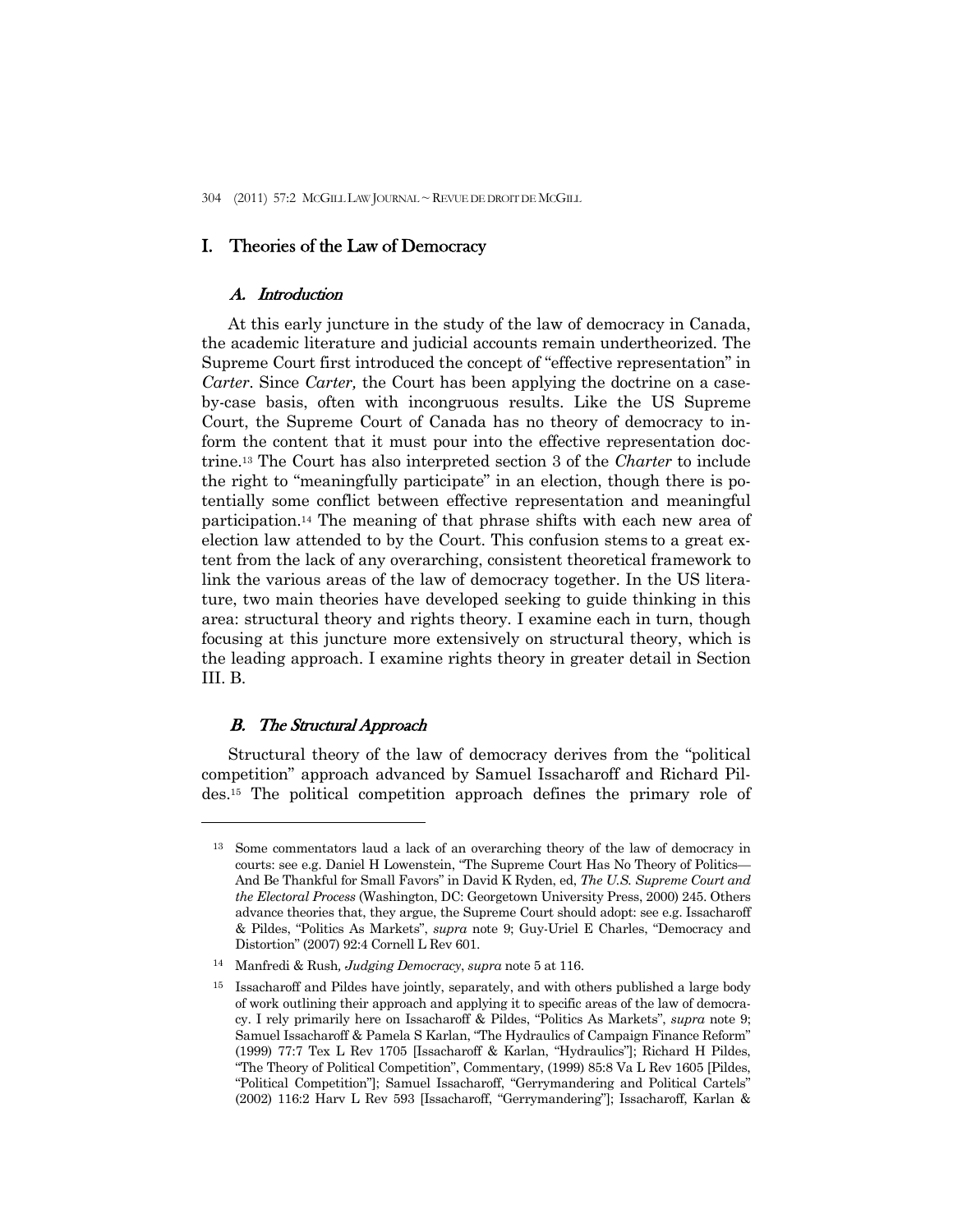## I. Theories of the Law of Democracy

### A. Introduction

At this early juncture in the study of the law of democracy in Canada, the academic literature and judicial accounts remain undertheorized. The Supreme Court first introduced the concept of "effective representation" in *Carter*. Since *Carter,* the Court has been applying the doctrine on a case-by-case basis, often with incongruous results. Like the US Supreme Court, the Supreme Court of Canada has no theory of democracy to inform the content that it must pour into the effective representation doctrine.[13] The Court has also interpreted section 3 of the *Charter* to include the right to "meaningfully participate" in an election, though there is potentially some conflict between effective representation and meaningful participation.[14] The meaning of that phrase shifts with each new area of election law attended to by the Court. This confusion stems to a great extent from the lack of any overarching, consistent theoretical framework to link the various areas of the law of democracy together. In the US literature, two main theories have developed seeking to guide thinking in this area: structural theory and rights theory. I examine each in turn, though focusing at this juncture more extensively on structural theory, which is the leading approach. I examine rights theory in greater detail in Section III. B.

### B. The Structural Approach

Structural theory of the law of democracy derives from the "political competition" approach advanced by Samuel Issacharoff and Richard Pildes.[15] The political competition approach defines the primary role of

---

[13] Some commentators laud a lack of an overarching theory of the law of democracy in courts: see e.g. Daniel H Lowenstein, "The Supreme Court Has No Theory of Politics—And Be Thankful for Small Favors" in David K Ryden, ed, *The U.S. Supreme Court and the Electoral Process* (Washington, DC: Georgetown University Press, 2000) 245. Others advance theories that, they argue, the Supreme Court should adopt: see e.g. Issacharoff & Pildes, "Politics As Markets", *supra* note 9; Guy-Uriel E Charles, "Democracy and Distortion" (2007) 92:4 Cornell L Rev 601.

[14] Manfredi & Rush, *Judging Democracy*, *supra* note 5 at 116.

[15] Issacharoff and Pildes have jointly, separately, and with others published a large body of work outlining their approach and applying it to specific areas of the law of democracy. I rely primarily here on Issacharoff & Pildes, "Politics As Markets", *supra* note 9; Samuel Issacharoff & Pamela S Karlan, "The Hydraulics of Campaign Finance Reform" (1999) 77:7 Tex L Rev 1705 [Issacharoff & Karlan, "Hydraulics"]; Richard H Pildes, "The Theory of Political Competition", Commentary, (1999) 85:8 Va L Rev 1605 [Pildes, "Political Competition"]; Samuel Issacharoff, "Gerrymandering and Political Cartels" (2002) 116:2 Harv L Rev 593 [Issacharoff, "Gerrymandering"]; Issacharoff, Karlan &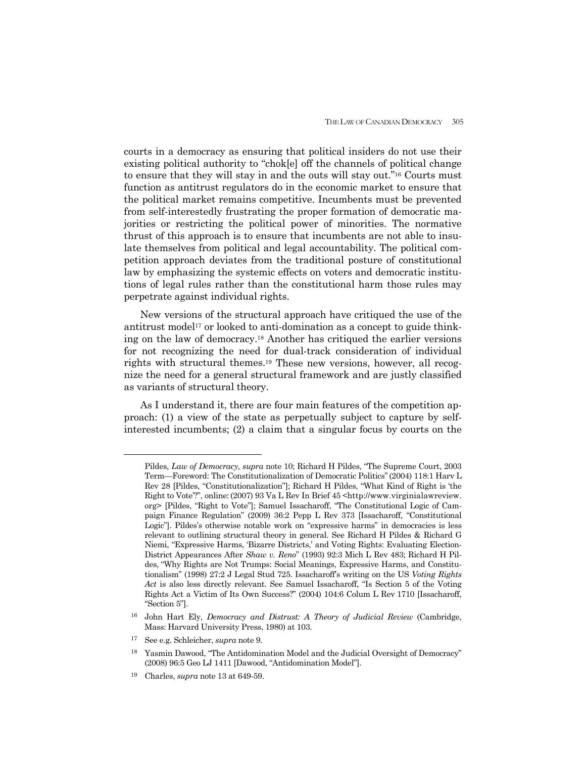courts in a democracy as ensuring that political insiders do not use their existing political authority to "chok[e] off the channels of political change to ensure that they will stay in and the outs will stay out."[16] Courts must function as antitrust regulators do in the economic market to ensure that the political market remains competitive. Incumbents must be prevented from self-interestedly frustrating the proper formation of democratic majorities or restricting the political power of minorities. The normative thrust of this approach is to ensure that incumbents are not able to insulate themselves from political and legal accountability. The political competition approach deviates from the traditional posture of constitutional law by emphasizing the systemic effects on voters and democratic institutions of legal rules rather than the constitutional harm those rules may perpetrate against individual rights.

New versions of the structural approach have critiqued the use of the antitrust model[17] or looked to anti-domination as a concept to guide thinking on the law of democracy.[18] Another has critiqued the earlier versions for not recognizing the need for dual-track consideration of individual rights with structural themes.[19] These new versions, however, all recognize the need for a general structural framework and are justly classified as variants of structural theory.

As I understand it, there are four main features of the competition approach: (1) a view of the state as perpetually subject to capture by self-interested incumbents; (2) a claim that a singular focus by courts on the

---

Pildes, *Law of Democracy, supra* note 10; Richard H Pildes, "The Supreme Court, 2003 Term—Foreword: The Constitutionalization of Democratic Politics" (2004) 118:1 Harv L Rev 28 [Pildes, "Constitutionalization"]; Richard H Pildes, "What Kind of Right is 'the Right to Vote'?", online: (2007) 93 Va L Rev In Brief 45 <http://www.virginialawreview.org> [Pildes, "Right to Vote"]; Samuel Issacharoff, "The Constitutional Logic of Campaign Finance Regulation" (2009) 36:2 Pepp L Rev 373 [Issacharoff, "Constitutional Logic"]. Pildes's otherwise notable work on "expressive harms" in democracies is less relevant to outlining structural theory in general. See Richard H Pildes & Richard G Niemi, "Expressive Harms, 'Bizarre Districts,' and Voting Rights: Evaluating Election-District Appearances After *Shaw v. Reno*" (1993) 92:3 Mich L Rev 483; Richard H Pildes, "Why Rights are Not Trumps: Social Meanings, Expressive Harms, and Constitutionalism" (1998) 27:2 J Legal Stud 725. Issacharoff's writing on the US *Voting Rights Act* is also less directly relevant. See Samuel Issacharoff, "Is Section 5 of the Voting Rights Act a Victim of Its Own Success?" (2004) 104:6 Colum L Rev 1710 [Issacharoff, "Section 5"].

[16] John Hart Ely, *Democracy and Distrust: A Theory of Judicial Review* (Cambridge, Mass: Harvard University Press, 1980) at 103.

[17] See e.g. Schleicher, *supra* note 9.

[18] Yasmin Dawood, "The Antidomination Model and the Judicial Oversight of Democracy" (2008) 96:5 Geo LJ 1411 [Dawood, "Antidomination Model"].

[19] Charles, *supra* note 13 at 649-59.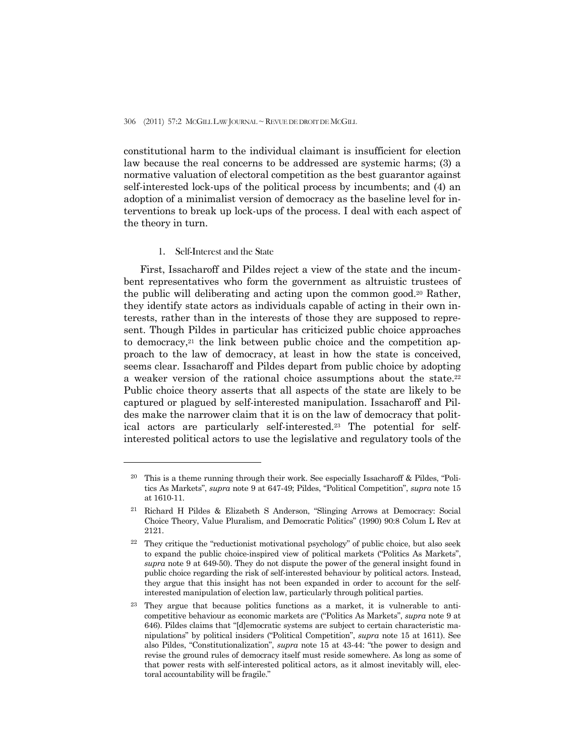constitutional harm to the individual claimant is insufficient for election law because the real concerns to be addressed are systemic harms; (3) a normative valuation of electoral competition as the best guarantor against self-interested lock-ups of the political process by incumbents; and (4) an adoption of a minimalist version of democracy as the baseline level for interventions to break up lock-ups of the process. I deal with each aspect of the theory in turn.

### 1. Self-Interest and the State

First, Issacharoff and Pildes reject a view of the state and the incumbent representatives who form the government as altruistic trustees of the public will deliberating and acting upon the common good.[20] Rather, they identify state actors as individuals capable of acting in their own interests, rather than in the interests of those they are supposed to represent. Though Pildes in particular has criticized public choice approaches to democracy,[21] the link between public choice and the competition approach to the law of democracy, at least in how the state is conceived, seems clear. Issacharoff and Pildes depart from public choice by adopting a weaker version of the rational choice assumptions about the state.[22] Public choice theory asserts that all aspects of the state are likely to be captured or plagued by self-interested manipulation. Issacharoff and Pildes make the narrower claim that it is on the law of democracy that political actors are particularly self-interested.[23] The potential for self-interested political actors to use the legislative and regulatory tools of the

---

[20] This is a theme running through their work. See especially Issacharoff & Pildes, "Politics As Markets", *supra* note 9 at 647-49; Pildes, "Political Competition", *supra* note 15 at 1610-11.

[21] Richard H Pildes & Elizabeth S Anderson, "Slinging Arrows at Democracy: Social Choice Theory, Value Pluralism, and Democratic Politics" (1990) 90:8 Colum L Rev at 2121.

[22] They critique the "reductionist motivational psychology" of public choice, but also seek to expand the public choice-inspired view of political markets ("Politics As Markets", *supra* note 9 at 649-50). They do not dispute the power of the general insight found in public choice regarding the risk of self-interested behaviour by political actors. Instead, they argue that this insight has not been expanded in order to account for the self-interested manipulation of election law, particularly through political parties.

[23] They argue that because politics functions as a market, it is vulnerable to anti-competitive behaviour as economic markets are ("Politics As Markets", *supra* note 9 at 646). Pildes claims that "[d]emocratic systems are subject to certain characteristic manipulations" by political insiders ("Political Competition", *supra* note 15 at 1611). See also Pildes, "Constitutionalization", *supra* note 15 at 43-44: "the power to design and revise the ground rules of democracy itself must reside somewhere. As long as some of that power rests with self-interested political actors, as it almost inevitably will, electoral accountability will be fragile."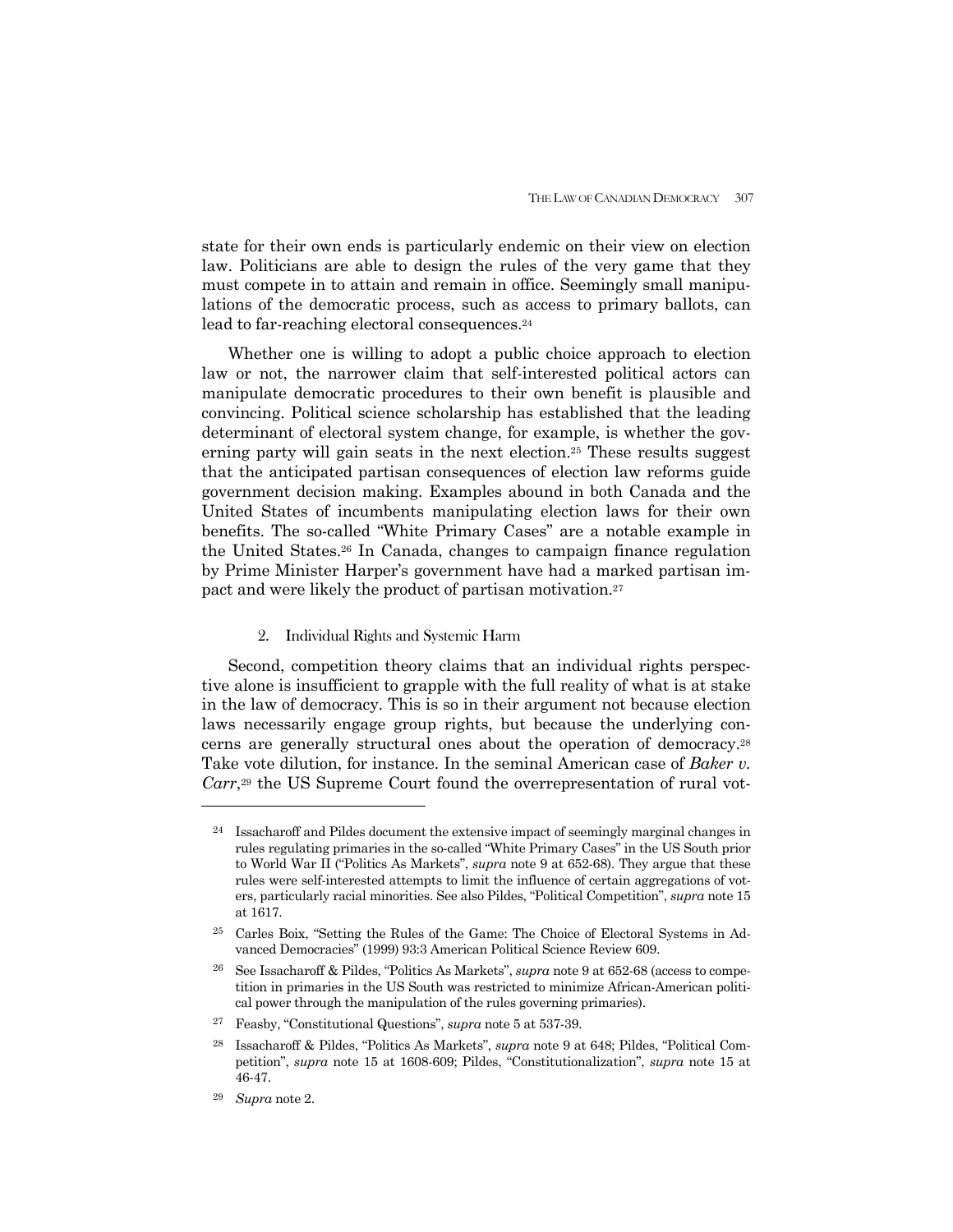state for their own ends is particularly endemic on their view on election law. Politicians are able to design the rules of the very game that they must compete in to attain and remain in office. Seemingly small manipulations of the democratic process, such as access to primary ballots, can lead to far-reaching electoral consequences.[24]

Whether one is willing to adopt a public choice approach to election law or not, the narrower claim that self-interested political actors can manipulate democratic procedures to their own benefit is plausible and convincing. Political science scholarship has established that the leading determinant of electoral system change, for example, is whether the governing party will gain seats in the next election.[25] These results suggest that the anticipated partisan consequences of election law reforms guide government decision making. Examples abound in both Canada and the United States of incumbents manipulating election laws for their own benefits. The so-called "White Primary Cases" are a notable example in the United States.[26] In Canada, changes to campaign finance regulation by Prime Minister Harper's government have had a marked partisan impact and were likely the product of partisan motivation.[27]

### 2. Individual Rights and Systemic Harm

Second, competition theory claims that an individual rights perspective alone is insufficient to grapple with the full reality of what is at stake in the law of democracy. This is so in their argument not because election laws necessarily engage group rights, but because the underlying concerns are generally structural ones about the operation of democracy.[28] Take vote dilution, for instance. In the seminal American case of *Baker v. Carr*,[29] the US Supreme Court found the overrepresentation of rural vot-

---

[24] Issacharoff and Pildes document the extensive impact of seemingly marginal changes in rules regulating primaries in the so-called "White Primary Cases" in the US South prior to World War II ("Politics As Markets", *supra* note 9 at 652-68). They argue that these rules were self-interested attempts to limit the influence of certain aggregations of voters, particularly racial minorities. See also Pildes, "Political Competition", *supra* note 15 at 1617.

[25] Carles Boix, "Setting the Rules of the Game: The Choice of Electoral Systems in Advanced Democracies" (1999) 93:3 American Political Science Review 609.

[26] See Issacharoff & Pildes, "Politics As Markets", *supra* note 9 at 652-68 (access to competition in primaries in the US South was restricted to minimize African-American political power through the manipulation of the rules governing primaries).

[27] Feasby, "Constitutional Questions", *supra* note 5 at 537-39.

[28] Issacharoff & Pildes, "Politics As Markets", *supra* note 9 at 648; Pildes, "Political Competition", *supra* note 15 at 1608-609; Pildes, "Constitutionalization", *supra* note 15 at 46-47.

[29] *Supra* note 2.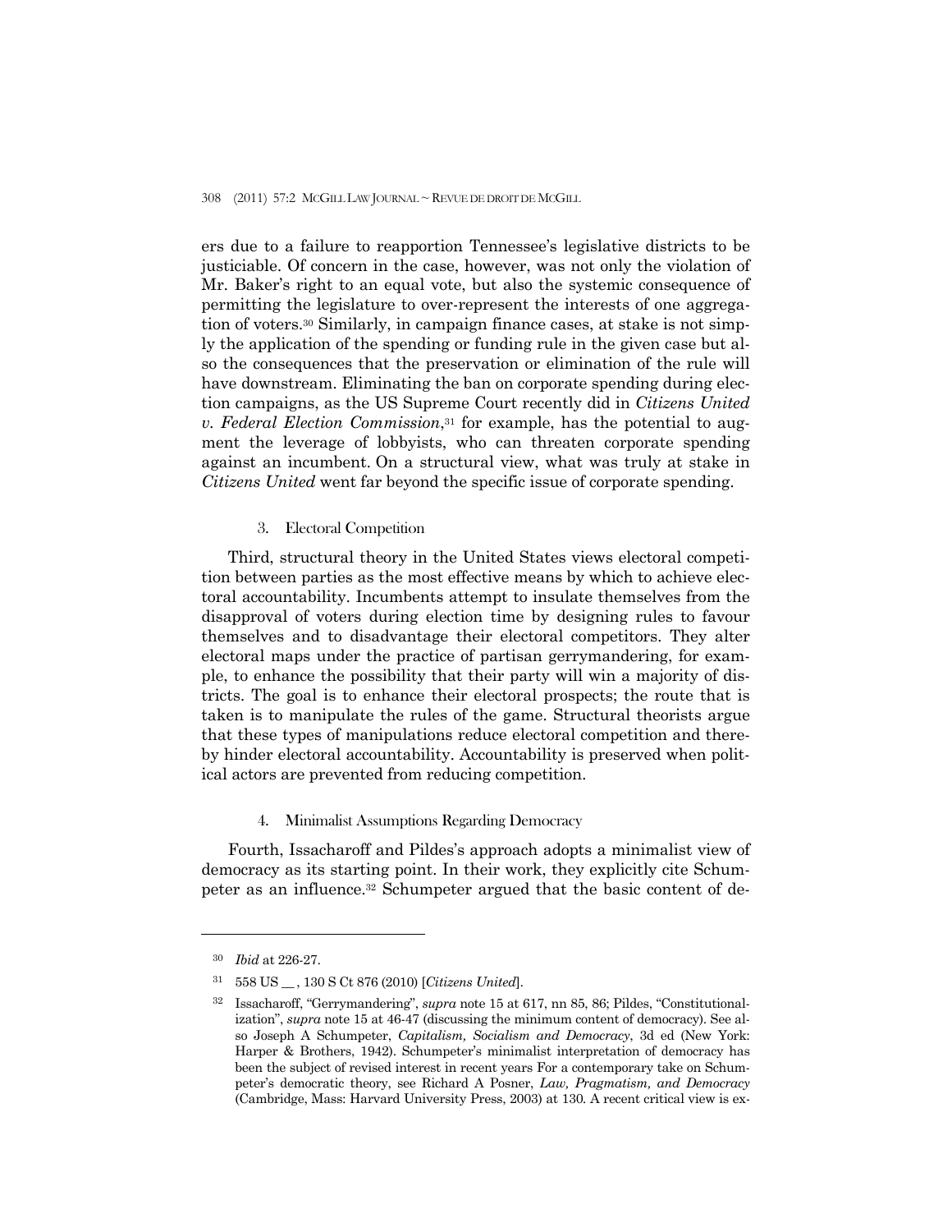ers due to a failure to reapportion Tennessee's legislative districts to be justiciable. Of concern in the case, however, was not only the violation of Mr. Baker's right to an equal vote, but also the systemic consequence of permitting the legislature to over-represent the interests of one aggregation of voters.[30] Similarly, in campaign finance cases, at stake is not simply the application of the spending or funding rule in the given case but also the consequences that the preservation or elimination of the rule will have downstream. Eliminating the ban on corporate spending during election campaigns, as the US Supreme Court recently did in *Citizens United v. Federal Election Commission*,[31] for example, has the potential to augment the leverage of lobbyists, who can threaten corporate spending against an incumbent. On a structural view, what was truly at stake in *Citizens United* went far beyond the specific issue of corporate spending.

#### 3. Electoral Competition

Third, structural theory in the United States views electoral competition between parties as the most effective means by which to achieve electoral accountability. Incumbents attempt to insulate themselves from the disapproval of voters during election time by designing rules to favour themselves and to disadvantage their electoral competitors. They alter electoral maps under the practice of partisan gerrymandering, for example, to enhance the possibility that their party will win a majority of districts. The goal is to enhance their electoral prospects; the route that is taken is to manipulate the rules of the game. Structural theorists argue that these types of manipulations reduce electoral competition and thereby hinder electoral accountability. Accountability is preserved when political actors are prevented from reducing competition.

#### 4. Minimalist Assumptions Regarding Democracy

Fourth, Issacharoff and Pildes's approach adopts a minimalist view of democracy as its starting point. In their work, they explicitly cite Schumpeter as an influence.[32] Schumpeter argued that the basic content of de-

---

[30] *Ibid* at 226-27.

[31] 558 US __ , 130 S Ct 876 (2010) [*Citizens United*].

[32] Issacharoff, "Gerrymandering", *supra* note 15 at 617, nn 85, 86; Pildes, "Constitutionalization", *supra* note 15 at 46-47 (discussing the minimum content of democracy). See also Joseph A Schumpeter, *Capitalism, Socialism and Democracy*, 3d ed (New York: Harper & Brothers, 1942). Schumpeter's minimalist interpretation of democracy has been the subject of revised interest in recent years For a contemporary take on Schumpeter's democratic theory, see Richard A Posner, *Law, Pragmatism, and Democracy* (Cambridge, Mass: Harvard University Press, 2003) at 130. A recent critical view is ex-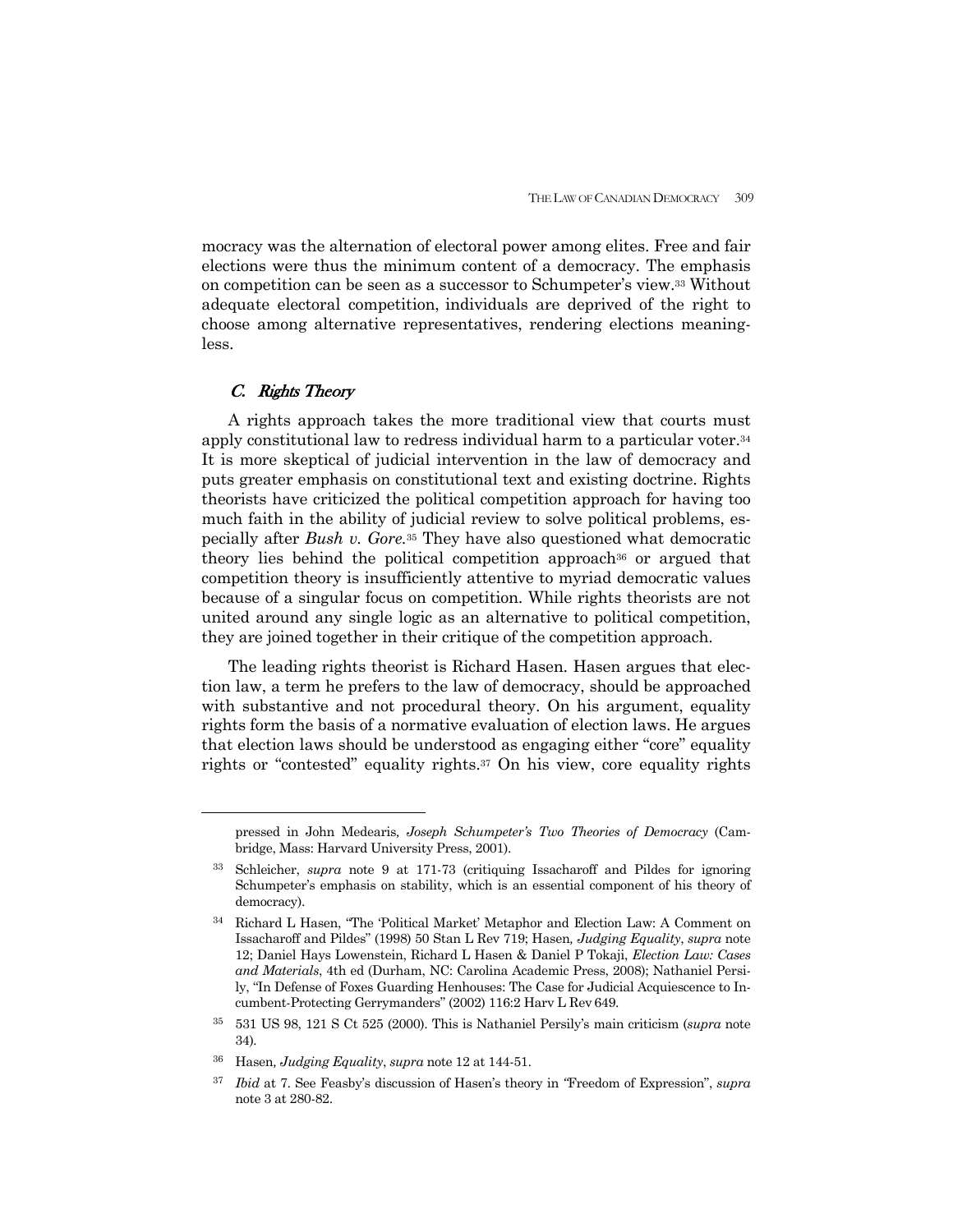mocracy was the alternation of electoral power among elites. Free and fair elections were thus the minimum content of a democracy. The emphasis on competition can be seen as a successor to Schumpeter's view.[33] Without adequate electoral competition, individuals are deprived of the right to choose among alternative representatives, rendering elections meaningless.

### *C. Rights Theory*

A rights approach takes the more traditional view that courts must apply constitutional law to redress individual harm to a particular voter.[34] It is more skeptical of judicial intervention in the law of democracy and puts greater emphasis on constitutional text and existing doctrine. Rights theorists have criticized the political competition approach for having too much faith in the ability of judicial review to solve political problems, especially after *Bush v. Gore*.[35] They have also questioned what democratic theory lies behind the political competition approach[36] or argued that competition theory is insufficiently attentive to myriad democratic values because of a singular focus on competition. While rights theorists are not united around any single logic as an alternative to political competition, they are joined together in their critique of the competition approach.

The leading rights theorist is Richard Hasen. Hasen argues that election law, a term he prefers to the law of democracy, should be approached with substantive and not procedural theory. On his argument, equality rights form the basis of a normative evaluation of election laws. He argues that election laws should be understood as engaging either "core" equality rights or "contested" equality rights.[37] On his view, core equality rights

---

pressed in John Medearis, *Joseph Schumpeter's Two Theories of Democracy* (Cambridge, Mass: Harvard University Press, 2001).

[33] Schleicher, *supra* note 9 at 171-73 (critiquing Issacharoff and Pildes for ignoring Schumpeter's emphasis on stability, which is an essential component of his theory of democracy).

[34] Richard L Hasen, "The 'Political Market' Metaphor and Election Law: A Comment on Issacharoff and Pildes" (1998) 50 Stan L Rev 719; Hasen, *Judging Equality*, *supra* note 12; Daniel Hays Lowenstein, Richard L Hasen & Daniel P Tokaji, *Election Law: Cases and Materials*, 4th ed (Durham, NC: Carolina Academic Press, 2008); Nathaniel Persily, "In Defense of Foxes Guarding Henhouses: The Case for Judicial Acquiescence to Incumbent-Protecting Gerrymanders" (2002) 116:2 Harv L Rev 649.

[35] 531 US 98, 121 S Ct 525 (2000). This is Nathaniel Persily's main criticism (*supra* note 34).

[36] Hasen, *Judging Equality*, *supra* note 12 at 144-51.

[37] *Ibid* at 7. See Feasby's discussion of Hasen's theory in "Freedom of Expression", *supra* note 3 at 280-82.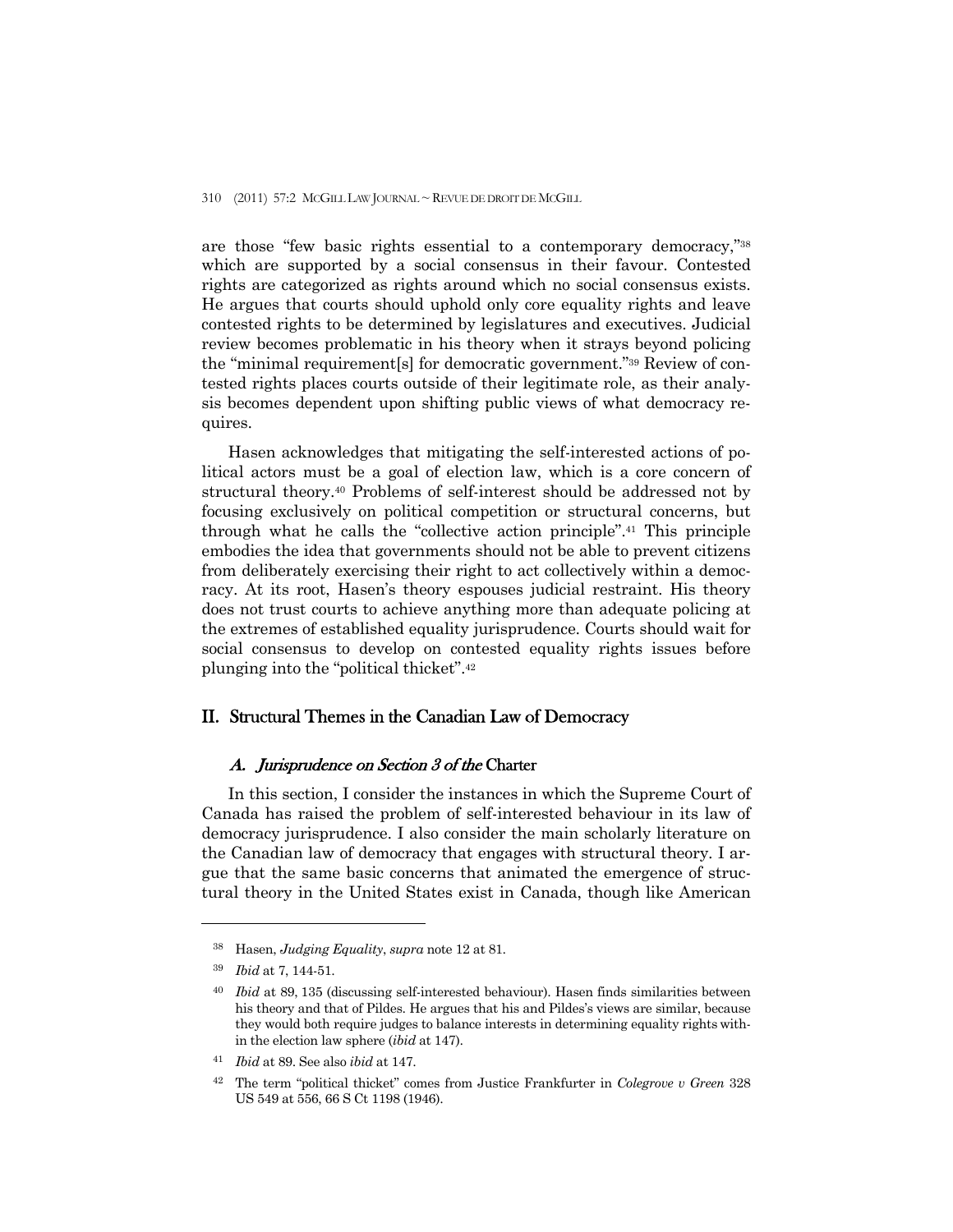are those "few basic rights essential to a contemporary democracy,"[38] which are supported by a social consensus in their favour. Contested rights are categorized as rights around which no social consensus exists. He argues that courts should uphold only core equality rights and leave contested rights to be determined by legislatures and executives. Judicial review becomes problematic in his theory when it strays beyond policing the "minimal requirement[s] for democratic government."[39] Review of contested rights places courts outside of their legitimate role, as their analysis becomes dependent upon shifting public views of what democracy requires.

Hasen acknowledges that mitigating the self-interested actions of political actors must be a goal of election law, which is a core concern of structural theory.[40] Problems of self-interest should be addressed not by focusing exclusively on political competition or structural concerns, but through what he calls the "collective action principle".[41] This principle embodies the idea that governments should not be able to prevent citizens from deliberately exercising their right to act collectively within a democracy. At its root, Hasen's theory espouses judicial restraint. His theory does not trust courts to achieve anything more than adequate policing at the extremes of established equality jurisprudence. Courts should wait for social consensus to develop on contested equality rights issues before plunging into the "political thicket".[42]

## II. Structural Themes in the Canadian Law of Democracy

### A. *Jurisprudence on Section 3 of the* Charter

In this section, I consider the instances in which the Supreme Court of Canada has raised the problem of self-interested behaviour in its law of democracy jurisprudence. I also consider the main scholarly literature on the Canadian law of democracy that engages with structural theory. I argue that the same basic concerns that animated the emergence of structural theory in the United States exist in Canada, though like American

---

[38] Hasen, *Judging Equality*, *supra* note 12 at 81.

[39] *Ibid* at 7, 144-51.

[40] *Ibid* at 89, 135 (discussing self-interested behaviour). Hasen finds similarities between his theory and that of Pildes. He argues that his and Pildes's views are similar, because they would both require judges to balance interests in determining equality rights within the election law sphere (*ibid* at 147).

[41] *Ibid* at 89. See also *ibid* at 147.

[42] The term "political thicket" comes from Justice Frankfurter in *Colegrove v Green* 328 US 549 at 556, 66 S Ct 1198 (1946).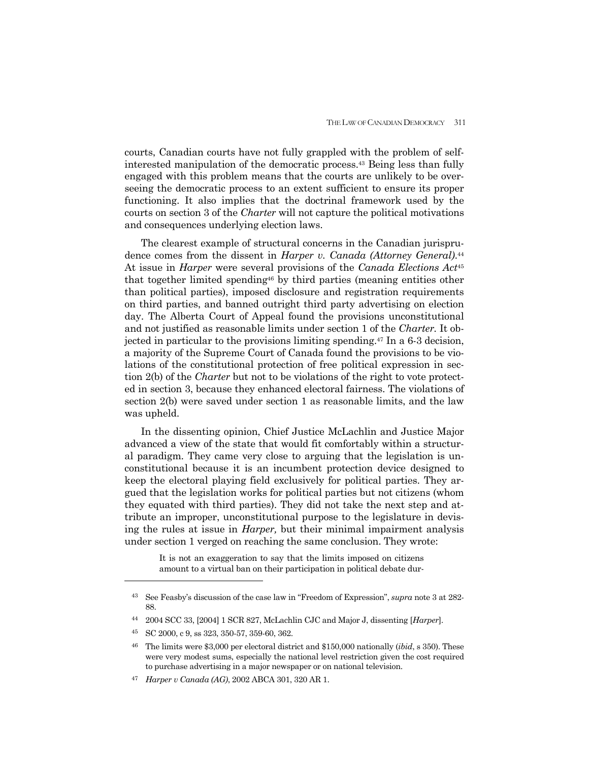courts, Canadian courts have not fully grappled with the problem of self-interested manipulation of the democratic process.[43] Being less than fully engaged with this problem means that the courts are unlikely to be overseeing the democratic process to an extent sufficient to ensure its proper functioning. It also implies that the doctrinal framework used by the courts on section 3 of the *Charter* will not capture the political motivations and consequences underlying election laws.

The clearest example of structural concerns in the Canadian jurisprudence comes from the dissent in *Harper v. Canada (Attorney General)*.[44] At issue in *Harper* were several provisions of the *Canada Elections Act*[45] that together limited spending[46] by third parties (meaning entities other than political parties), imposed disclosure and registration requirements on third parties, and banned outright third party advertising on election day. The Alberta Court of Appeal found the provisions unconstitutional and not justified as reasonable limits under section 1 of the *Charter*. It objected in particular to the provisions limiting spending.[47] In a 6-3 decision, a majority of the Supreme Court of Canada found the provisions to be violations of the constitutional protection of free political expression in section 2(b) of the *Charter* but not to be violations of the right to vote protected in section 3, because they enhanced electoral fairness. The violations of section 2(b) were saved under section 1 as reasonable limits, and the law was upheld.

In the dissenting opinion, Chief Justice McLachlin and Justice Major advanced a view of the state that would fit comfortably within a structural paradigm. They came very close to arguing that the legislation is unconstitutional because it is an incumbent protection device designed to keep the electoral playing field exclusively for political parties. They argued that the legislation works for political parties but not citizens (whom they equated with third parties). They did not take the next step and attribute an improper, unconstitutional purpose to the legislature in devising the rules at issue in *Harper,* but their minimal impairment analysis under section 1 verged on reaching the same conclusion. They wrote:

> It is not an exaggeration to say that the limits imposed on citizens amount to a virtual ban on their participation in political debate dur-

---

[43] See Feasby's discussion of the case law in "Freedom of Expression", *supra* note 3 at 282-88.

[44] 2004 SCC 33, [2004] 1 SCR 827, McLachlin CJC and Major J, dissenting [*Harper*].

[45] SC 2000, c 9, ss 323, 350-57, 359-60, 362.

[46] The limits were $3,000 per electoral district and $150,000 nationally (*ibid*, s 350). These were very modest sums, especially the national level restriction given the cost required to purchase advertising in a major newspaper or on national television.

[47] *Harper v Canada (AG)*, 2002 ABCA 301, 320 AR 1.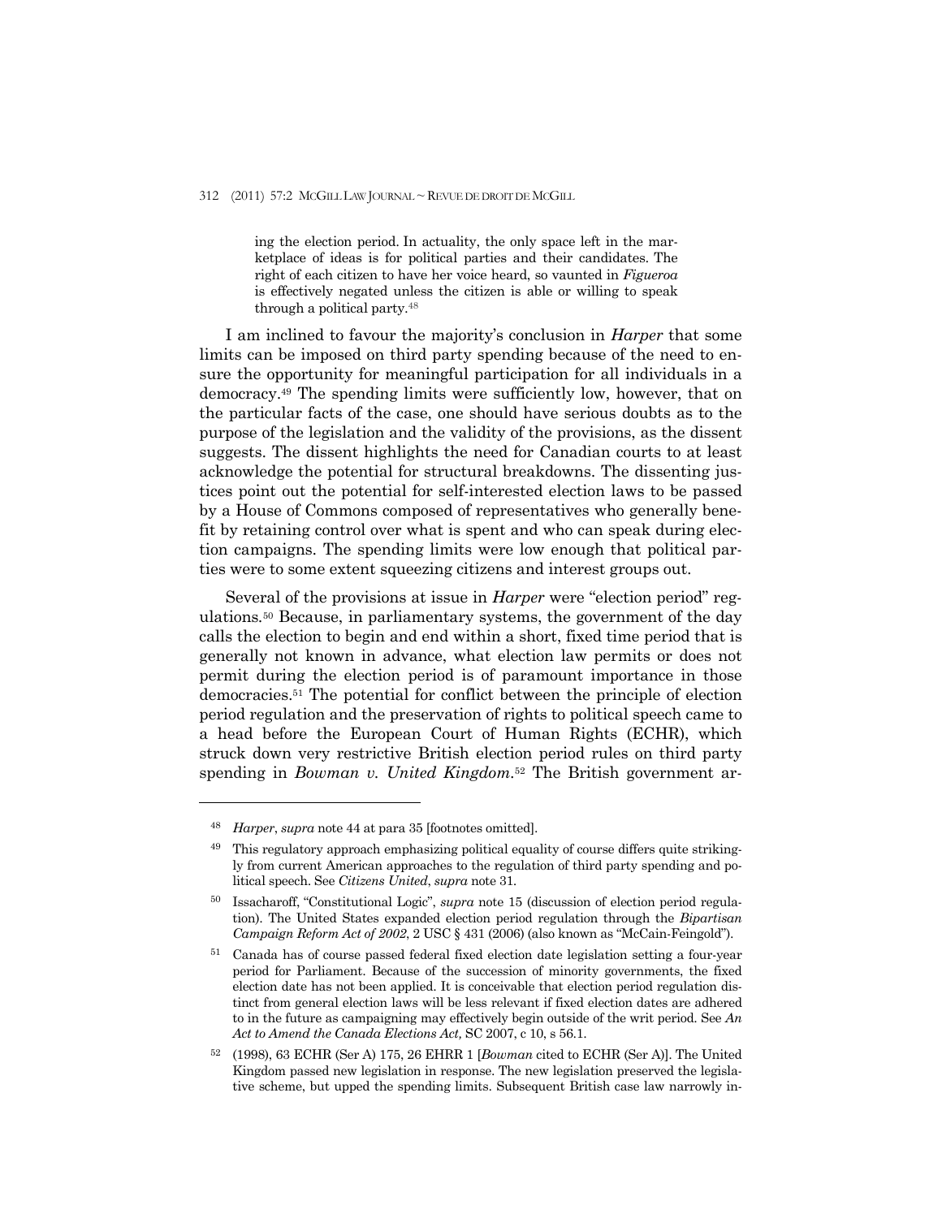> ing the election period. In actuality, the only space left in the marketplace of ideas is for political parties and their candidates. The right of each citizen to have her voice heard, so vaunted in *Figueroa* is effectively negated unless the citizen is able or willing to speak through a political party.[48]

I am inclined to favour the majority's conclusion in *Harper* that some limits can be imposed on third party spending because of the need to ensure the opportunity for meaningful participation for all individuals in a democracy.[49] The spending limits were sufficiently low, however, that on the particular facts of the case, one should have serious doubts as to the purpose of the legislation and the validity of the provisions, as the dissent suggests. The dissent highlights the need for Canadian courts to at least acknowledge the potential for structural breakdowns. The dissenting justices point out the potential for self-interested election laws to be passed by a House of Commons composed of representatives who generally benefit by retaining control over what is spent and who can speak during election campaigns. The spending limits were low enough that political parties were to some extent squeezing citizens and interest groups out.

Several of the provisions at issue in *Harper* were "election period" regulations.[50] Because, in parliamentary systems, the government of the day calls the election to begin and end within a short, fixed time period that is generally not known in advance, what election law permits or does not permit during the election period is of paramount importance in those democracies.[51] The potential for conflict between the principle of election period regulation and the preservation of rights to political speech came to a head before the European Court of Human Rights (ECHR), which struck down very restrictive British election period rules on third party spending in *Bowman v. United Kingdom*.[52] The British government ar-

---

[48] *Harper*, *supra* note 44 at para 35 [footnotes omitted].

[49] This regulatory approach emphasizing political equality of course differs quite strikingly from current American approaches to the regulation of third party spending and political speech. See *Citizens United*, *supra* note 31.

[50] Issacharoff, "Constitutional Logic", *supra* note 15 (discussion of election period regulation). The United States expanded election period regulation through the *Bipartisan Campaign Reform Act of 2002*, 2 USC § 431 (2006) (also known as "McCain-Feingold").

[51] Canada has of course passed federal fixed election date legislation setting a four-year period for Parliament. Because of the succession of minority governments, the fixed election date has not been applied. It is conceivable that election period regulation distinct from general election laws will be less relevant if fixed election dates are adhered to in the future as campaigning may effectively begin outside of the writ period. See *An Act to Amend the Canada Elections Act,* SC 2007, c 10, s 56.1.

[52] (1998), 63 ECHR (Ser A) 175, 26 EHRR 1 [*Bowman* cited to ECHR (Ser A)]. The United Kingdom passed new legislation in response. The new legislation preserved the legislative scheme, but upped the spending limits. Subsequent British case law narrowly in-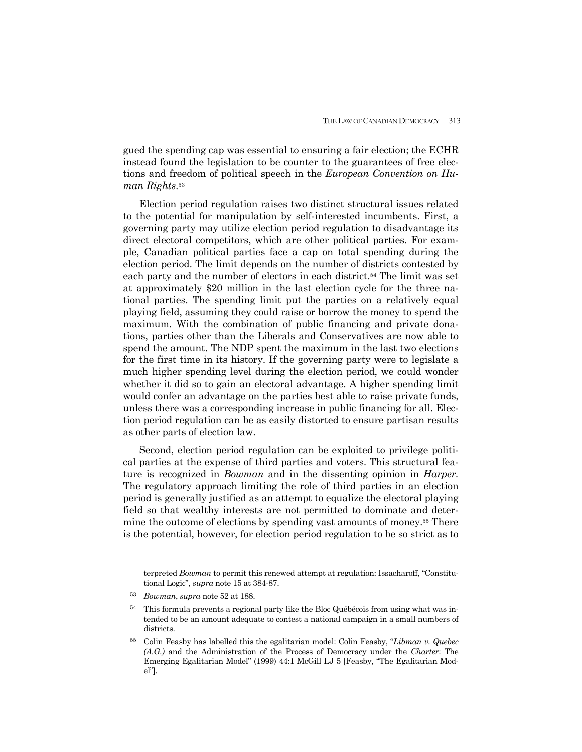gued the spending cap was essential to ensuring a fair election; the ECHR instead found the legislation to be counter to the guarantees of free elections and freedom of political speech in the *European Convention on Human Rights*.[53]

Election period regulation raises two distinct structural issues related to the potential for manipulation by self-interested incumbents. First, a governing party may utilize election period regulation to disadvantage its direct electoral competitors, which are other political parties. For example, Canadian political parties face a cap on total spending during the election period. The limit depends on the number of districts contested by each party and the number of electors in each district.[54] The limit was set at approximately $20 million in the last election cycle for the three national parties. The spending limit put the parties on a relatively equal playing field, assuming they could raise or borrow the money to spend the maximum. With the combination of public financing and private donations, parties other than the Liberals and Conservatives are now able to spend the amount. The NDP spent the maximum in the last two elections for the first time in its history. If the governing party were to legislate a much higher spending level during the election period, we could wonder whether it did so to gain an electoral advantage. A higher spending limit would confer an advantage on the parties best able to raise private funds, unless there was a corresponding increase in public financing for all. Election period regulation can be as easily distorted to ensure partisan results as other parts of election law.

Second, election period regulation can be exploited to privilege political parties at the expense of third parties and voters. This structural feature is recognized in *Bowman* and in the dissenting opinion in *Harper*. The regulatory approach limiting the role of third parties in an election period is generally justified as an attempt to equalize the electoral playing field so that wealthy interests are not permitted to dominate and determine the outcome of elections by spending vast amounts of money.[55] There is the potential, however, for election period regulation to be so strict as to

---

terpreted *Bowman* to permit this renewed attempt at regulation: Issacharoff, "Constitutional Logic", *supra* note 15 at 384-87.

[53] *Bowman*, *supra* note 52 at 188.

[54] This formula prevents a regional party like the Bloc Québécois from using what was intended to be an amount adequate to contest a national campaign in a small numbers of districts.

[55] Colin Feasby has labelled this the egalitarian model: Colin Feasby, "*Libman v. Quebec (A.G.)* and the Administration of the Process of Democracy under the *Charter*: The Emerging Egalitarian Model" (1999) 44:1 McGill LJ 5 [Feasby, "The Egalitarian Model"].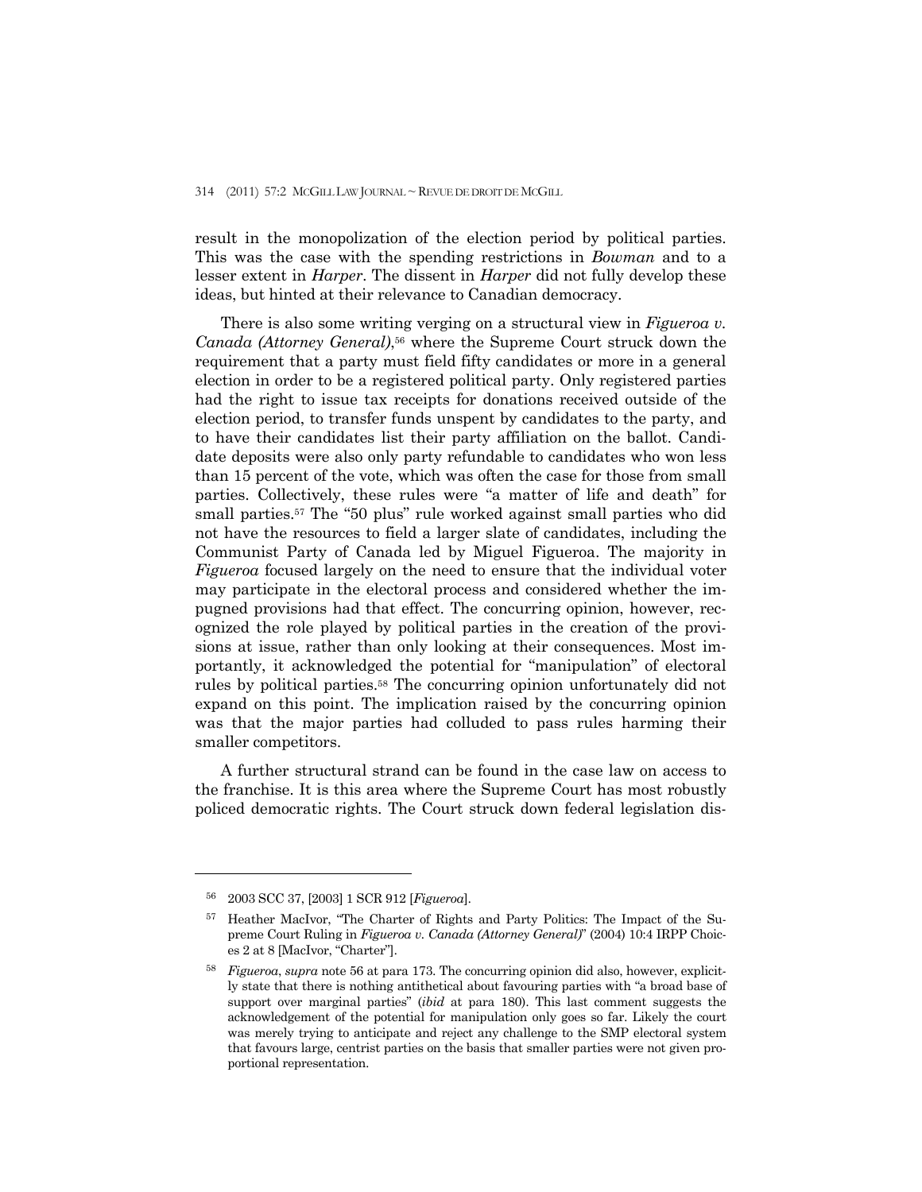result in the monopolization of the election period by political parties. This was the case with the spending restrictions in *Bowman* and to a lesser extent in *Harper*. The dissent in *Harper* did not fully develop these ideas, but hinted at their relevance to Canadian democracy.

There is also some writing verging on a structural view in *Figueroa v. Canada (Attorney General)*,[56] where the Supreme Court struck down the requirement that a party must field fifty candidates or more in a general election in order to be a registered political party. Only registered parties had the right to issue tax receipts for donations received outside of the election period, to transfer funds unspent by candidates to the party, and to have their candidates list their party affiliation on the ballot. Candidate deposits were also only party refundable to candidates who won less than 15 percent of the vote, which was often the case for those from small parties. Collectively, these rules were "a matter of life and death" for small parties.[57] The "50 plus" rule worked against small parties who did not have the resources to field a larger slate of candidates, including the Communist Party of Canada led by Miguel Figueroa. The majority in *Figueroa* focused largely on the need to ensure that the individual voter may participate in the electoral process and considered whether the impugned provisions had that effect. The concurring opinion, however, recognized the role played by political parties in the creation of the provisions at issue, rather than only looking at their consequences. Most importantly, it acknowledged the potential for "manipulation" of electoral rules by political parties.[58] The concurring opinion unfortunately did not expand on this point. The implication raised by the concurring opinion was that the major parties had colluded to pass rules harming their smaller competitors.

A further structural strand can be found in the case law on access to the franchise. It is this area where the Supreme Court has most robustly policed democratic rights. The Court struck down federal legislation dis-

---

[56] 2003 SCC 37, [2003] 1 SCR 912 [*Figueroa*].

[57] Heather MacIvor, "The Charter of Rights and Party Politics: The Impact of the Supreme Court Ruling in *Figueroa v. Canada (Attorney General)*" (2004) 10:4 IRPP Choices 2 at 8 [MacIvor, "Charter"].

[58] *Figueroa*, *supra* note 56 at para 173. The concurring opinion did also, however, explicitly state that there is nothing antithetical about favouring parties with "a broad base of support over marginal parties" (*ibid* at para 180). This last comment suggests the acknowledgement of the potential for manipulation only goes so far. Likely the court was merely trying to anticipate and reject any challenge to the SMP electoral system that favours large, centrist parties on the basis that smaller parties were not given proportional representation.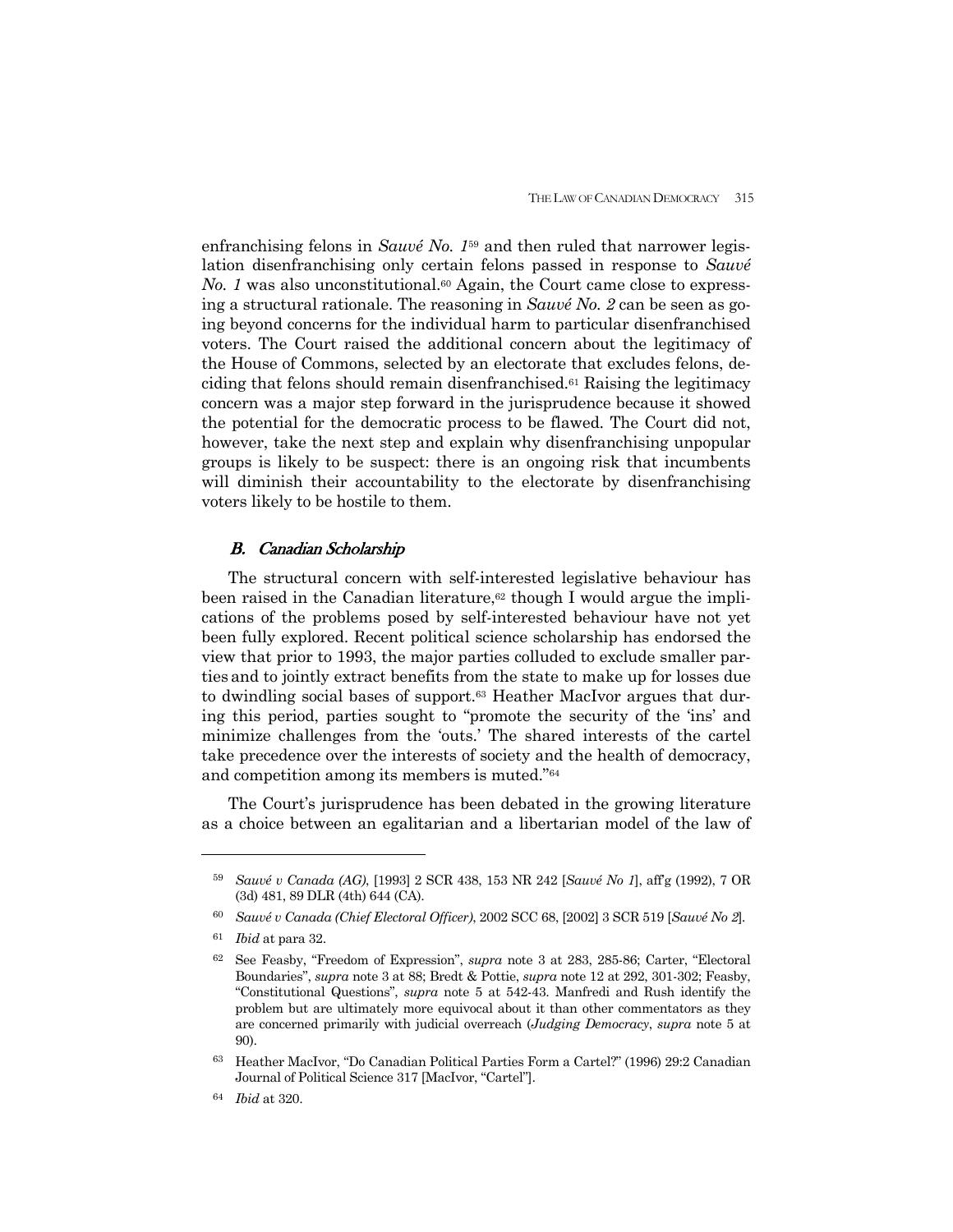enfranchising felons in *Sauvé No. 1*[59] and then ruled that narrower legislation disenfranchising only certain felons passed in response to *Sauvé No. 1* was also unconstitutional.[60] Again, the Court came close to expressing a structural rationale. The reasoning in *Sauvé No. 2* can be seen as going beyond concerns for the individual harm to particular disenfranchised voters. The Court raised the additional concern about the legitimacy of the House of Commons, selected by an electorate that excludes felons, deciding that felons should remain disenfranchised.[61] Raising the legitimacy concern was a major step forward in the jurisprudence because it showed the potential for the democratic process to be flawed. The Court did not, however, take the next step and explain why disenfranchising unpopular groups is likely to be suspect: there is an ongoing risk that incumbents will diminish their accountability to the electorate by disenfranchising voters likely to be hostile to them.

### *B. Canadian Scholarship*

The structural concern with self-interested legislative behaviour has been raised in the Canadian literature,[62] though I would argue the implications of the problems posed by self-interested behaviour have not yet been fully explored. Recent political science scholarship has endorsed the view that prior to 1993, the major parties colluded to exclude smaller parties and to jointly extract benefits from the state to make up for losses due to dwindling social bases of support.[63] Heather MacIvor argues that during this period, parties sought to "promote the security of the 'ins' and minimize challenges from the 'outs.' The shared interests of the cartel take precedence over the interests of society and the health of democracy, and competition among its members is muted."[64]

The Court's jurisprudence has been debated in the growing literature as a choice between an egalitarian and a libertarian model of the law of

---

59 *Sauvé v Canada (AG)*, [1993] 2 SCR 438, 153 NR 242 [*Sauvé No 1*], aff'g (1992), 7 OR (3d) 481, 89 DLR (4th) 644 (CA).

60 *Sauvé v Canada (Chief Electoral Officer)*, 2002 SCC 68, [2002] 3 SCR 519 [*Sauvé No 2*].

61 *Ibid* at para 32.

62 See Feasby, "Freedom of Expression", *supra* note 3 at 283, 285-86; Carter, "Electoral Boundaries", *supra* note 3 at 88; Bredt & Pottie, *supra* note 12 at 292, 301-302; Feasby, "Constitutional Questions", *supra* note 5 at 542-43. Manfredi and Rush identify the problem but are ultimately more equivocal about it than other commentators as they are concerned primarily with judicial overreach (*Judging Democracy*, *supra* note 5 at 90).

63 Heather MacIvor, "Do Canadian Political Parties Form a Cartel?" (1996) 29:2 Canadian Journal of Political Science 317 [MacIvor, "Cartel"].

64 *Ibid* at 320.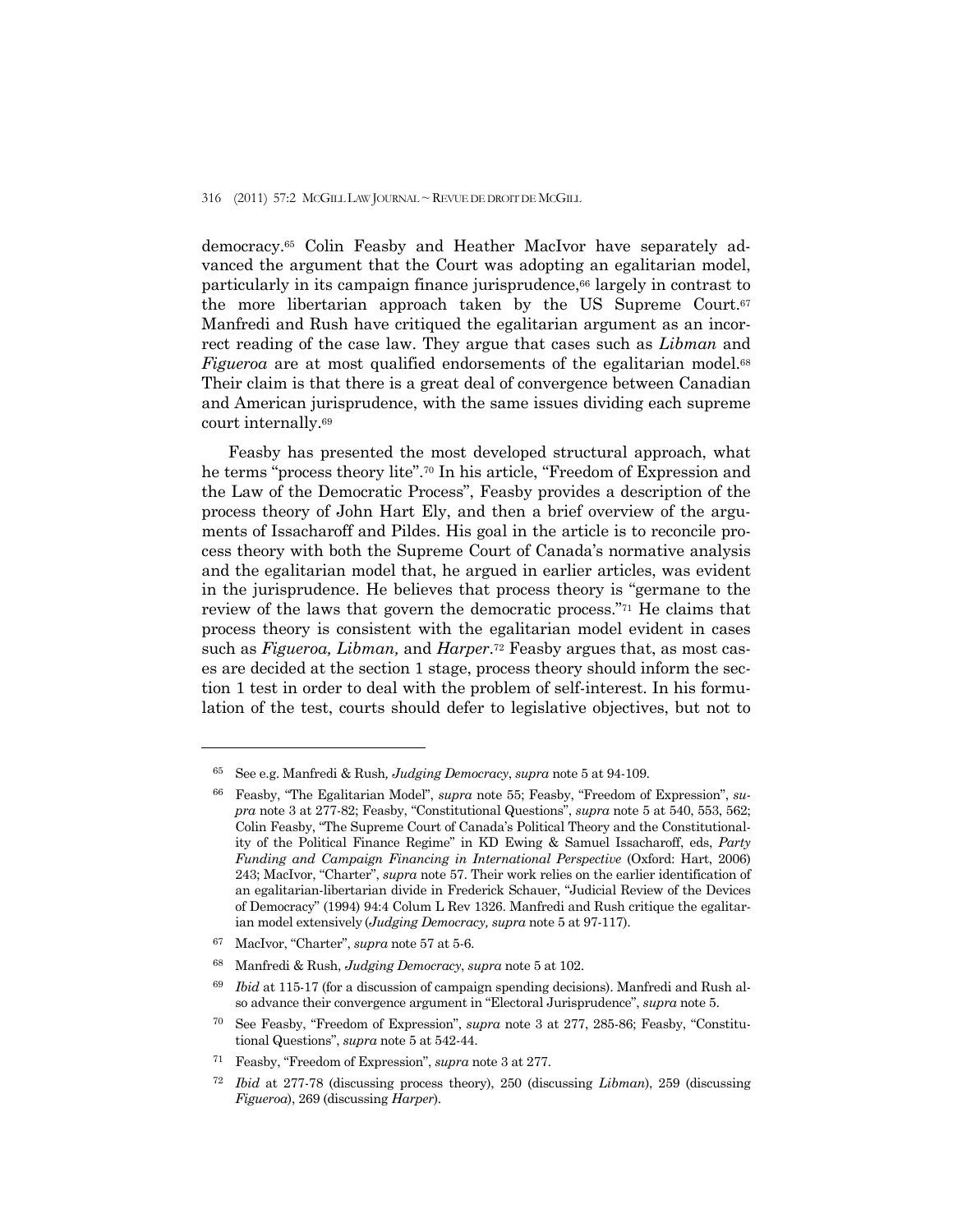democracy.[65] Colin Feasby and Heather MacIvor have separately advanced the argument that the Court was adopting an egalitarian model, particularly in its campaign finance jurisprudence,[66] largely in contrast to the more libertarian approach taken by the US Supreme Court.[67] Manfredi and Rush have critiqued the egalitarian argument as an incorrect reading of the case law. They argue that cases such as *Libman* and *Figueroa* are at most qualified endorsements of the egalitarian model.[68] Their claim is that there is a great deal of convergence between Canadian and American jurisprudence, with the same issues dividing each supreme court internally.[69]

Feasby has presented the most developed structural approach, what he terms "process theory lite".[70] In his article, "Freedom of Expression and the Law of the Democratic Process", Feasby provides a description of the process theory of John Hart Ely, and then a brief overview of the arguments of Issacharoff and Pildes. His goal in the article is to reconcile process theory with both the Supreme Court of Canada's normative analysis and the egalitarian model that, he argued in earlier articles, was evident in the jurisprudence. He believes that process theory is "germane to the review of the laws that govern the democratic process."[71] He claims that process theory is consistent with the egalitarian model evident in cases such as *Figueroa, Libman,* and *Harper*.[72] Feasby argues that, as most cases are decided at the section 1 stage, process theory should inform the section 1 test in order to deal with the problem of self-interest. In his formulation of the test, courts should defer to legislative objectives, but not to

---

[65] See e.g. Manfredi & Rush*, Judging Democracy*, *supra* note 5 at 94-109.

[66] Feasby, "The Egalitarian Model", *supra* note 55; Feasby, "Freedom of Expression", *supra* note 3 at 277-82; Feasby, "Constitutional Questions", *supra* note 5 at 540, 553, 562; Colin Feasby, "The Supreme Court of Canada's Political Theory and the Constitutionality of the Political Finance Regime" in KD Ewing & Samuel Issacharoff, eds, *Party Funding and Campaign Financing in International Perspective* (Oxford: Hart, 2006) 243; MacIvor, "Charter", *supra* note 57. Their work relies on the earlier identification of an egalitarian-libertarian divide in Frederick Schauer, "Judicial Review of the Devices of Democracy" (1994) 94:4 Colum L Rev 1326. Manfredi and Rush critique the egalitarian model extensively (*Judging Democracy, supra* note 5 at 97-117).

[67] MacIvor, "Charter", *supra* note 57 at 5-6.

[68] Manfredi & Rush, *Judging Democracy*, *supra* note 5 at 102.

[69] *Ibid* at 115-17 (for a discussion of campaign spending decisions). Manfredi and Rush also advance their convergence argument in "Electoral Jurisprudence", *supra* note 5.

[70] See Feasby, "Freedom of Expression", *supra* note 3 at 277, 285-86; Feasby, "Constitutional Questions", *supra* note 5 at 542-44.

[71] Feasby, "Freedom of Expression", *supra* note 3 at 277.

[72] *Ibid* at 277-78 (discussing process theory), 250 (discussing *Libman*), 259 (discussing *Figueroa*), 269 (discussing *Harper*).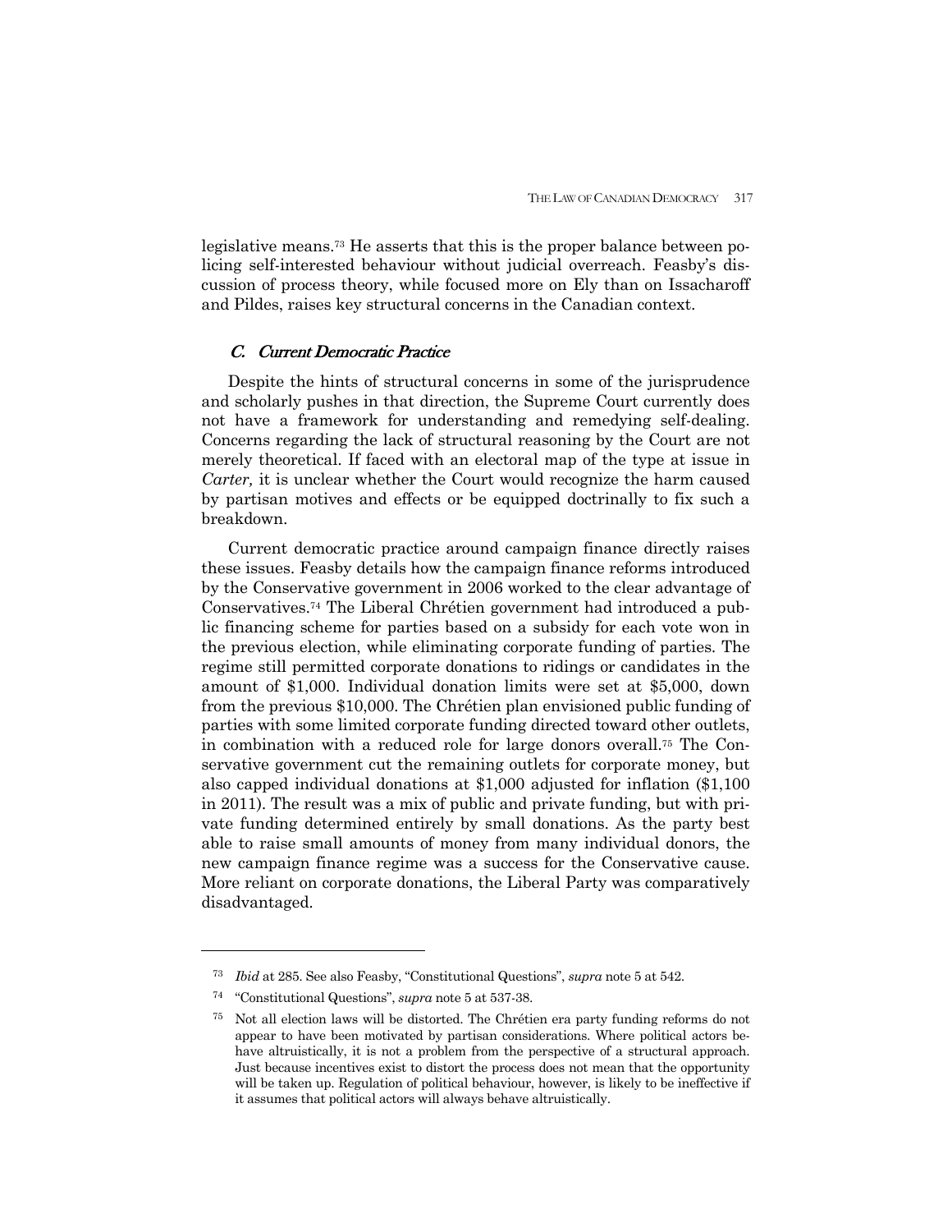legislative means.[73] He asserts that this is the proper balance between policing self-interested behaviour without judicial overreach. Feasby's discussion of process theory, while focused more on Ely than on Issacharoff and Pildes, raises key structural concerns in the Canadian context.

### *C. Current Democratic Practice*

Despite the hints of structural concerns in some of the jurisprudence and scholarly pushes in that direction, the Supreme Court currently does not have a framework for understanding and remedying self-dealing. Concerns regarding the lack of structural reasoning by the Court are not merely theoretical. If faced with an electoral map of the type at issue in *Carter,* it is unclear whether the Court would recognize the harm caused by partisan motives and effects or be equipped doctrinally to fix such a breakdown.

Current democratic practice around campaign finance directly raises these issues. Feasby details how the campaign finance reforms introduced by the Conservative government in 2006 worked to the clear advantage of Conservatives.[74] The Liberal Chrétien government had introduced a public financing scheme for parties based on a subsidy for each vote won in the previous election, while eliminating corporate funding of parties. The regime still permitted corporate donations to ridings or candidates in the amount of $1,000. Individual donation limits were set at $5,000, down from the previous $10,000. The Chrétien plan envisioned public funding of parties with some limited corporate funding directed toward other outlets, in combination with a reduced role for large donors overall.[75] The Conservative government cut the remaining outlets for corporate money, but also capped individual donations at $1,000 adjusted for inflation ($1,100 in 2011). The result was a mix of public and private funding, but with private funding determined entirely by small donations. As the party best able to raise small amounts of money from many individual donors, the new campaign finance regime was a success for the Conservative cause. More reliant on corporate donations, the Liberal Party was comparatively disadvantaged.

---

[73] *Ibid* at 285. See also Feasby, "Constitutional Questions", *supra* note 5 at 542.

[74] "Constitutional Questions", *supra* note 5 at 537-38.

[75] Not all election laws will be distorted. The Chrétien era party funding reforms do not appear to have been motivated by partisan considerations. Where political actors behave altruistically, it is not a problem from the perspective of a structural approach. Just because incentives exist to distort the process does not mean that the opportunity will be taken up. Regulation of political behaviour, however, is likely to be ineffective if it assumes that political actors will always behave altruistically.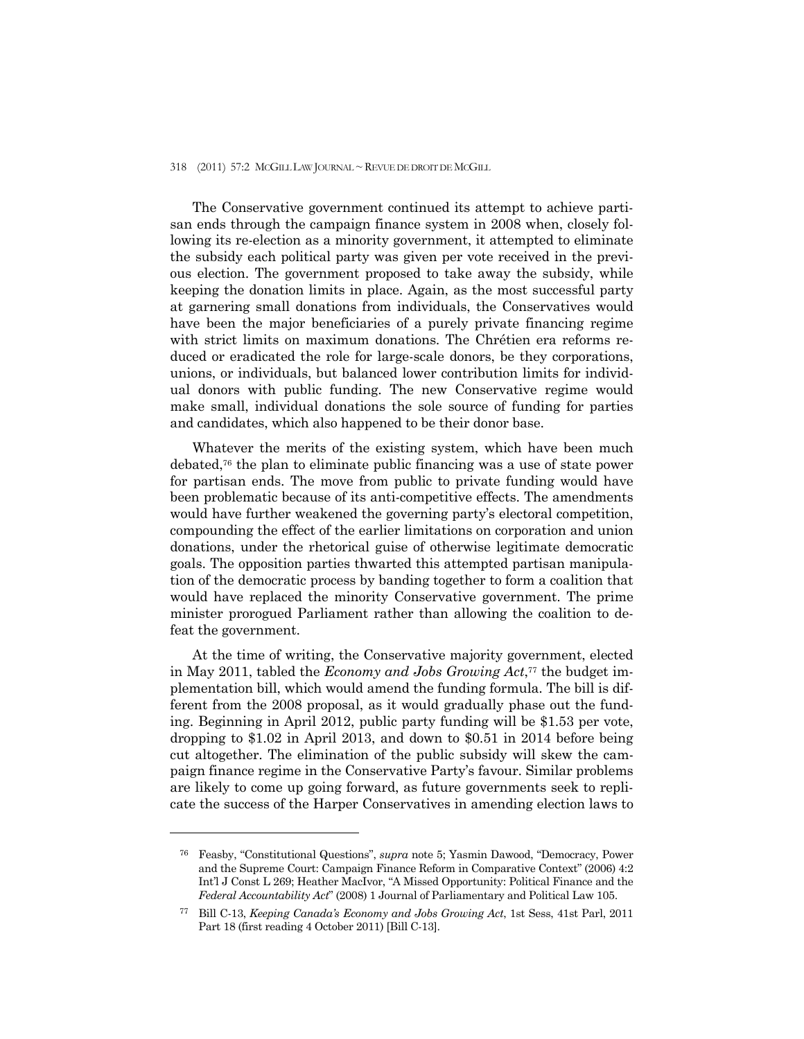The Conservative government continued its attempt to achieve partisan ends through the campaign finance system in 2008 when, closely following its re-election as a minority government, it attempted to eliminate the subsidy each political party was given per vote received in the previous election. The government proposed to take away the subsidy, while keeping the donation limits in place. Again, as the most successful party at garnering small donations from individuals, the Conservatives would have been the major beneficiaries of a purely private financing regime with strict limits on maximum donations. The Chrétien era reforms reduced or eradicated the role for large-scale donors, be they corporations, unions, or individuals, but balanced lower contribution limits for individual donors with public funding. The new Conservative regime would make small, individual donations the sole source of funding for parties and candidates, which also happened to be their donor base.

Whatever the merits of the existing system, which have been much debated,[76] the plan to eliminate public financing was a use of state power for partisan ends. The move from public to private funding would have been problematic because of its anti-competitive effects. The amendments would have further weakened the governing party's electoral competition, compounding the effect of the earlier limitations on corporation and union donations, under the rhetorical guise of otherwise legitimate democratic goals. The opposition parties thwarted this attempted partisan manipulation of the democratic process by banding together to form a coalition that would have replaced the minority Conservative government. The prime minister prorogued Parliament rather than allowing the coalition to defeat the government.

At the time of writing, the Conservative majority government, elected in May 2011, tabled the *Economy and Jobs Growing Act*,[77] the budget implementation bill, which would amend the funding formula. The bill is different from the 2008 proposal, as it would gradually phase out the funding. Beginning in April 2012, public party funding will be \$1.53 per vote, dropping to \$1.02 in April 2013, and down to \$0.51 in 2014 before being cut altogether. The elimination of the public subsidy will skew the campaign finance regime in the Conservative Party's favour. Similar problems are likely to come up going forward, as future governments seek to replicate the success of the Harper Conservatives in amending election laws to

---

[76] Feasby, "Constitutional Questions", *supra* note 5; Yasmin Dawood, "Democracy, Power and the Supreme Court: Campaign Finance Reform in Comparative Context" (2006) 4:2 Int'l J Const L 269; Heather MacIvor, "A Missed Opportunity: Political Finance and the *Federal Accountability Act*" (2008) 1 Journal of Parliamentary and Political Law 105.

[77] Bill C-13, *Keeping Canada's Economy and Jobs Growing Act*, 1st Sess, 41st Parl, 2011 Part 18 (first reading 4 October 2011) [Bill C-13].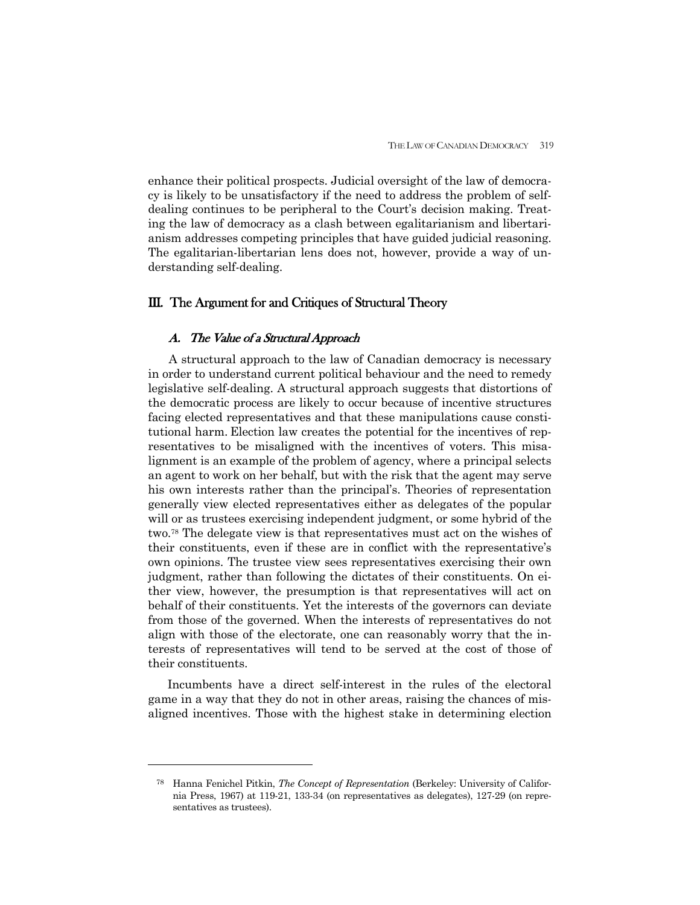enhance their political prospects. Judicial oversight of the law of democracy is likely to be unsatisfactory if the need to address the problem of self-dealing continues to be peripheral to the Court's decision making. Treating the law of democracy as a clash between egalitarianism and libertarianism addresses competing principles that have guided judicial reasoning. The egalitarian-libertarian lens does not, however, provide a way of understanding self-dealing.

## III. The Argument for and Critiques of Structural Theory

### A. *The Value of a Structural Approach*

A structural approach to the law of Canadian democracy is necessary in order to understand current political behaviour and the need to remedy legislative self-dealing. A structural approach suggests that distortions of the democratic process are likely to occur because of incentive structures facing elected representatives and that these manipulations cause constitutional harm. Election law creates the potential for the incentives of representatives to be misaligned with the incentives of voters. This misalignment is an example of the problem of agency, where a principal selects an agent to work on her behalf, but with the risk that the agent may serve his own interests rather than the principal's. Theories of representation generally view elected representatives either as delegates of the popular will or as trustees exercising independent judgment, or some hybrid of the two.[78] The delegate view is that representatives must act on the wishes of their constituents, even if these are in conflict with the representative's own opinions. The trustee view sees representatives exercising their own judgment, rather than following the dictates of their constituents. On either view, however, the presumption is that representatives will act on behalf of their constituents. Yet the interests of the governors can deviate from those of the governed. When the interests of representatives do not align with those of the electorate, one can reasonably worry that the interests of representatives will tend to be served at the cost of those of their constituents.

Incumbents have a direct self-interest in the rules of the electoral game in a way that they do not in other areas, raising the chances of misaligned incentives. Those with the highest stake in determining election

---

[78] Hanna Fenichel Pitkin, *The Concept of Representation* (Berkeley: University of California Press, 1967) at 119-21, 133-34 (on representatives as delegates), 127-29 (on representatives as trustees).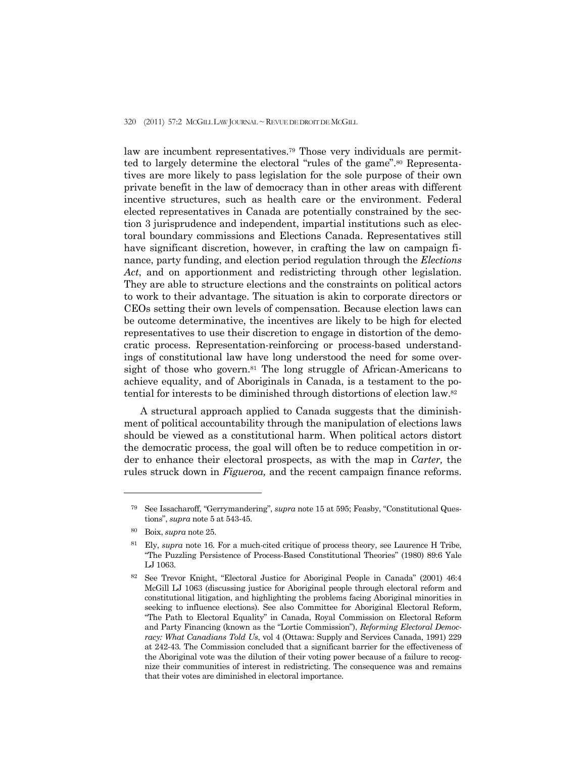law are incumbent representatives.[79] Those very individuals are permitted to largely determine the electoral "rules of the game".[80] Representatives are more likely to pass legislation for the sole purpose of their own private benefit in the law of democracy than in other areas with different incentive structures, such as health care or the environment. Federal elected representatives in Canada are potentially constrained by the section 3 jurisprudence and independent, impartial institutions such as electoral boundary commissions and Elections Canada. Representatives still have significant discretion, however, in crafting the law on campaign finance, party funding, and election period regulation through the *Elections Act*, and on apportionment and redistricting through other legislation. They are able to structure elections and the constraints on political actors to work to their advantage. The situation is akin to corporate directors or CEOs setting their own levels of compensation. Because election laws can be outcome determinative, the incentives are likely to be high for elected representatives to use their discretion to engage in distortion of the democratic process. Representation-reinforcing or process-based understandings of constitutional law have long understood the need for some oversight of those who govern.[81] The long struggle of African-Americans to achieve equality, and of Aboriginals in Canada, is a testament to the potential for interests to be diminished through distortions of election law.[82]

A structural approach applied to Canada suggests that the diminishment of political accountability through the manipulation of elections laws should be viewed as a constitutional harm. When political actors distort the democratic process, the goal will often be to reduce competition in order to enhance their electoral prospects, as with the map in *Carter,* the rules struck down in *Figueroa,* and the recent campaign finance reforms.

---

[79] See Issacharoff, "Gerrymandering", *supra* note 15 at 595; Feasby, "Constitutional Questions", *supra* note 5 at 543-45.

[80] Boix, *supra* note 25.

[81] Ely, *supra* note 16. For a much-cited critique of process theory, see Laurence H Tribe, "The Puzzling Persistence of Process-Based Constitutional Theories" (1980) 89:6 Yale LJ 1063.

[82] See Trevor Knight, "Electoral Justice for Aboriginal People in Canada" (2001) 46:4 McGill LJ 1063 (discussing justice for Aboriginal people through electoral reform and constitutional litigation, and highlighting the problems facing Aboriginal minorities in seeking to influence elections). See also Committee for Aboriginal Electoral Reform, "The Path to Electoral Equality" in Canada, Royal Commission on Electoral Reform and Party Financing (known as the "Lortie Commission"), *Reforming Electoral Democracy: What Canadians Told Us*, vol 4 (Ottawa: Supply and Services Canada, 1991) 229 at 242-43. The Commission concluded that a significant barrier for the effectiveness of the Aboriginal vote was the dilution of their voting power because of a failure to recognize their communities of interest in redistricting. The consequence was and remains that their votes are diminished in electoral importance.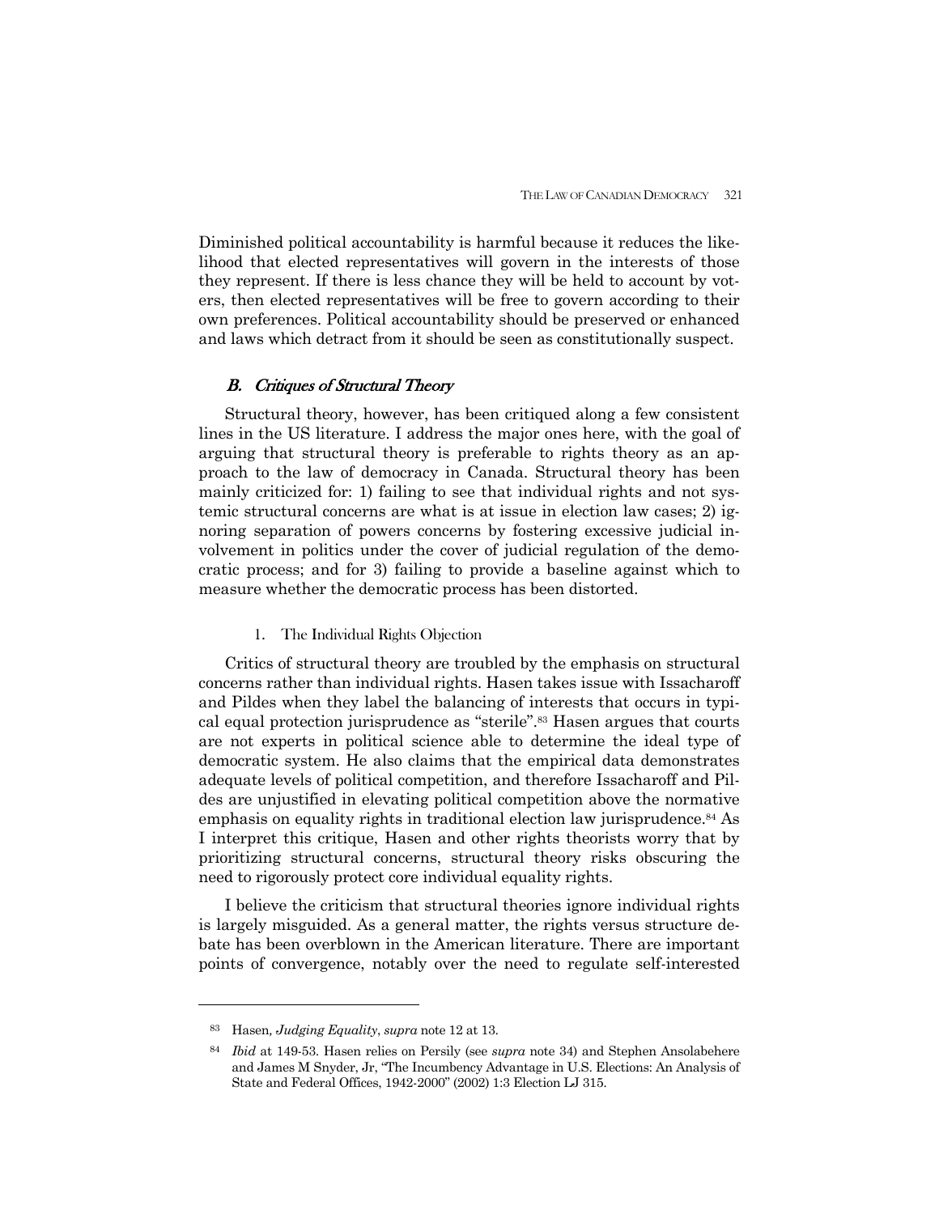Diminished political accountability is harmful because it reduces the likelihood that elected representatives will govern in the interests of those they represent. If there is less chance they will be held to account by voters, then elected representatives will be free to govern according to their own preferences. Political accountability should be preserved or enhanced and laws which detract from it should be seen as constitutionally suspect.

### *B. Critiques of Structural Theory*

Structural theory, however, has been critiqued along a few consistent lines in the US literature. I address the major ones here, with the goal of arguing that structural theory is preferable to rights theory as an approach to the law of democracy in Canada. Structural theory has been mainly criticized for: 1) failing to see that individual rights and not systemic structural concerns are what is at issue in election law cases; 2) ignoring separation of powers concerns by fostering excessive judicial involvement in politics under the cover of judicial regulation of the democratic process; and for 3) failing to provide a baseline against which to measure whether the democratic process has been distorted.

#### 1. The Individual Rights Objection

Critics of structural theory are troubled by the emphasis on structural concerns rather than individual rights. Hasen takes issue with Issacharoff and Pildes when they label the balancing of interests that occurs in typical equal protection jurisprudence as "sterile".[83] Hasen argues that courts are not experts in political science able to determine the ideal type of democratic system. He also claims that the empirical data demonstrates adequate levels of political competition, and therefore Issacharoff and Pildes are unjustified in elevating political competition above the normative emphasis on equality rights in traditional election law jurisprudence.[84] As I interpret this critique, Hasen and other rights theorists worry that by prioritizing structural concerns, structural theory risks obscuring the need to rigorously protect core individual equality rights.

I believe the criticism that structural theories ignore individual rights is largely misguided. As a general matter, the rights versus structure debate has been overblown in the American literature. There are important points of convergence, notably over the need to regulate self-interested

---

[83] Hasen*, Judging Equality*, *supra* note 12 at 13.

[84] *Ibid* at 149-53. Hasen relies on Persily (see *supra* note 34) and Stephen Ansolabehere and James M Snyder, Jr, "The Incumbency Advantage in U.S. Elections: An Analysis of State and Federal Offices, 1942-2000" (2002) 1:3 Election LJ 315.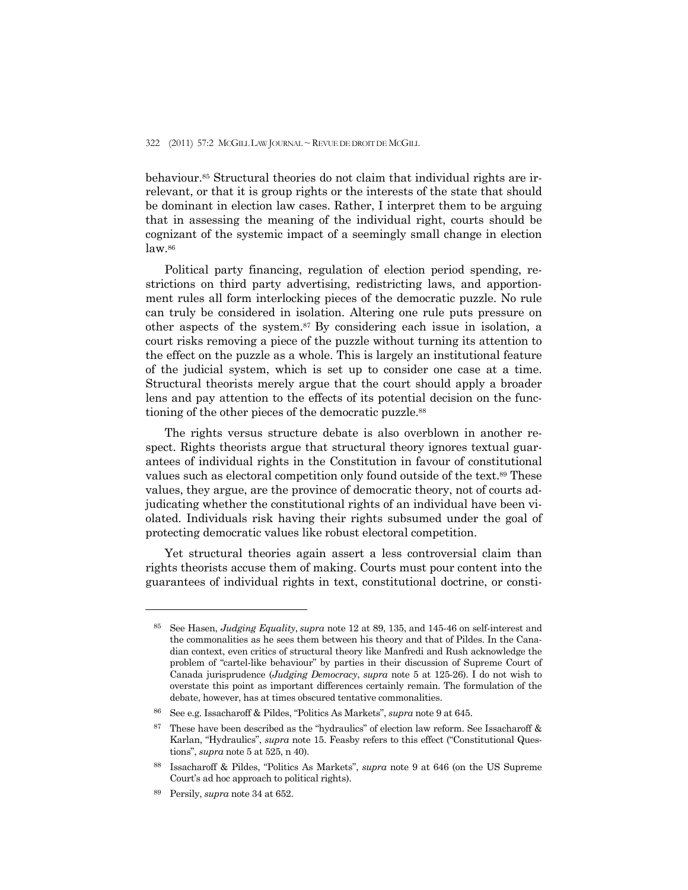behaviour.[85] Structural theories do not claim that individual rights are irrelevant, or that it is group rights or the interests of the state that should be dominant in election law cases. Rather, I interpret them to be arguing that in assessing the meaning of the individual right, courts should be cognizant of the systemic impact of a seemingly small change in election law.[86]

Political party financing, regulation of election period spending, restrictions on third party advertising, redistricting laws, and apportionment rules all form interlocking pieces of the democratic puzzle. No rule can truly be considered in isolation. Altering one rule puts pressure on other aspects of the system.[87] By considering each issue in isolation, a court risks removing a piece of the puzzle without turning its attention to the effect on the puzzle as a whole. This is largely an institutional feature of the judicial system, which is set up to consider one case at a time. Structural theorists merely argue that the court should apply a broader lens and pay attention to the effects of its potential decision on the functioning of the other pieces of the democratic puzzle.[88]

The rights versus structure debate is also overblown in another respect. Rights theorists argue that structural theory ignores textual guarantees of individual rights in the Constitution in favour of constitutional values such as electoral competition only found outside of the text.[89] These values, they argue, are the province of democratic theory, not of courts adjudicating whether the constitutional rights of an individual have been violated. Individuals risk having their rights subsumed under the goal of protecting democratic values like robust electoral competition.

Yet structural theories again assert a less controversial claim than rights theorists accuse them of making. Courts must pour content into the guarantees of individual rights in text, constitutional doctrine, or consti-

---

[85] See Hasen, *Judging Equality*, *supra* note 12 at 89, 135, and 145-46 on self-interest and the commonalities as he sees them between his theory and that of Pildes. In the Canadian context, even critics of structural theory like Manfredi and Rush acknowledge the problem of "cartel-like behaviour" by parties in their discussion of Supreme Court of Canada jurisprudence (*Judging Democracy*, *supra* note 5 at 125-26). I do not wish to overstate this point as important differences certainly remain. The formulation of the debate, however, has at times obscured tentative commonalities.

[86] See e.g. Issacharoff & Pildes, "Politics As Markets", *supra* note 9 at 645.

[87] These have been described as the "hydraulics" of election law reform. See Issacharoff & Karlan, "Hydraulics", *supra* note 15. Feasby refers to this effect ("Constitutional Questions", *supra* note 5 at 525, n 40).

[88] Issacharoff & Pildes, "Politics As Markets", *supra* note 9 at 646 (on the US Supreme Court's ad hoc approach to political rights).

[89] Persily, *supra* note 34 at 652.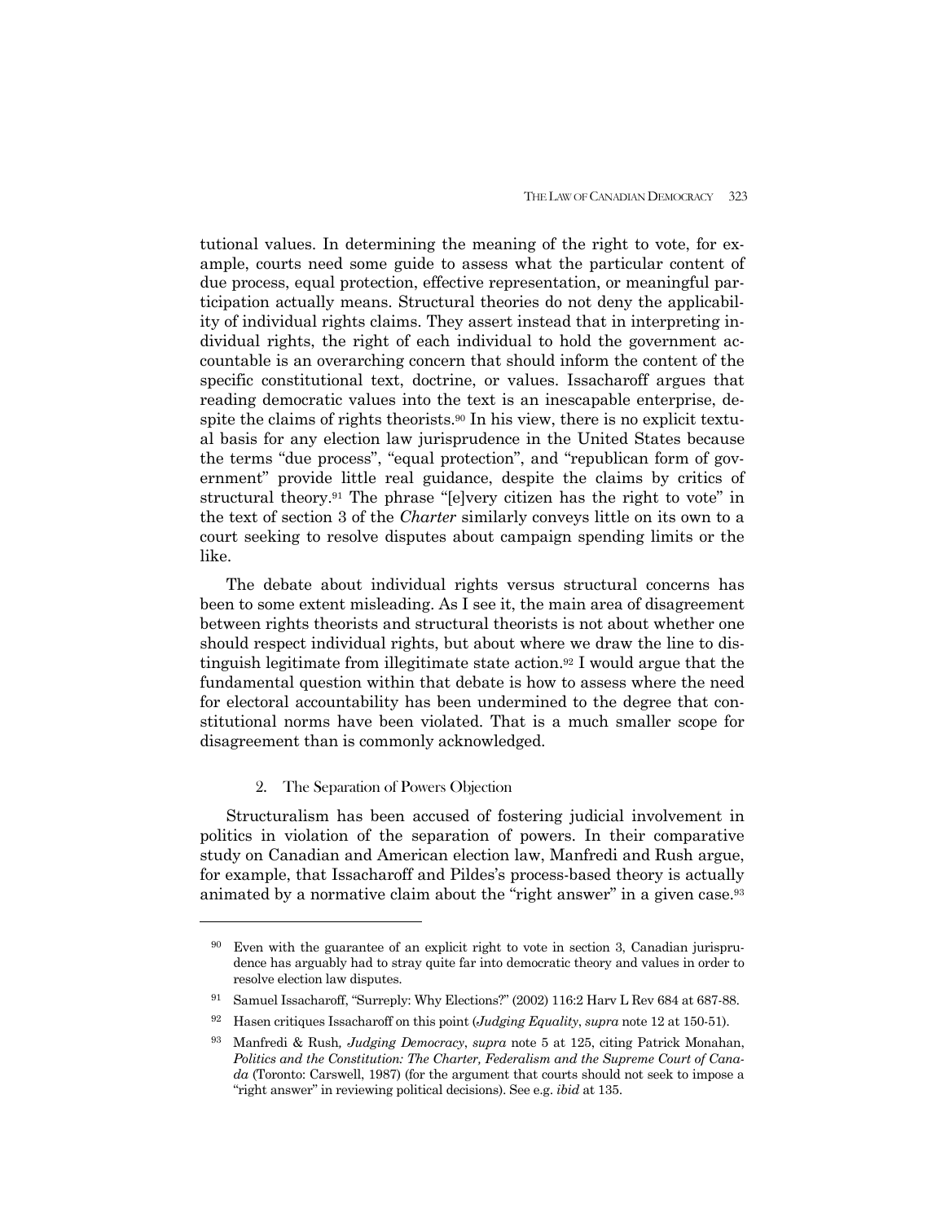tutional values. In determining the meaning of the right to vote, for example, courts need some guide to assess what the particular content of due process, equal protection, effective representation, or meaningful participation actually means. Structural theories do not deny the applicability of individual rights claims. They assert instead that in interpreting individual rights, the right of each individual to hold the government accountable is an overarching concern that should inform the content of the specific constitutional text, doctrine, or values. Issacharoff argues that reading democratic values into the text is an inescapable enterprise, despite the claims of rights theorists.[90] In his view, there is no explicit textual basis for any election law jurisprudence in the United States because the terms "due process", "equal protection", and "republican form of government" provide little real guidance, despite the claims by critics of structural theory.[91] The phrase "[e]very citizen has the right to vote" in the text of section 3 of the *Charter* similarly conveys little on its own to a court seeking to resolve disputes about campaign spending limits or the like.

The debate about individual rights versus structural concerns has been to some extent misleading. As I see it, the main area of disagreement between rights theorists and structural theorists is not about whether one should respect individual rights, but about where we draw the line to distinguish legitimate from illegitimate state action.[92] I would argue that the fundamental question within that debate is how to assess where the need for electoral accountability has been undermined to the degree that constitutional norms have been violated. That is a much smaller scope for disagreement than is commonly acknowledged.

### 2. The Separation of Powers Objection

Structuralism has been accused of fostering judicial involvement in politics in violation of the separation of powers. In their comparative study on Canadian and American election law, Manfredi and Rush argue, for example, that Issacharoff and Pildes's process-based theory is actually animated by a normative claim about the "right answer" in a given case.[93]

---

[90] Even with the guarantee of an explicit right to vote in section 3, Canadian jurisprudence has arguably had to stray quite far into democratic theory and values in order to resolve election law disputes.

[91] Samuel Issacharoff, "Surreply: Why Elections?" (2002) 116:2 Harv L Rev 684 at 687-88.

[92] Hasen critiques Issacharoff on this point (*Judging Equality*, *supra* note 12 at 150-51).

[93] Manfredi & Rush*, Judging Democracy*, *supra* note 5 at 125, citing Patrick Monahan, *Politics and the Constitution: The Charter, Federalism and the Supreme Court of Canada* (Toronto: Carswell, 1987) (for the argument that courts should not seek to impose a "right answer" in reviewing political decisions). See e.g. *ibid* at 135.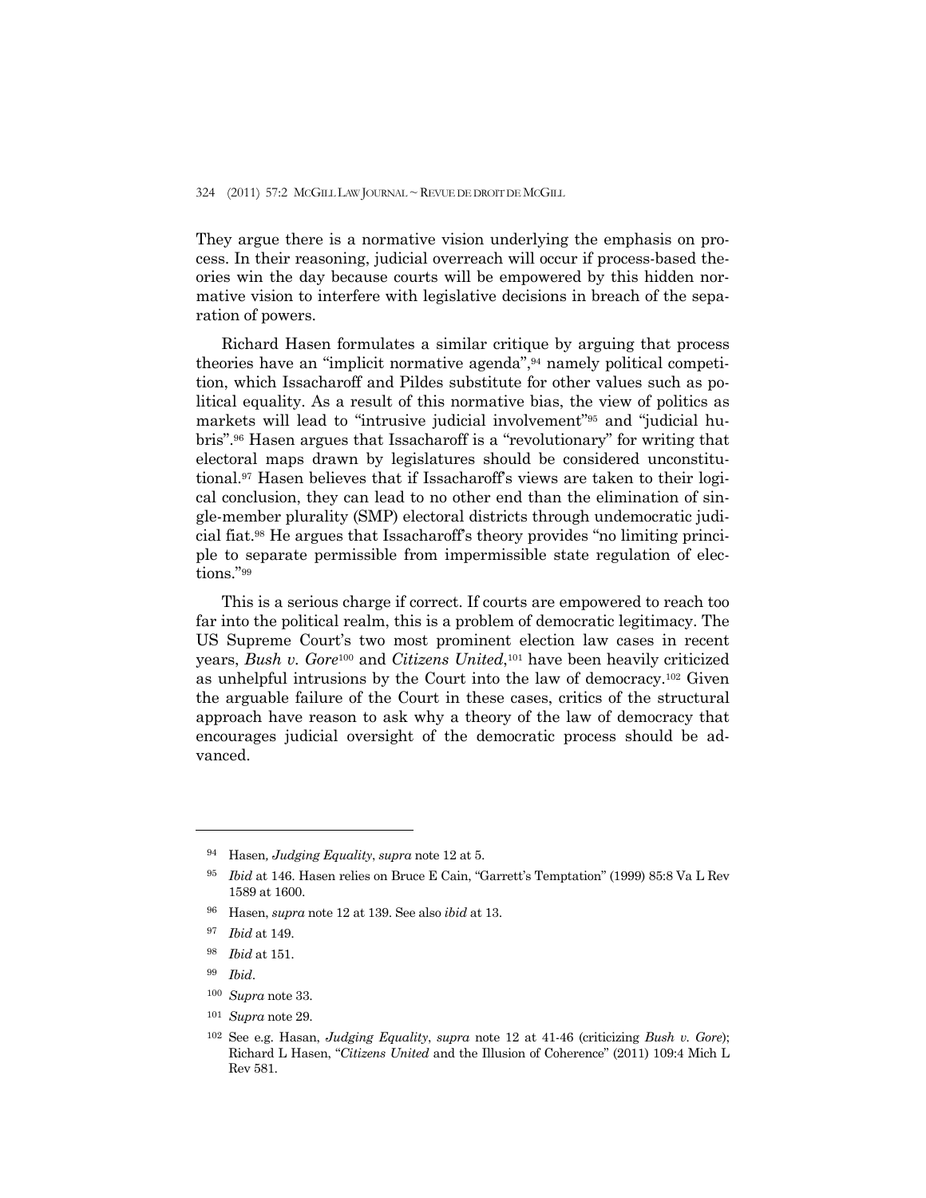They argue there is a normative vision underlying the emphasis on process. In their reasoning, judicial overreach will occur if process-based theories win the day because courts will be empowered by this hidden normative vision to interfere with legislative decisions in breach of the separation of powers.

Richard Hasen formulates a similar critique by arguing that process theories have an "implicit normative agenda",[94] namely political competition, which Issacharoff and Pildes substitute for other values such as political equality. As a result of this normative bias, the view of politics as markets will lead to "intrusive judicial involvement"[95] and "judicial hubris".[96] Hasen argues that Issacharoff is a "revolutionary" for writing that electoral maps drawn by legislatures should be considered unconstitutional.[97] Hasen believes that if Issacharoff's views are taken to their logical conclusion, they can lead to no other end than the elimination of single-member plurality (SMP) electoral districts through undemocratic judicial fiat.[98] He argues that Issacharoff's theory provides "no limiting principle to separate permissible from impermissible state regulation of elections."[99]

This is a serious charge if correct. If courts are empowered to reach too far into the political realm, this is a problem of democratic legitimacy. The US Supreme Court's two most prominent election law cases in recent years, *Bush v. Gore*[100] and *Citizens United*,[101] have been heavily criticized as unhelpful intrusions by the Court into the law of democracy.[102] Given the arguable failure of the Court in these cases, critics of the structural approach have reason to ask why a theory of the law of democracy that encourages judicial oversight of the democratic process should be advanced.

---

[94] Hasen, *Judging Equality*, *supra* note 12 at 5.

[95] *Ibid* at 146. Hasen relies on Bruce E Cain, "Garrett's Temptation" (1999) 85:8 Va L Rev 1589 at 1600.

[96] Hasen, *supra* note 12 at 139. See also *ibid* at 13.

[97] *Ibid* at 149.

[98] *Ibid* at 151.

[99] *Ibid*.

[100] *Supra* note 33.

[101] *Supra* note 29.

[102] See e.g. Hasan, *Judging Equality*, *supra* note 12 at 41-46 (criticizing *Bush v. Gore*); Richard L Hasen, "*Citizens United* and the Illusion of Coherence" (2011) 109:4 Mich L Rev 581.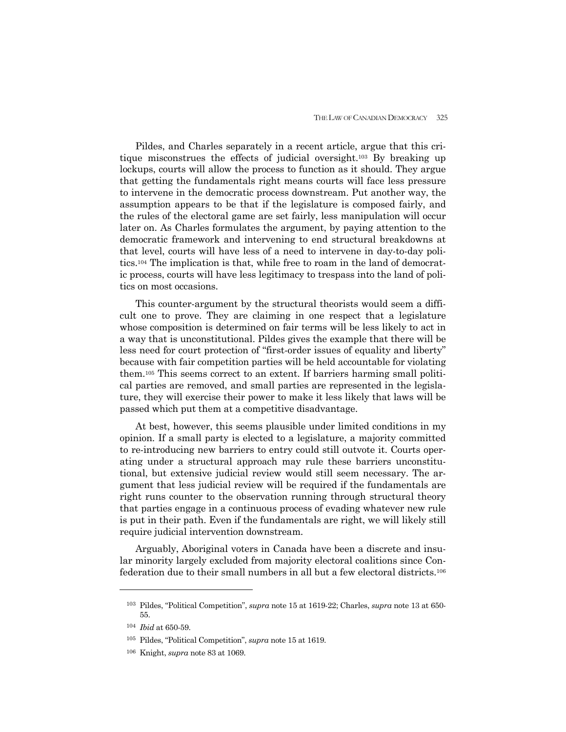Pildes, and Charles separately in a recent article, argue that this critique misconstrues the effects of judicial oversight.[103] By breaking up lockups, courts will allow the process to function as it should. They argue that getting the fundamentals right means courts will face less pressure to intervene in the democratic process downstream. Put another way, the assumption appears to be that if the legislature is composed fairly, and the rules of the electoral game are set fairly, less manipulation will occur later on. As Charles formulates the argument, by paying attention to the democratic framework and intervening to end structural breakdowns at that level, courts will have less of a need to intervene in day-to-day politics.[104] The implication is that, while free to roam in the land of democratic process, courts will have less legitimacy to trespass into the land of politics on most occasions.

This counter-argument by the structural theorists would seem a difficult one to prove. They are claiming in one respect that a legislature whose composition is determined on fair terms will be less likely to act in a way that is unconstitutional. Pildes gives the example that there will be less need for court protection of "first-order issues of equality and liberty" because with fair competition parties will be held accountable for violating them.[105] This seems correct to an extent. If barriers harming small political parties are removed, and small parties are represented in the legislature, they will exercise their power to make it less likely that laws will be passed which put them at a competitive disadvantage.

At best, however, this seems plausible under limited conditions in my opinion. If a small party is elected to a legislature, a majority committed to re-introducing new barriers to entry could still outvote it. Courts operating under a structural approach may rule these barriers unconstitutional, but extensive judicial review would still seem necessary. The argument that less judicial review will be required if the fundamentals are right runs counter to the observation running through structural theory that parties engage in a continuous process of evading whatever new rule is put in their path. Even if the fundamentals are right, we will likely still require judicial intervention downstream.

Arguably, Aboriginal voters in Canada have been a discrete and insular minority largely excluded from majority electoral coalitions since Confederation due to their small numbers in all but a few electoral districts.[106]

---

[103] Pildes, "Political Competition", *supra* note 15 at 1619-22; Charles, *supra* note 13 at 650-55.

[104] *Ibid* at 650-59.

[105] Pildes, "Political Competition", *supra* note 15 at 1619.

[106] Knight, *supra* note 83 at 1069.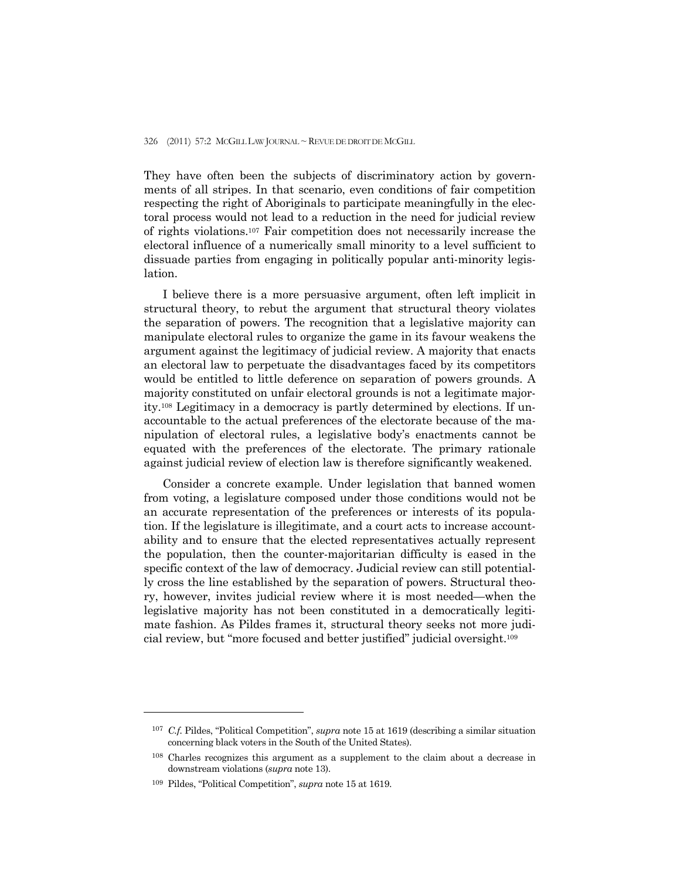They have often been the subjects of discriminatory action by governments of all stripes. In that scenario, even conditions of fair competition respecting the right of Aboriginals to participate meaningfully in the electoral process would not lead to a reduction in the need for judicial review of rights violations.[107] Fair competition does not necessarily increase the electoral influence of a numerically small minority to a level sufficient to dissuade parties from engaging in politically popular anti-minority legislation.

I believe there is a more persuasive argument, often left implicit in structural theory, to rebut the argument that structural theory violates the separation of powers. The recognition that a legislative majority can manipulate electoral rules to organize the game in its favour weakens the argument against the legitimacy of judicial review. A majority that enacts an electoral law to perpetuate the disadvantages faced by its competitors would be entitled to little deference on separation of powers grounds. A majority constituted on unfair electoral grounds is not a legitimate majority.[108] Legitimacy in a democracy is partly determined by elections. If unaccountable to the actual preferences of the electorate because of the manipulation of electoral rules, a legislative body's enactments cannot be equated with the preferences of the electorate. The primary rationale against judicial review of election law is therefore significantly weakened.

Consider a concrete example. Under legislation that banned women from voting, a legislature composed under those conditions would not be an accurate representation of the preferences or interests of its population. If the legislature is illegitimate, and a court acts to increase accountability and to ensure that the elected representatives actually represent the population, then the counter-majoritarian difficulty is eased in the specific context of the law of democracy. Judicial review can still potentially cross the line established by the separation of powers. Structural theory, however, invites judicial review where it is most needed—when the legislative majority has not been constituted in a democratically legitimate fashion. As Pildes frames it, structural theory seeks not more judicial review, but "more focused and better justified" judicial oversight.[109]

---

[107] *C.f.* Pildes, "Political Competition", *supra* note 15 at 1619 (describing a similar situation concerning black voters in the South of the United States).

[108] Charles recognizes this argument as a supplement to the claim about a decrease in downstream violations (*supra* note 13).

[109] Pildes, "Political Competition", *supra* note 15 at 1619.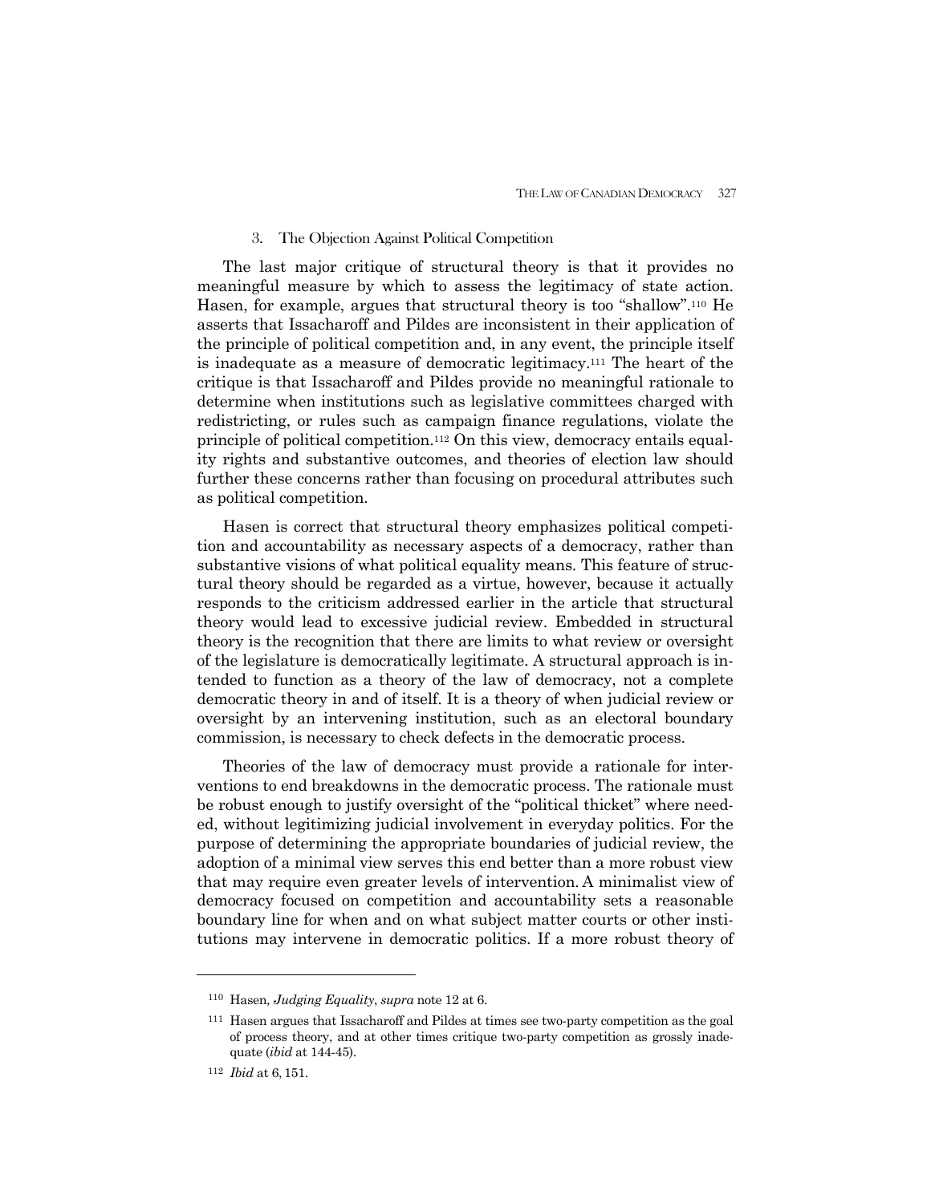### 3. The Objection Against Political Competition

The last major critique of structural theory is that it provides no meaningful measure by which to assess the legitimacy of state action. Hasen, for example, argues that structural theory is too "shallow".[110] He asserts that Issacharoff and Pildes are inconsistent in their application of the principle of political competition and, in any event, the principle itself is inadequate as a measure of democratic legitimacy.[111] The heart of the critique is that Issacharoff and Pildes provide no meaningful rationale to determine when institutions such as legislative committees charged with redistricting, or rules such as campaign finance regulations, violate the principle of political competition.[112] On this view, democracy entails equality rights and substantive outcomes, and theories of election law should further these concerns rather than focusing on procedural attributes such as political competition.

Hasen is correct that structural theory emphasizes political competition and accountability as necessary aspects of a democracy, rather than substantive visions of what political equality means. This feature of structural theory should be regarded as a virtue, however, because it actually responds to the criticism addressed earlier in the article that structural theory would lead to excessive judicial review. Embedded in structural theory is the recognition that there are limits to what review or oversight of the legislature is democratically legitimate. A structural approach is intended to function as a theory of the law of democracy, not a complete democratic theory in and of itself. It is a theory of when judicial review or oversight by an intervening institution, such as an electoral boundary commission, is necessary to check defects in the democratic process.

Theories of the law of democracy must provide a rationale for interventions to end breakdowns in the democratic process. The rationale must be robust enough to justify oversight of the "political thicket" where needed, without legitimizing judicial involvement in everyday politics. For the purpose of determining the appropriate boundaries of judicial review, the adoption of a minimal view serves this end better than a more robust view that may require even greater levels of intervention. A minimalist view of democracy focused on competition and accountability sets a reasonable boundary line for when and on what subject matter courts or other institutions may intervene in democratic politics. If a more robust theory of

---

[110] Hasen, *Judging Equality*, *supra* note 12 at 6.

[111] Hasen argues that Issacharoff and Pildes at times see two-party competition as the goal of process theory, and at other times critique two-party competition as grossly inadequate (*ibid* at 144-45).

[112] *Ibid* at 6, 151.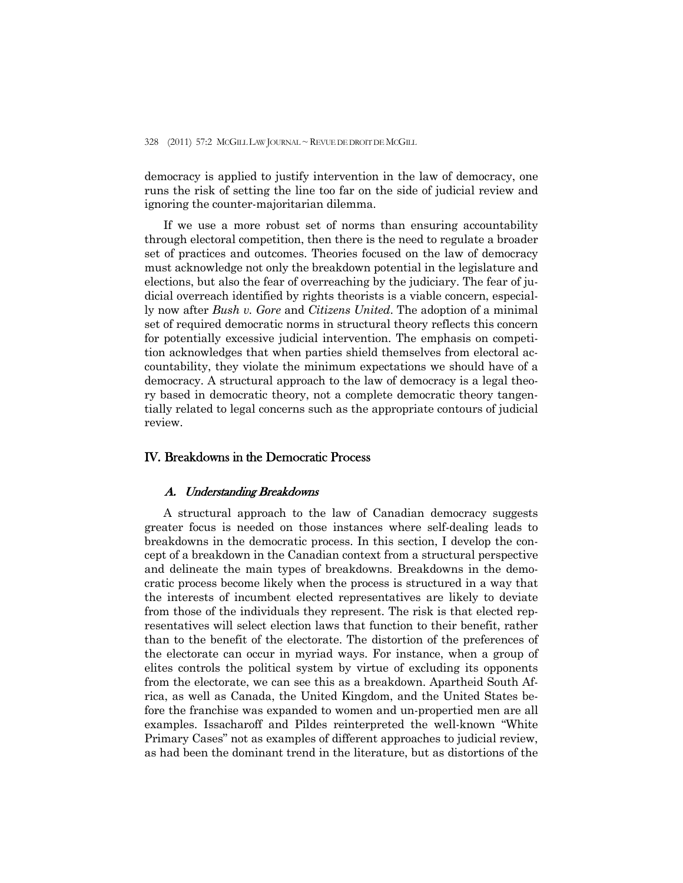democracy is applied to justify intervention in the law of democracy, one runs the risk of setting the line too far on the side of judicial review and ignoring the counter-majoritarian dilemma.

If we use a more robust set of norms than ensuring accountability through electoral competition, then there is the need to regulate a broader set of practices and outcomes. Theories focused on the law of democracy must acknowledge not only the breakdown potential in the legislature and elections, but also the fear of overreaching by the judiciary. The fear of judicial overreach identified by rights theorists is a viable concern, especially now after *Bush v. Gore* and *Citizens United*. The adoption of a minimal set of required democratic norms in structural theory reflects this concern for potentially excessive judicial intervention. The emphasis on competition acknowledges that when parties shield themselves from electoral accountability, they violate the minimum expectations we should have of a democracy. A structural approach to the law of democracy is a legal theory based in democratic theory, not a complete democratic theory tangentially related to legal concerns such as the appropriate contours of judicial review.

## IV. Breakdowns in the Democratic Process

### *A. Understanding Breakdowns*

A structural approach to the law of Canadian democracy suggests greater focus is needed on those instances where self-dealing leads to breakdowns in the democratic process. In this section, I develop the concept of a breakdown in the Canadian context from a structural perspective and delineate the main types of breakdowns. Breakdowns in the democratic process become likely when the process is structured in a way that the interests of incumbent elected representatives are likely to deviate from those of the individuals they represent. The risk is that elected representatives will select election laws that function to their benefit, rather than to the benefit of the electorate. The distortion of the preferences of the electorate can occur in myriad ways. For instance, when a group of elites controls the political system by virtue of excluding its opponents from the electorate, we can see this as a breakdown. Apartheid South Africa, as well as Canada, the United Kingdom, and the United States before the franchise was expanded to women and un-propertied men are all examples. Issacharoff and Pildes reinterpreted the well-known "White Primary Cases" not as examples of different approaches to judicial review, as had been the dominant trend in the literature, but as distortions of the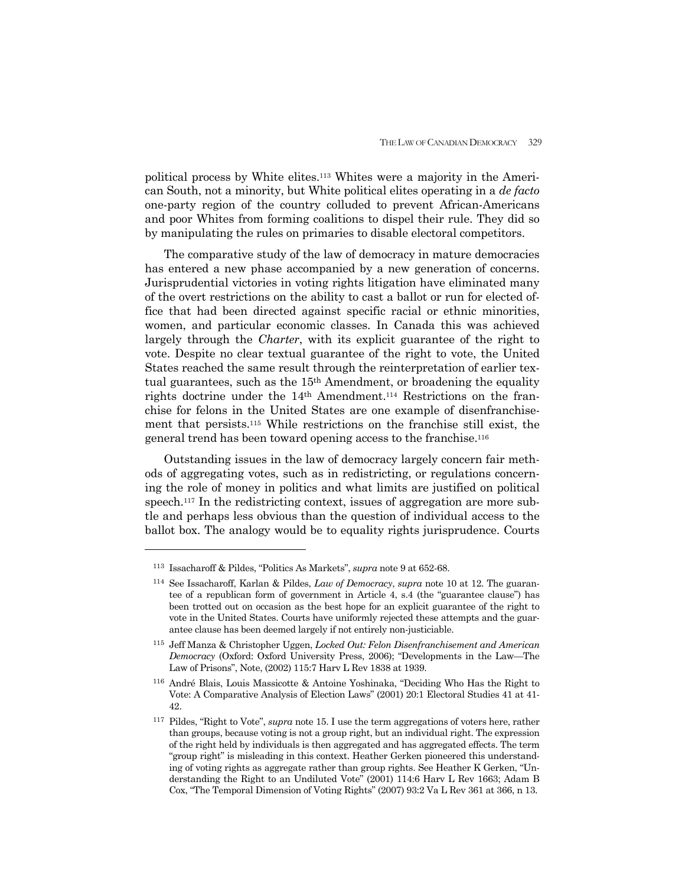political process by White elites.[113] Whites were a majority in the American South, not a minority, but White political elites operating in a *de facto* one-party region of the country colluded to prevent African-Americans and poor Whites from forming coalitions to dispel their rule. They did so by manipulating the rules on primaries to disable electoral competitors.

The comparative study of the law of democracy in mature democracies has entered a new phase accompanied by a new generation of concerns. Jurisprudential victories in voting rights litigation have eliminated many of the overt restrictions on the ability to cast a ballot or run for elected office that had been directed against specific racial or ethnic minorities, women, and particular economic classes. In Canada this was achieved largely through the *Charter*, with its explicit guarantee of the right to vote. Despite no clear textual guarantee of the right to vote, the United States reached the same result through the reinterpretation of earlier textual guarantees, such as the 15th Amendment, or broadening the equality rights doctrine under the 14th Amendment.[114] Restrictions on the franchise for felons in the United States are one example of disenfranchisement that persists.[115] While restrictions on the franchise still exist, the general trend has been toward opening access to the franchise.[116]

Outstanding issues in the law of democracy largely concern fair methods of aggregating votes, such as in redistricting, or regulations concerning the role of money in politics and what limits are justified on political speech.[117] In the redistricting context, issues of aggregation are more subtle and perhaps less obvious than the question of individual access to the ballot box. The analogy would be to equality rights jurisprudence. Courts

---

[113] Issacharoff & Pildes, "Politics As Markets", *supra* note 9 at 652-68.

[114] See Issacharoff, Karlan & Pildes, *Law of Democracy*, *supra* note 10 at 12. The guarantee of a republican form of government in Article 4, s.4 (the "guarantee clause") has been trotted out on occasion as the best hope for an explicit guarantee of the right to vote in the United States. Courts have uniformly rejected these attempts and the guarantee clause has been deemed largely if not entirely non-justiciable.

[115] Jeff Manza & Christopher Uggen, *Locked Out: Felon Disenfranchisement and American Democracy* (Oxford: Oxford University Press, 2006); "Developments in the Law—The Law of Prisons", Note, (2002) 115:7 Harv L Rev 1838 at 1939.

[116] André Blais, Louis Massicotte & Antoine Yoshinaka, "Deciding Who Has the Right to Vote: A Comparative Analysis of Election Laws" (2001) 20:1 Electoral Studies 41 at 41-42.

[117] Pildes, "Right to Vote", *supra* note 15. I use the term aggregations of voters here, rather than groups, because voting is not a group right, but an individual right. The expression of the right held by individuals is then aggregated and has aggregated effects. The term "group right" is misleading in this context. Heather Gerken pioneered this understanding of voting rights as aggregate rather than group rights. See Heather K Gerken, "Understanding the Right to an Undiluted Vote" (2001) 114:6 Harv L Rev 1663; Adam B Cox, "The Temporal Dimension of Voting Rights" (2007) 93:2 Va L Rev 361 at 366, n 13.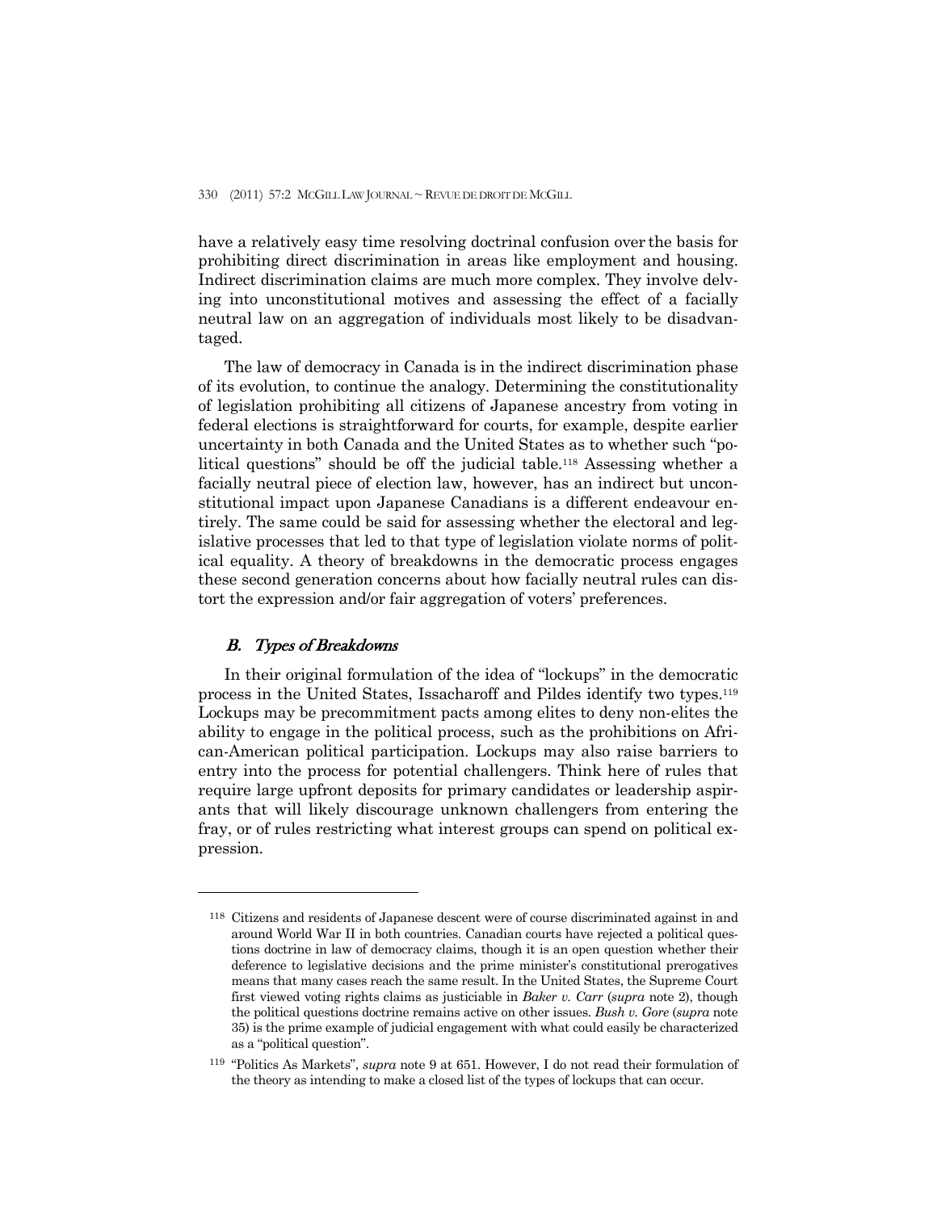have a relatively easy time resolving doctrinal confusion over the basis for prohibiting direct discrimination in areas like employment and housing. Indirect discrimination claims are much more complex. They involve delving into unconstitutional motives and assessing the effect of a facially neutral law on an aggregation of individuals most likely to be disadvantaged.

The law of democracy in Canada is in the indirect discrimination phase of its evolution, to continue the analogy. Determining the constitutionality of legislation prohibiting all citizens of Japanese ancestry from voting in federal elections is straightforward for courts, for example, despite earlier uncertainty in both Canada and the United States as to whether such "political questions" should be off the judicial table.[118] Assessing whether a facially neutral piece of election law, however, has an indirect but unconstitutional impact upon Japanese Canadians is a different endeavour entirely. The same could be said for assessing whether the electoral and legislative processes that led to that type of legislation violate norms of political equality. A theory of breakdowns in the democratic process engages these second generation concerns about how facially neutral rules can distort the expression and/or fair aggregation of voters' preferences.

### *B. Types of Breakdowns*

In their original formulation of the idea of "lockups" in the democratic process in the United States, Issacharoff and Pildes identify two types.[119] Lockups may be precommitment pacts among elites to deny non-elites the ability to engage in the political process, such as the prohibitions on African-American political participation. Lockups may also raise barriers to entry into the process for potential challengers. Think here of rules that require large upfront deposits for primary candidates or leadership aspirants that will likely discourage unknown challengers from entering the fray, or of rules restricting what interest groups can spend on political expression.

---

[118] Citizens and residents of Japanese descent were of course discriminated against in and around World War II in both countries. Canadian courts have rejected a political questions doctrine in law of democracy claims, though it is an open question whether their deference to legislative decisions and the prime minister's constitutional prerogatives means that many cases reach the same result. In the United States, the Supreme Court first viewed voting rights claims as justiciable in *Baker v. Carr* (*supra* note 2), though the political questions doctrine remains active on other issues. *Bush v. Gore* (*supra* note 35) is the prime example of judicial engagement with what could easily be characterized as a "political question".

[119] "Politics As Markets", *supra* note 9 at 651. However, I do not read their formulation of the theory as intending to make a closed list of the types of lockups that can occur.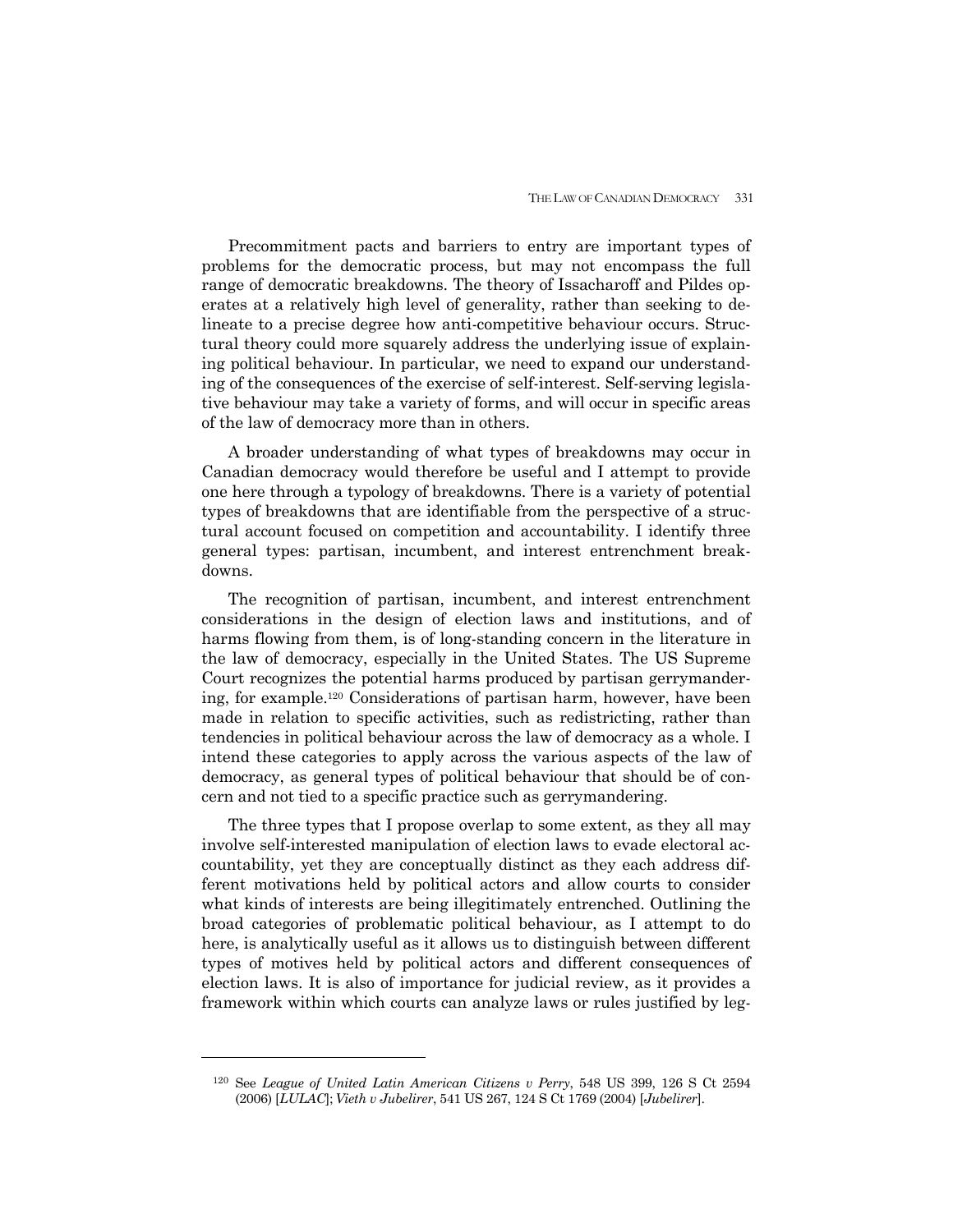Precommitment pacts and barriers to entry are important types of problems for the democratic process, but may not encompass the full range of democratic breakdowns. The theory of Issacharoff and Pildes operates at a relatively high level of generality, rather than seeking to delineate to a precise degree how anti-competitive behaviour occurs. Structural theory could more squarely address the underlying issue of explaining political behaviour. In particular, we need to expand our understanding of the consequences of the exercise of self-interest. Self-serving legislative behaviour may take a variety of forms, and will occur in specific areas of the law of democracy more than in others.

A broader understanding of what types of breakdowns may occur in Canadian democracy would therefore be useful and I attempt to provide one here through a typology of breakdowns. There is a variety of potential types of breakdowns that are identifiable from the perspective of a structural account focused on competition and accountability. I identify three general types: partisan, incumbent, and interest entrenchment breakdowns.

The recognition of partisan, incumbent, and interest entrenchment considerations in the design of election laws and institutions, and of harms flowing from them, is of long-standing concern in the literature in the law of democracy, especially in the United States. The US Supreme Court recognizes the potential harms produced by partisan gerrymandering, for example.[120] Considerations of partisan harm, however, have been made in relation to specific activities, such as redistricting, rather than tendencies in political behaviour across the law of democracy as a whole. I intend these categories to apply across the various aspects of the law of democracy, as general types of political behaviour that should be of concern and not tied to a specific practice such as gerrymandering.

The three types that I propose overlap to some extent, as they all may involve self-interested manipulation of election laws to evade electoral accountability, yet they are conceptually distinct as they each address different motivations held by political actors and allow courts to consider what kinds of interests are being illegitimately entrenched. Outlining the broad categories of problematic political behaviour, as I attempt to do here, is analytically useful as it allows us to distinguish between different types of motives held by political actors and different consequences of election laws. It is also of importance for judicial review, as it provides a framework within which courts can analyze laws or rules justified by leg-

---

[120] See *League of United Latin American Citizens v Perry*, 548 US 399, 126 S Ct 2594 (2006) [*LULAC*]; *Vieth v Jubelirer*, 541 US 267, 124 S Ct 1769 (2004) [*Jubelirer*].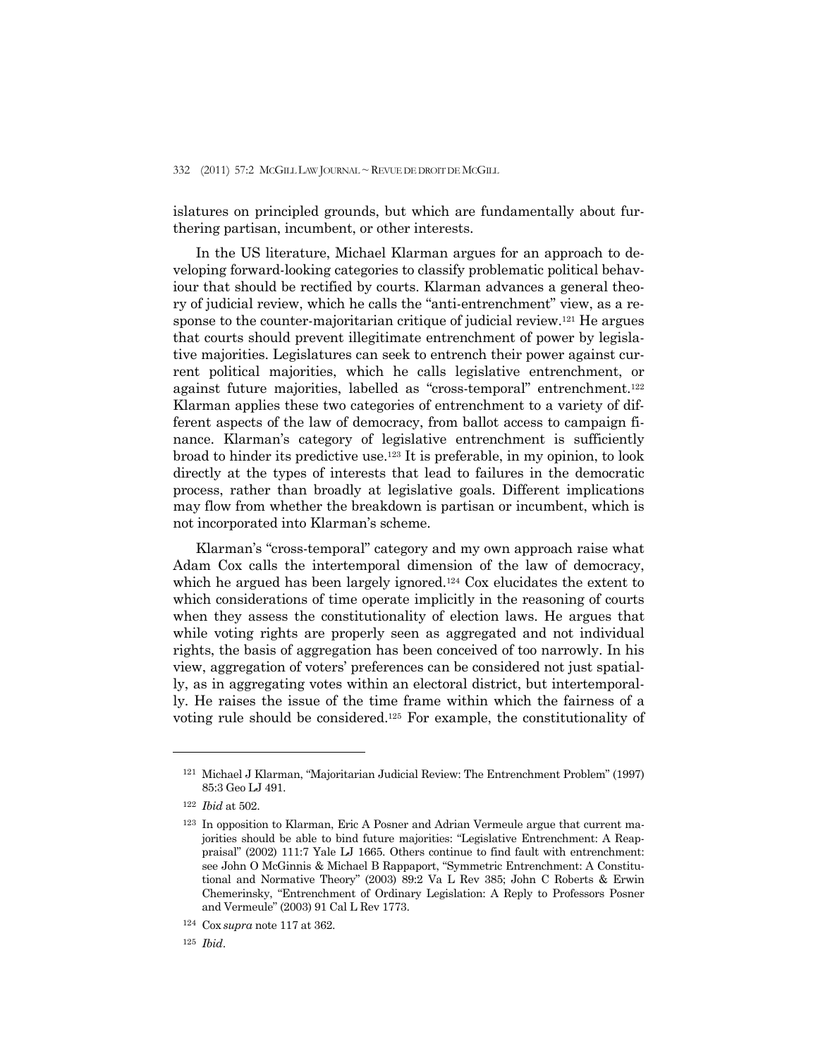islatures on principled grounds, but which are fundamentally about furthering partisan, incumbent, or other interests.

In the US literature, Michael Klarman argues for an approach to developing forward-looking categories to classify problematic political behaviour that should be rectified by courts. Klarman advances a general theory of judicial review, which he calls the "anti-entrenchment" view, as a response to the counter-majoritarian critique of judicial review.[121] He argues that courts should prevent illegitimate entrenchment of power by legislative majorities. Legislatures can seek to entrench their power against current political majorities, which he calls legislative entrenchment, or against future majorities, labelled as "cross-temporal" entrenchment.[122] Klarman applies these two categories of entrenchment to a variety of different aspects of the law of democracy, from ballot access to campaign finance. Klarman's category of legislative entrenchment is sufficiently broad to hinder its predictive use.[123] It is preferable, in my opinion, to look directly at the types of interests that lead to failures in the democratic process, rather than broadly at legislative goals. Different implications may flow from whether the breakdown is partisan or incumbent, which is not incorporated into Klarman's scheme.

Klarman's "cross-temporal" category and my own approach raise what Adam Cox calls the intertemporal dimension of the law of democracy, which he argued has been largely ignored.[124] Cox elucidates the extent to which considerations of time operate implicitly in the reasoning of courts when they assess the constitutionality of election laws. He argues that while voting rights are properly seen as aggregated and not individual rights, the basis of aggregation has been conceived of too narrowly. In his view, aggregation of voters' preferences can be considered not just spatially, as in aggregating votes within an electoral district, but intertemporally. He raises the issue of the time frame within which the fairness of a voting rule should be considered.[125] For example, the constitutionality of

---

[121] Michael J Klarman, "Majoritarian Judicial Review: The Entrenchment Problem" (1997) 85:3 Geo LJ 491.

[122] *Ibid* at 502.

[123] In opposition to Klarman, Eric A Posner and Adrian Vermeule argue that current majorities should be able to bind future majorities: "Legislative Entrenchment: A Reappraisal" (2002) 111:7 Yale LJ 1665. Others continue to find fault with entrenchment: see John O McGinnis & Michael B Rappaport, "Symmetric Entrenchment: A Constitutional and Normative Theory" (2003) 89:2 Va L Rev 385; John C Roberts & Erwin Chemerinsky, "Entrenchment of Ordinary Legislation: A Reply to Professors Posner and Vermeule" (2003) 91 Cal L Rev 1773.

[124] Cox *supra* note 117 at 362.

[125] *Ibid*.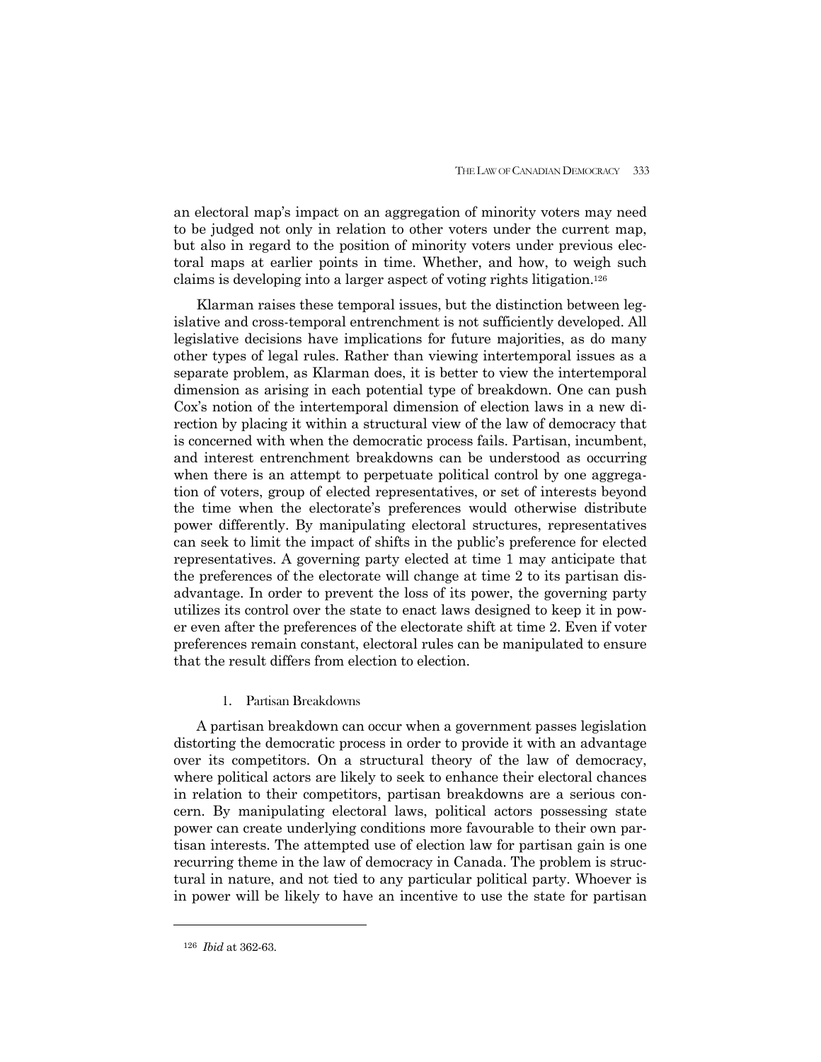an electoral map's impact on an aggregation of minority voters may need to be judged not only in relation to other voters under the current map, but also in regard to the position of minority voters under previous electoral maps at earlier points in time. Whether, and how, to weigh such claims is developing into a larger aspect of voting rights litigation.[126]

Klarman raises these temporal issues, but the distinction between legislative and cross-temporal entrenchment is not sufficiently developed. All legislative decisions have implications for future majorities, as do many other types of legal rules. Rather than viewing intertemporal issues as a separate problem, as Klarman does, it is better to view the intertemporal dimension as arising in each potential type of breakdown. One can push Cox's notion of the intertemporal dimension of election laws in a new direction by placing it within a structural view of the law of democracy that is concerned with when the democratic process fails. Partisan, incumbent, and interest entrenchment breakdowns can be understood as occurring when there is an attempt to perpetuate political control by one aggregation of voters, group of elected representatives, or set of interests beyond the time when the electorate's preferences would otherwise distribute power differently. By manipulating electoral structures, representatives can seek to limit the impact of shifts in the public's preference for elected representatives. A governing party elected at time 1 may anticipate that the preferences of the electorate will change at time 2 to its partisan disadvantage. In order to prevent the loss of its power, the governing party utilizes its control over the state to enact laws designed to keep it in power even after the preferences of the electorate shift at time 2. Even if voter preferences remain constant, electoral rules can be manipulated to ensure that the result differs from election to election.

### 1. Partisan Breakdowns

A partisan breakdown can occur when a government passes legislation distorting the democratic process in order to provide it with an advantage over its competitors. On a structural theory of the law of democracy, where political actors are likely to seek to enhance their electoral chances in relation to their competitors, partisan breakdowns are a serious concern. By manipulating electoral laws, political actors possessing state power can create underlying conditions more favourable to their own partisan interests. The attempted use of election law for partisan gain is one recurring theme in the law of democracy in Canada. The problem is structural in nature, and not tied to any particular political party. Whoever is in power will be likely to have an incentive to use the state for partisan

---

[126] *Ibid* at 362-63.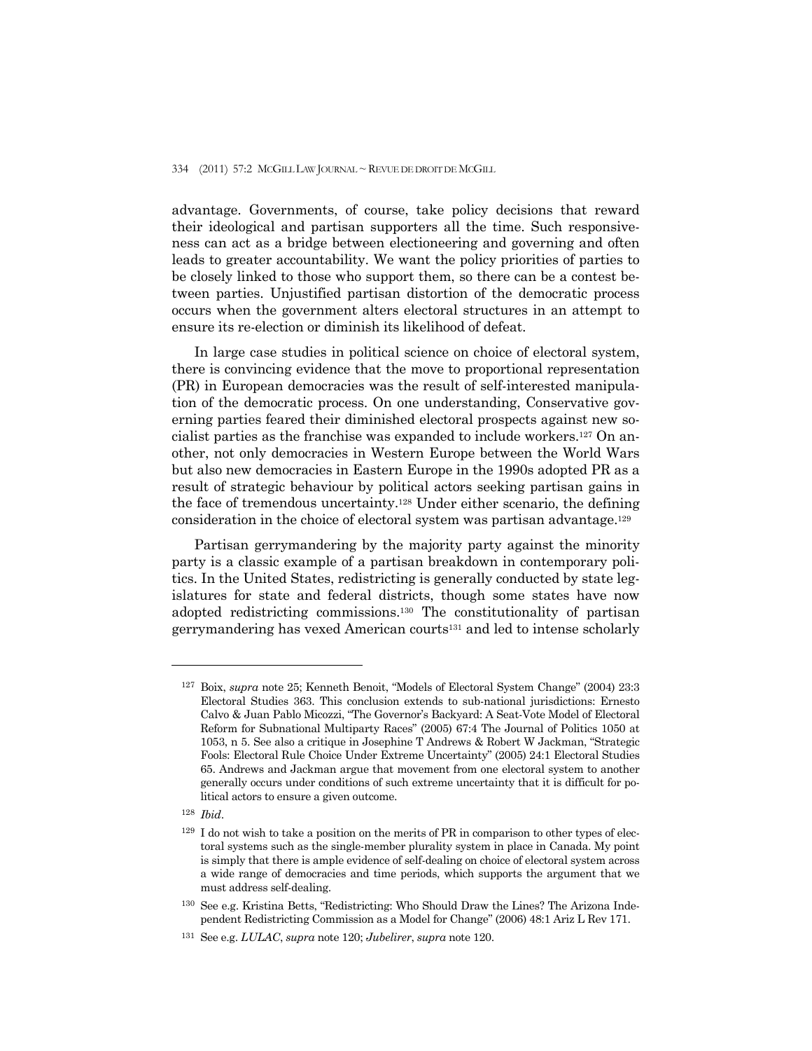advantage. Governments, of course, take policy decisions that reward their ideological and partisan supporters all the time. Such responsiveness can act as a bridge between electioneering and governing and often leads to greater accountability. We want the policy priorities of parties to be closely linked to those who support them, so there can be a contest between parties. Unjustified partisan distortion of the democratic process occurs when the government alters electoral structures in an attempt to ensure its re-election or diminish its likelihood of defeat.

In large case studies in political science on choice of electoral system, there is convincing evidence that the move to proportional representation (PR) in European democracies was the result of self-interested manipulation of the democratic process. On one understanding, Conservative governing parties feared their diminished electoral prospects against new socialist parties as the franchise was expanded to include workers.[127] On another, not only democracies in Western Europe between the World Wars but also new democracies in Eastern Europe in the 1990s adopted PR as a result of strategic behaviour by political actors seeking partisan gains in the face of tremendous uncertainty.[128] Under either scenario, the defining consideration in the choice of electoral system was partisan advantage.[129]

Partisan gerrymandering by the majority party against the minority party is a classic example of a partisan breakdown in contemporary politics. In the United States, redistricting is generally conducted by state legislatures for state and federal districts, though some states have now adopted redistricting commissions.[130] The constitutionality of partisan gerrymandering has vexed American courts[131] and led to intense scholarly

---

[127] Boix, *supra* note 25; Kenneth Benoit, "Models of Electoral System Change" (2004) 23:3 Electoral Studies 363. This conclusion extends to sub-national jurisdictions: Ernesto Calvo & Juan Pablo Micozzi, "The Governor's Backyard: A Seat-Vote Model of Electoral Reform for Subnational Multiparty Races" (2005) 67:4 The Journal of Politics 1050 at 1053, n 5. See also a critique in Josephine T Andrews & Robert W Jackman, "Strategic Fools: Electoral Rule Choice Under Extreme Uncertainty" (2005) 24:1 Electoral Studies 65. Andrews and Jackman argue that movement from one electoral system to another generally occurs under conditions of such extreme uncertainty that it is difficult for political actors to ensure a given outcome.

[128] *Ibid*.

[129] I do not wish to take a position on the merits of PR in comparison to other types of electoral systems such as the single-member plurality system in place in Canada. My point is simply that there is ample evidence of self-dealing on choice of electoral system across a wide range of democracies and time periods, which supports the argument that we must address self-dealing.

[130] See e.g. Kristina Betts, "Redistricting: Who Should Draw the Lines? The Arizona Independent Redistricting Commission as a Model for Change" (2006) 48:1 Ariz L Rev 171.

[131] See e.g. *LULAC*, *supra* note 120; *Jubelirer*, *supra* note 120.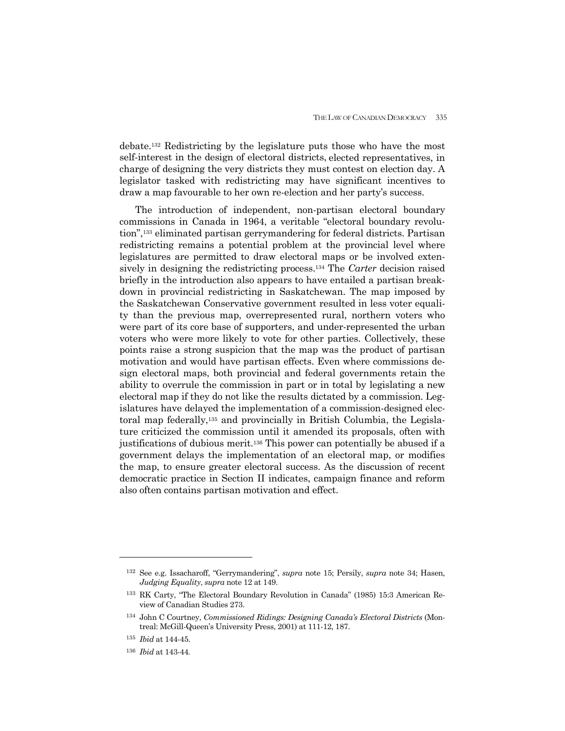debate.[132] Redistricting by the legislature puts those who have the most self-interest in the design of electoral districts, elected representatives, in charge of designing the very districts they must contest on election day. A legislator tasked with redistricting may have significant incentives to draw a map favourable to her own re-election and her party's success.

The introduction of independent, non-partisan electoral boundary commissions in Canada in 1964, a veritable "electoral boundary revolution",[133] eliminated partisan gerrymandering for federal districts. Partisan redistricting remains a potential problem at the provincial level where legislatures are permitted to draw electoral maps or be involved extensively in designing the redistricting process.[134] The *Carter* decision raised briefly in the introduction also appears to have entailed a partisan breakdown in provincial redistricting in Saskatchewan. The map imposed by the Saskatchewan Conservative government resulted in less voter equality than the previous map, overrepresented rural, northern voters who were part of its core base of supporters, and under-represented the urban voters who were more likely to vote for other parties. Collectively, these points raise a strong suspicion that the map was the product of partisan motivation and would have partisan effects. Even where commissions design electoral maps, both provincial and federal governments retain the ability to overrule the commission in part or in total by legislating a new electoral map if they do not like the results dictated by a commission. Legislatures have delayed the implementation of a commission-designed electoral map federally,[135] and provincially in British Columbia, the Legislature criticized the commission until it amended its proposals, often with justifications of dubious merit.[136] This power can potentially be abused if a government delays the implementation of an electoral map, or modifies the map, to ensure greater electoral success. As the discussion of recent democratic practice in Section II indicates, campaign finance and reform also often contains partisan motivation and effect.

---

[132] See e.g. Issacharoff, "Gerrymandering", *supra* note 15; Persily, *supra* note 34; Hasen, *Judging Equality*, *supra* note 12 at 149.

[133] RK Carty, "The Electoral Boundary Revolution in Canada" (1985) 15:3 American Review of Canadian Studies 273.

[134] John C Courtney, *Commissioned Ridings: Designing Canada's Electoral Districts* (Montreal: McGill-Queen's University Press, 2001) at 111-12, 187.

[135] *Ibid* at 144-45.

[136] *Ibid* at 143-44.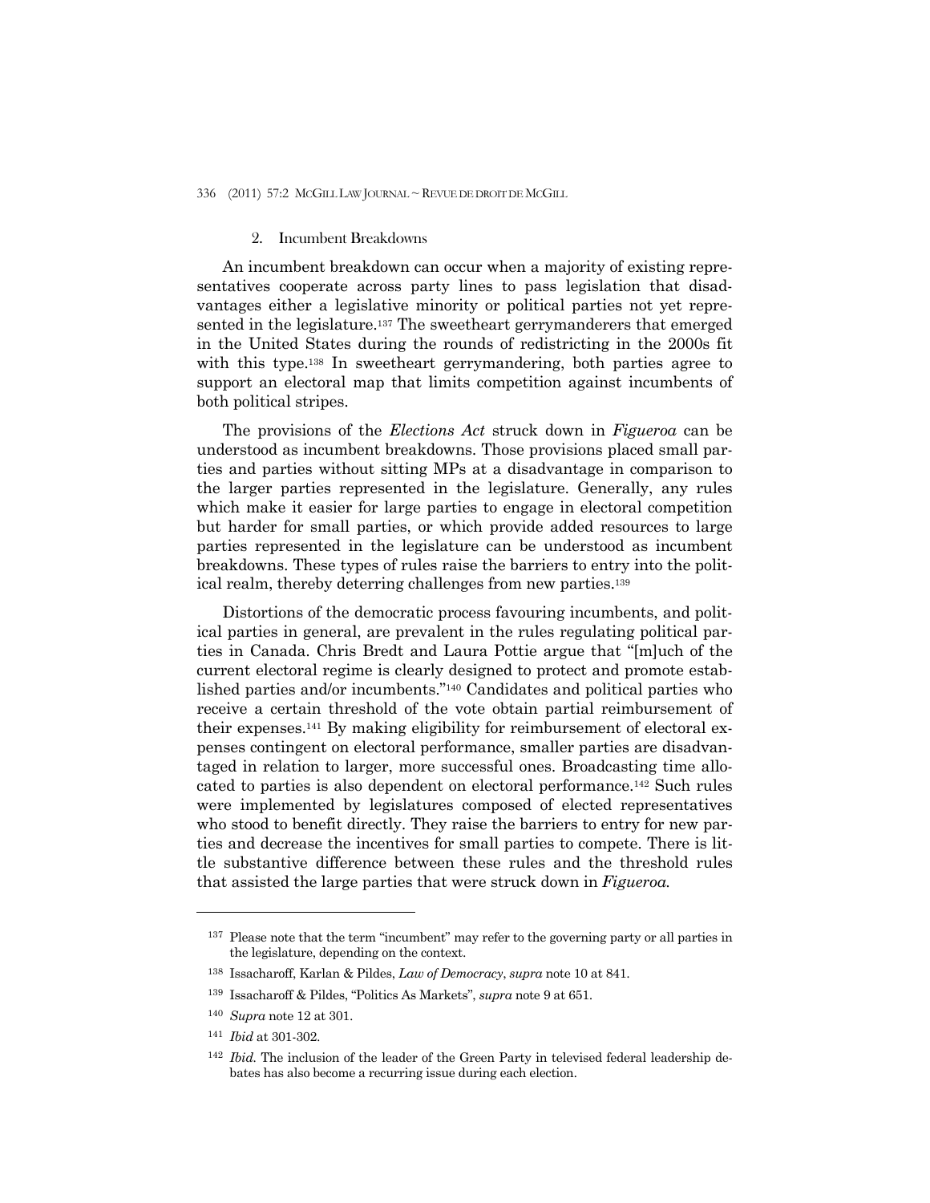### 2. Incumbent Breakdowns

An incumbent breakdown can occur when a majority of existing representatives cooperate across party lines to pass legislation that disadvantages either a legislative minority or political parties not yet represented in the legislature.[137] The sweetheart gerrymanderers that emerged in the United States during the rounds of redistricting in the 2000s fit with this type.[138] In sweetheart gerrymandering, both parties agree to support an electoral map that limits competition against incumbents of both political stripes.

The provisions of the *Elections Act* struck down in *Figueroa* can be understood as incumbent breakdowns. Those provisions placed small parties and parties without sitting MPs at a disadvantage in comparison to the larger parties represented in the legislature. Generally, any rules which make it easier for large parties to engage in electoral competition but harder for small parties, or which provide added resources to large parties represented in the legislature can be understood as incumbent breakdowns. These types of rules raise the barriers to entry into the political realm, thereby deterring challenges from new parties.[139]

Distortions of the democratic process favouring incumbents, and political parties in general, are prevalent in the rules regulating political parties in Canada. Chris Bredt and Laura Pottie argue that "[m]uch of the current electoral regime is clearly designed to protect and promote established parties and/or incumbents."[140] Candidates and political parties who receive a certain threshold of the vote obtain partial reimbursement of their expenses.[141] By making eligibility for reimbursement of electoral expenses contingent on electoral performance, smaller parties are disadvantaged in relation to larger, more successful ones. Broadcasting time allocated to parties is also dependent on electoral performance.[142] Such rules were implemented by legislatures composed of elected representatives who stood to benefit directly. They raise the barriers to entry for new parties and decrease the incentives for small parties to compete. There is little substantive difference between these rules and the threshold rules that assisted the large parties that were struck down in *Figueroa*.

---

[137] Please note that the term "incumbent" may refer to the governing party or all parties in the legislature, depending on the context.

[138] Issacharoff, Karlan & Pildes, *Law of Democracy*, *supra* note 10 at 841.

[139] Issacharoff & Pildes, "Politics As Markets", *supra* note 9 at 651.

[140] *Supra* note 12 at 301.

[141] *Ibid* at 301-302.

[142] *Ibid*. The inclusion of the leader of the Green Party in televised federal leadership debates has also become a recurring issue during each election.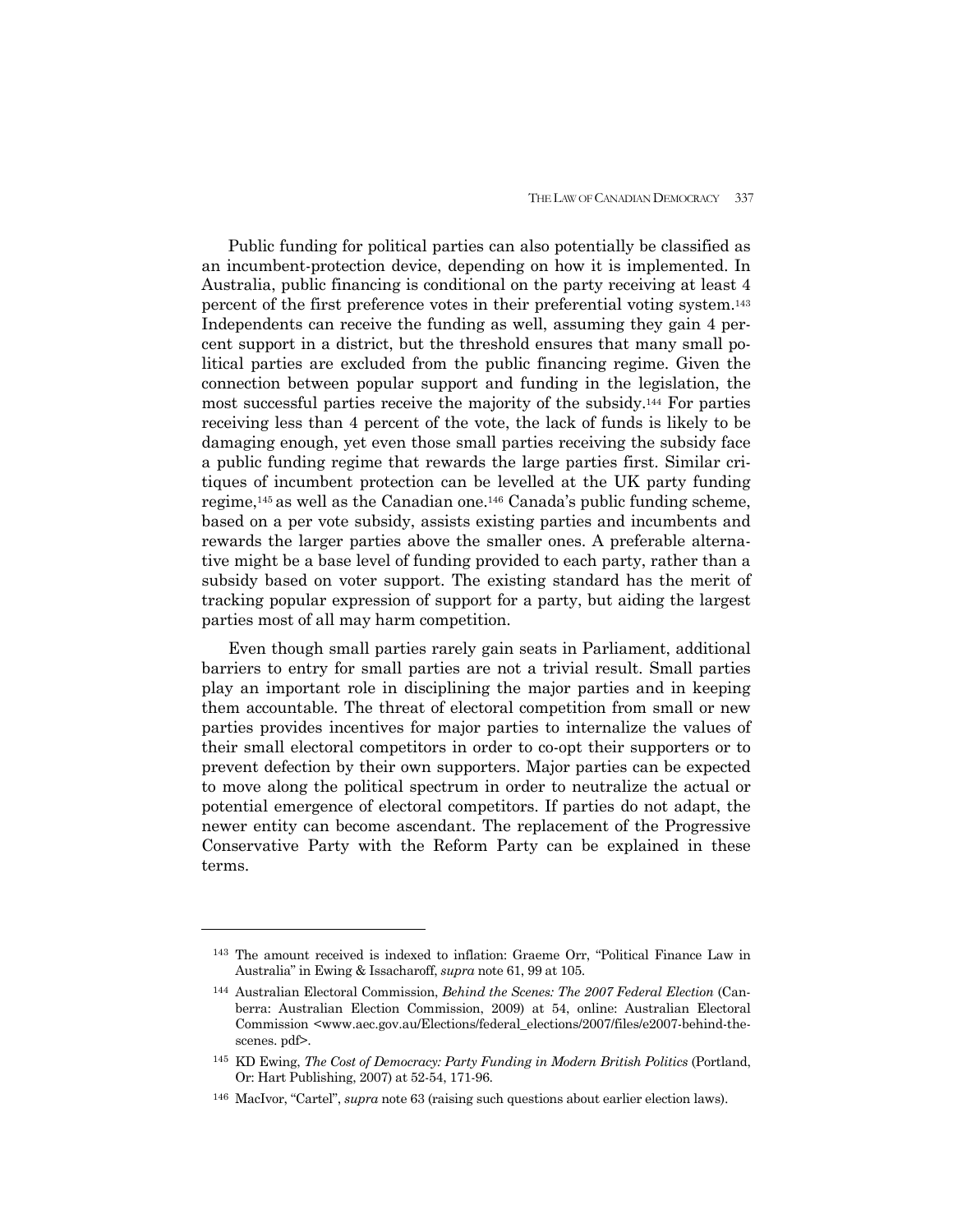Public funding for political parties can also potentially be classified as an incumbent-protection device, depending on how it is implemented. In Australia, public financing is conditional on the party receiving at least 4 percent of the first preference votes in their preferential voting system.[143] Independents can receive the funding as well, assuming they gain 4 percent support in a district, but the threshold ensures that many small political parties are excluded from the public financing regime. Given the connection between popular support and funding in the legislation, the most successful parties receive the majority of the subsidy.[144] For parties receiving less than 4 percent of the vote, the lack of funds is likely to be damaging enough, yet even those small parties receiving the subsidy face a public funding regime that rewards the large parties first. Similar critiques of incumbent protection can be levelled at the UK party funding regime,[145] as well as the Canadian one.[146] Canada's public funding scheme, based on a per vote subsidy, assists existing parties and incumbents and rewards the larger parties above the smaller ones. A preferable alternative might be a base level of funding provided to each party, rather than a subsidy based on voter support. The existing standard has the merit of tracking popular expression of support for a party, but aiding the largest parties most of all may harm competition.

Even though small parties rarely gain seats in Parliament, additional barriers to entry for small parties are not a trivial result. Small parties play an important role in disciplining the major parties and in keeping them accountable. The threat of electoral competition from small or new parties provides incentives for major parties to internalize the values of their small electoral competitors in order to co-opt their supporters or to prevent defection by their own supporters. Major parties can be expected to move along the political spectrum in order to neutralize the actual or potential emergence of electoral competitors. If parties do not adapt, the newer entity can become ascendant. The replacement of the Progressive Conservative Party with the Reform Party can be explained in these terms.

---

[143] The amount received is indexed to inflation: Graeme Orr, "Political Finance Law in Australia" in Ewing & Issacharoff, *supra* note 61, 99 at 105.

[144] Australian Electoral Commission, *Behind the Scenes: The 2007 Federal Election* (Canberra: Australian Election Commission, 2009) at 54, online: Australian Electoral Commission <www.aec.gov.au/Elections/federal_elections/2007/files/e2007-behind-the-scenes. pdf>.

[145] KD Ewing, *The Cost of Democracy: Party Funding in Modern British Politics* (Portland, Or: Hart Publishing, 2007) at 52-54, 171-96.

[146] MacIvor, "Cartel", *supra* note 63 (raising such questions about earlier election laws).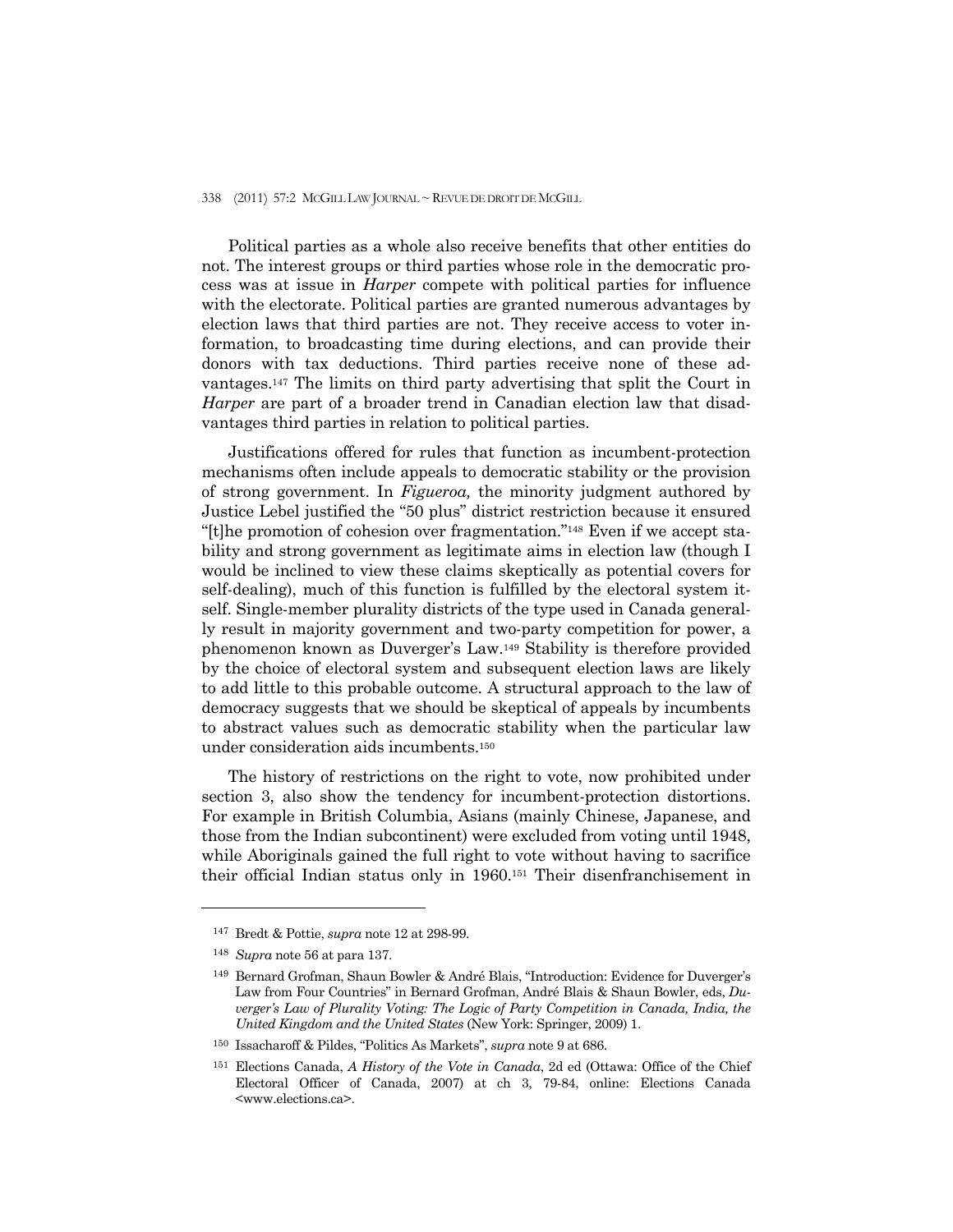Political parties as a whole also receive benefits that other entities do not. The interest groups or third parties whose role in the democratic process was at issue in *Harper* compete with political parties for influence with the electorate. Political parties are granted numerous advantages by election laws that third parties are not. They receive access to voter information, to broadcasting time during elections, and can provide their donors with tax deductions. Third parties receive none of these advantages.[147] The limits on third party advertising that split the Court in *Harper* are part of a broader trend in Canadian election law that disadvantages third parties in relation to political parties.

Justifications offered for rules that function as incumbent-protection mechanisms often include appeals to democratic stability or the provision of strong government. In *Figueroa,* the minority judgment authored by Justice Lebel justified the "50 plus" district restriction because it ensured "[t]he promotion of cohesion over fragmentation."[148] Even if we accept stability and strong government as legitimate aims in election law (though I would be inclined to view these claims skeptically as potential covers for self-dealing), much of this function is fulfilled by the electoral system itself. Single-member plurality districts of the type used in Canada generally result in majority government and two-party competition for power, a phenomenon known as Duverger's Law.[149] Stability is therefore provided by the choice of electoral system and subsequent election laws are likely to add little to this probable outcome. A structural approach to the law of democracy suggests that we should be skeptical of appeals by incumbents to abstract values such as democratic stability when the particular law under consideration aids incumbents.[150]

The history of restrictions on the right to vote, now prohibited under section 3, also show the tendency for incumbent-protection distortions. For example in British Columbia, Asians (mainly Chinese, Japanese, and those from the Indian subcontinent) were excluded from voting until 1948, while Aboriginals gained the full right to vote without having to sacrifice their official Indian status only in 1960.[151] Their disenfranchisement in

---

[147] Bredt & Pottie, *supra* note 12 at 298-99.

[148] *Supra* note 56 at para 137.

[149] Bernard Grofman, Shaun Bowler & André Blais, "Introduction: Evidence for Duverger's Law from Four Countries" in Bernard Grofman, André Blais & Shaun Bowler, eds, *Duverger's Law of Plurality Voting: The Logic of Party Competition in Canada, India, the United Kingdom and the United States* (New York: Springer, 2009) 1.

[150] Issacharoff & Pildes, "Politics As Markets", *supra* note 9 at 686.

[151] Elections Canada, *A History of the Vote in Canada*, 2d ed (Ottawa: Office of the Chief Electoral Officer of Canada, 2007) at ch 3, 79-84, online: Elections Canada <www.elections.ca>.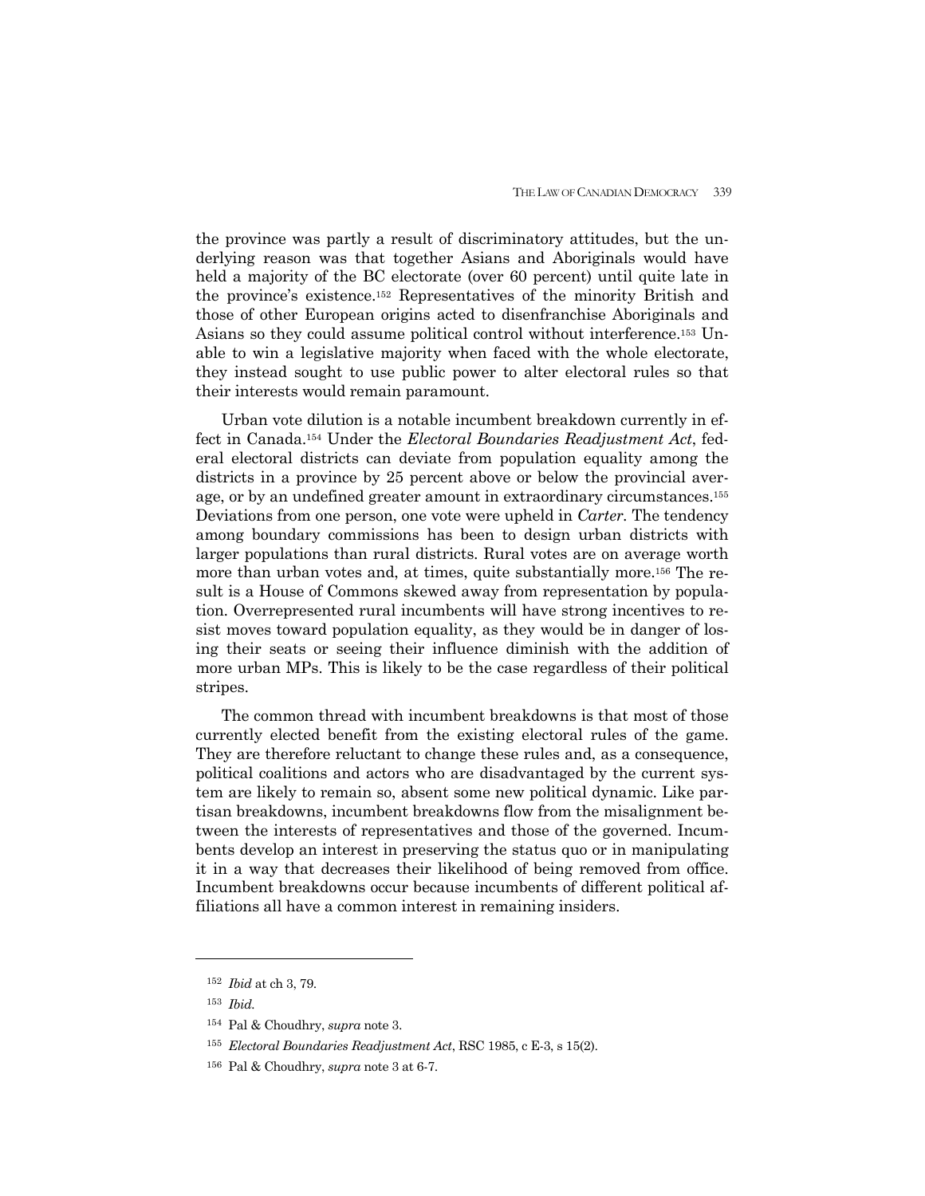the province was partly a result of discriminatory attitudes, but the underlying reason was that together Asians and Aboriginals would have held a majority of the BC electorate (over 60 percent) until quite late in the province's existence.[152] Representatives of the minority British and those of other European origins acted to disenfranchise Aboriginals and Asians so they could assume political control without interference.[153] Unable to win a legislative majority when faced with the whole electorate, they instead sought to use public power to alter electoral rules so that their interests would remain paramount.

Urban vote dilution is a notable incumbent breakdown currently in effect in Canada.[154] Under the *Electoral Boundaries Readjustment Act*, federal electoral districts can deviate from population equality among the districts in a province by 25 percent above or below the provincial average, or by an undefined greater amount in extraordinary circumstances.[155] Deviations from one person, one vote were upheld in *Carter*. The tendency among boundary commissions has been to design urban districts with larger populations than rural districts. Rural votes are on average worth more than urban votes and, at times, quite substantially more.[156] The result is a House of Commons skewed away from representation by population. Overrepresented rural incumbents will have strong incentives to resist moves toward population equality, as they would be in danger of losing their seats or seeing their influence diminish with the addition of more urban MPs. This is likely to be the case regardless of their political stripes.

The common thread with incumbent breakdowns is that most of those currently elected benefit from the existing electoral rules of the game. They are therefore reluctant to change these rules and, as a consequence, political coalitions and actors who are disadvantaged by the current system are likely to remain so, absent some new political dynamic. Like partisan breakdowns, incumbent breakdowns flow from the misalignment between the interests of representatives and those of the governed. Incumbents develop an interest in preserving the status quo or in manipulating it in a way that decreases their likelihood of being removed from office. Incumbent breakdowns occur because incumbents of different political affiliations all have a common interest in remaining insiders.

---

[152] *Ibid* at ch 3, 79.

[153] *Ibid*.

[154] Pal & Choudhry, *supra* note 3.

[155] *Electoral Boundaries Readjustment Act*, RSC 1985, c E-3, s 15(2).

[156] Pal & Choudhry, *supra* note 3 at 6-7.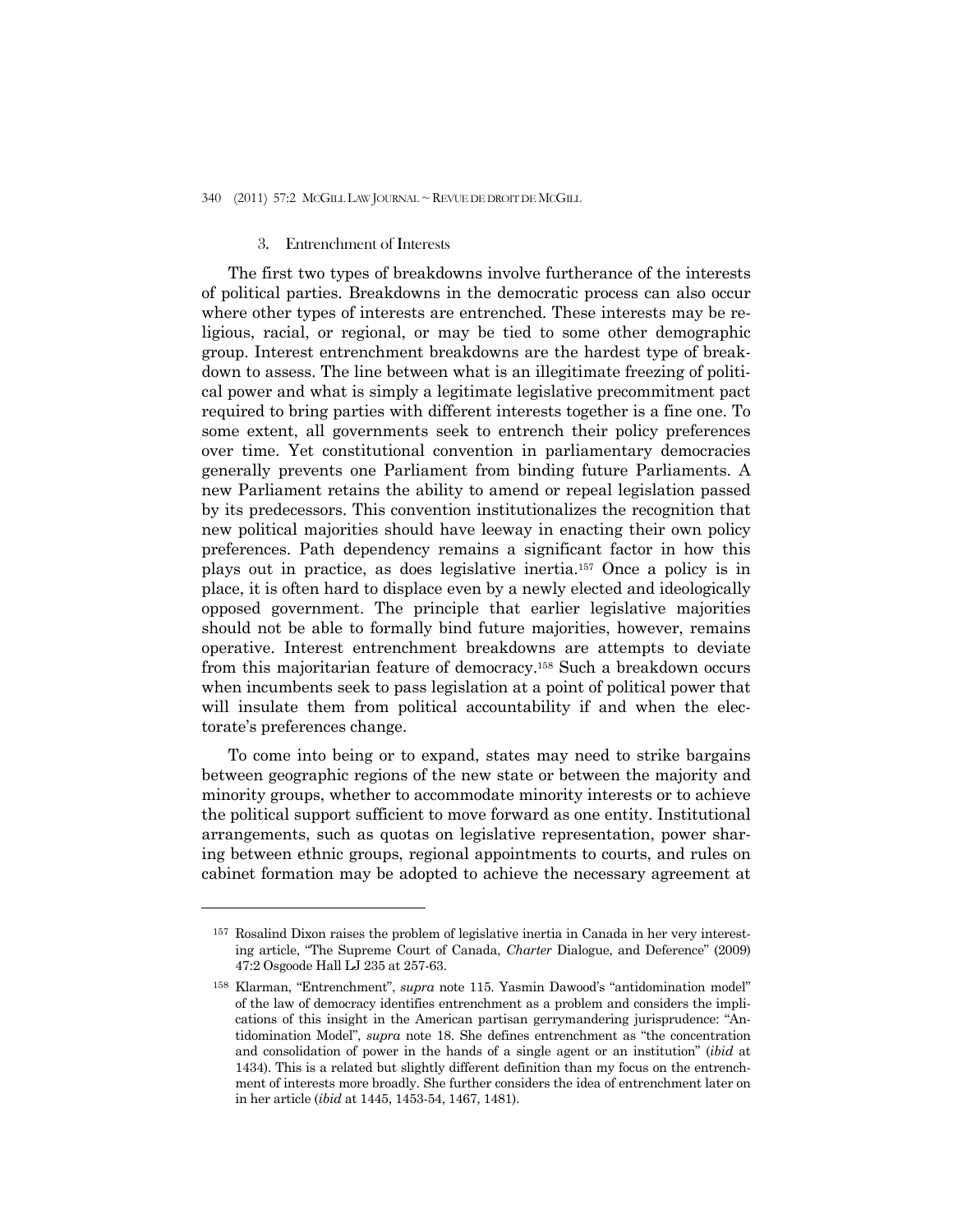### 3. Entrenchment of Interests

The first two types of breakdowns involve furtherance of the interests of political parties. Breakdowns in the democratic process can also occur where other types of interests are entrenched. These interests may be religious, racial, or regional, or may be tied to some other demographic group. Interest entrenchment breakdowns are the hardest type of breakdown to assess. The line between what is an illegitimate freezing of political power and what is simply a legitimate legislative precommitment pact required to bring parties with different interests together is a fine one. To some extent, all governments seek to entrench their policy preferences over time. Yet constitutional convention in parliamentary democracies generally prevents one Parliament from binding future Parliaments. A new Parliament retains the ability to amend or repeal legislation passed by its predecessors. This convention institutionalizes the recognition that new political majorities should have leeway in enacting their own policy preferences. Path dependency remains a significant factor in how this plays out in practice, as does legislative inertia.[157] Once a policy is in place, it is often hard to displace even by a newly elected and ideologically opposed government. The principle that earlier legislative majorities should not be able to formally bind future majorities, however, remains operative. Interest entrenchment breakdowns are attempts to deviate from this majoritarian feature of democracy.[158] Such a breakdown occurs when incumbents seek to pass legislation at a point of political power that will insulate them from political accountability if and when the electorate's preferences change.

To come into being or to expand, states may need to strike bargains between geographic regions of the new state or between the majority and minority groups, whether to accommodate minority interests or to achieve the political support sufficient to move forward as one entity. Institutional arrangements, such as quotas on legislative representation, power sharing between ethnic groups, regional appointments to courts, and rules on cabinet formation may be adopted to achieve the necessary agreement at

---

[157] Rosalind Dixon raises the problem of legislative inertia in Canada in her very interesting article, "The Supreme Court of Canada, *Charter* Dialogue, and Deference" (2009) 47:2 Osgoode Hall LJ 235 at 257-63.

[158] Klarman, "Entrenchment", *supra* note 115. Yasmin Dawood's "antidomination model" of the law of democracy identifies entrenchment as a problem and considers the implications of this insight in the American partisan gerrymandering jurisprudence: "Antidomination Model", *supra* note 18. She defines entrenchment as "the concentration and consolidation of power in the hands of a single agent or an institution" (*ibid* at 1434). This is a related but slightly different definition than my focus on the entrenchment of interests more broadly. She further considers the idea of entrenchment later on in her article (*ibid* at 1445, 1453-54, 1467, 1481).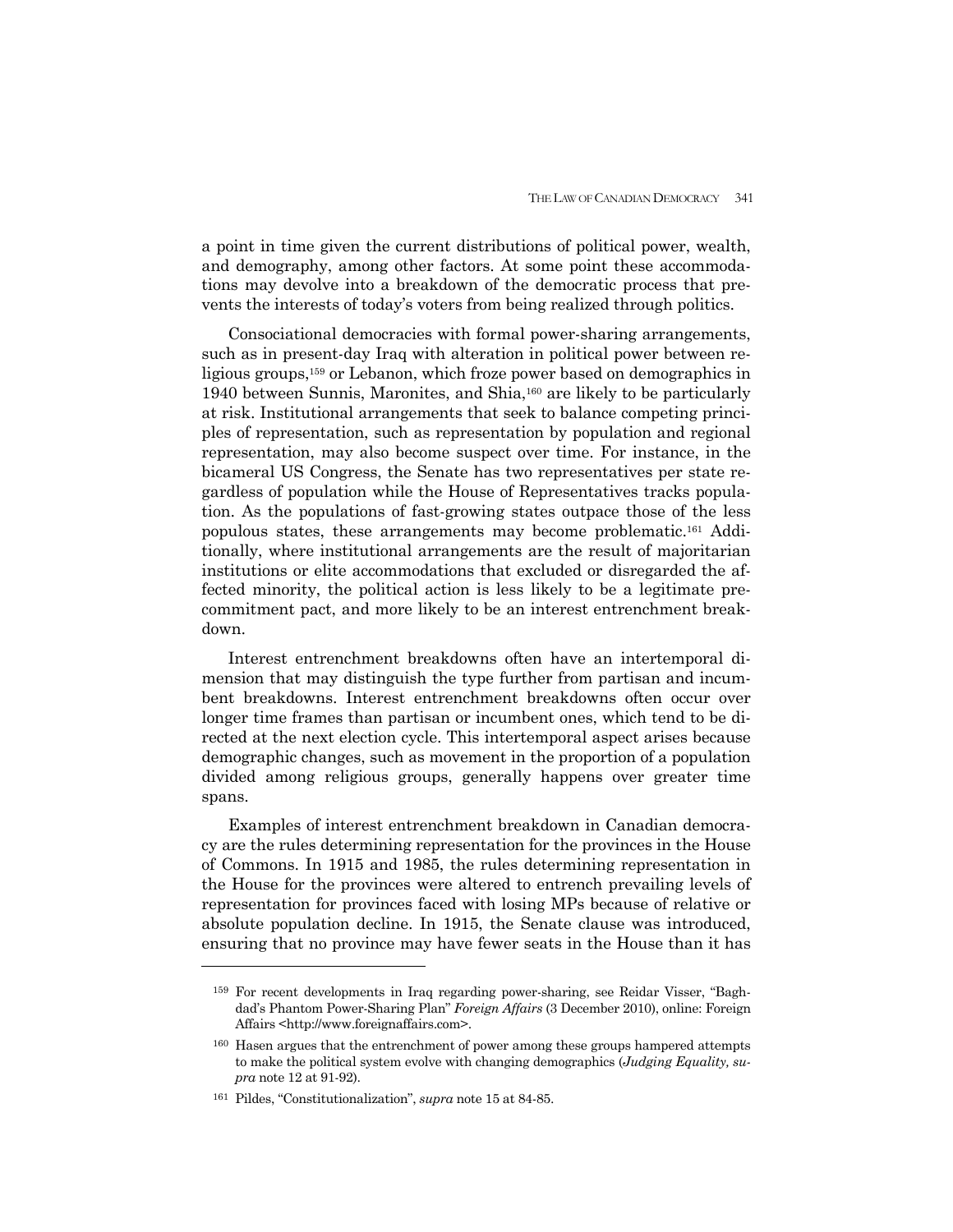a point in time given the current distributions of political power, wealth, and demography, among other factors. At some point these accommodations may devolve into a breakdown of the democratic process that prevents the interests of today's voters from being realized through politics.

Consociational democracies with formal power-sharing arrangements, such as in present-day Iraq with alteration in political power between religious groups,[159] or Lebanon, which froze power based on demographics in 1940 between Sunnis, Maronites, and Shia,[160] are likely to be particularly at risk. Institutional arrangements that seek to balance competing principles of representation, such as representation by population and regional representation, may also become suspect over time. For instance, in the bicameral US Congress, the Senate has two representatives per state regardless of population while the House of Representatives tracks population. As the populations of fast-growing states outpace those of the less populous states, these arrangements may become problematic.[161] Additionally, where institutional arrangements are the result of majoritarian institutions or elite accommodations that excluded or disregarded the affected minority, the political action is less likely to be a legitimate precommitment pact, and more likely to be an interest entrenchment breakdown.

Interest entrenchment breakdowns often have an intertemporal dimension that may distinguish the type further from partisan and incumbent breakdowns. Interest entrenchment breakdowns often occur over longer time frames than partisan or incumbent ones, which tend to be directed at the next election cycle. This intertemporal aspect arises because demographic changes, such as movement in the proportion of a population divided among religious groups, generally happens over greater time spans.

Examples of interest entrenchment breakdown in Canadian democracy are the rules determining representation for the provinces in the House of Commons. In 1915 and 1985, the rules determining representation in the House for the provinces were altered to entrench prevailing levels of representation for provinces faced with losing MPs because of relative or absolute population decline. In 1915, the Senate clause was introduced, ensuring that no province may have fewer seats in the House than it has

---

[159] For recent developments in Iraq regarding power-sharing, see Reidar Visser, "Baghdad's Phantom Power-Sharing Plan" *Foreign Affairs* (3 December 2010), online: Foreign Affairs <http://www.foreignaffairs.com>.

[160] Hasen argues that the entrenchment of power among these groups hampered attempts to make the political system evolve with changing demographics (*Judging Equality, supra* note 12 at 91-92).

[161] Pildes, "Constitutionalization", *supra* note 15 at 84-85.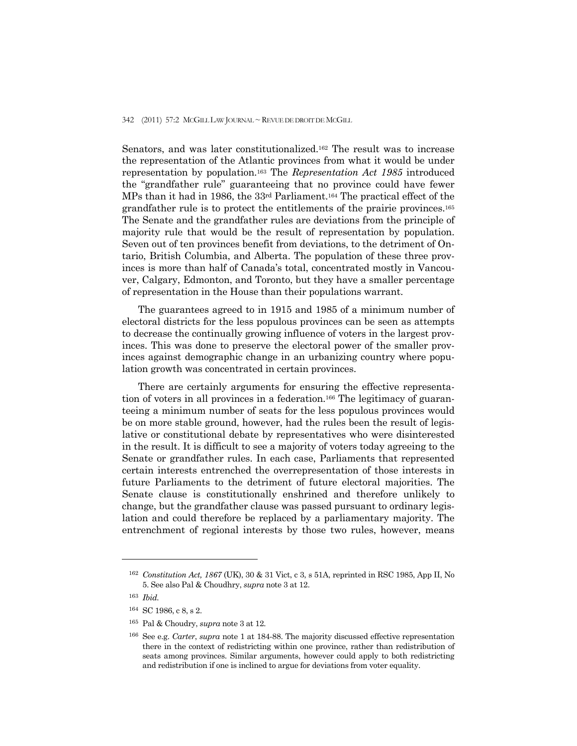Senators, and was later constitutionalized.[162] The result was to increase the representation of the Atlantic provinces from what it would be under representation by population.[163] The *Representation Act 1985* introduced the "grandfather rule" guaranteeing that no province could have fewer MPs than it had in 1986, the 33rd Parliament.[164] The practical effect of the grandfather rule is to protect the entitlements of the prairie provinces.[165] The Senate and the grandfather rules are deviations from the principle of majority rule that would be the result of representation by population. Seven out of ten provinces benefit from deviations, to the detriment of Ontario, British Columbia, and Alberta. The population of these three provinces is more than half of Canada's total, concentrated mostly in Vancouver, Calgary, Edmonton, and Toronto, but they have a smaller percentage of representation in the House than their populations warrant.

The guarantees agreed to in 1915 and 1985 of a minimum number of electoral districts for the less populous provinces can be seen as attempts to decrease the continually growing influence of voters in the largest provinces. This was done to preserve the electoral power of the smaller provinces against demographic change in an urbanizing country where population growth was concentrated in certain provinces.

There are certainly arguments for ensuring the effective representation of voters in all provinces in a federation.[166] The legitimacy of guaranteeing a minimum number of seats for the less populous provinces would be on more stable ground, however, had the rules been the result of legislative or constitutional debate by representatives who were disinterested in the result. It is difficult to see a majority of voters today agreeing to the Senate or grandfather rules. In each case, Parliaments that represented certain interests entrenched the overrepresentation of those interests in future Parliaments to the detriment of future electoral majorities. The Senate clause is constitutionally enshrined and therefore unlikely to change, but the grandfather clause was passed pursuant to ordinary legislation and could therefore be replaced by a parliamentary majority. The entrenchment of regional interests by those two rules, however, means

---

[162] *Constitution Act, 1867* (UK), 30 & 31 Vict, c 3, s 51A, reprinted in RSC 1985, App II, No 5. See also Pal & Choudhry, *supra* note 3 at 12.

[163] *Ibid.*

[164] SC 1986, c 8, s 2.

[165] Pal & Choudry, *supra* note 3 at 12.

[166] See e.g. *Carter*, *supra* note 1 at 184-88. The majority discussed effective representation there in the context of redistricting within one province, rather than redistribution of seats among provinces. Similar arguments, however could apply to both redistricting and redistribution if one is inclined to argue for deviations from voter equality.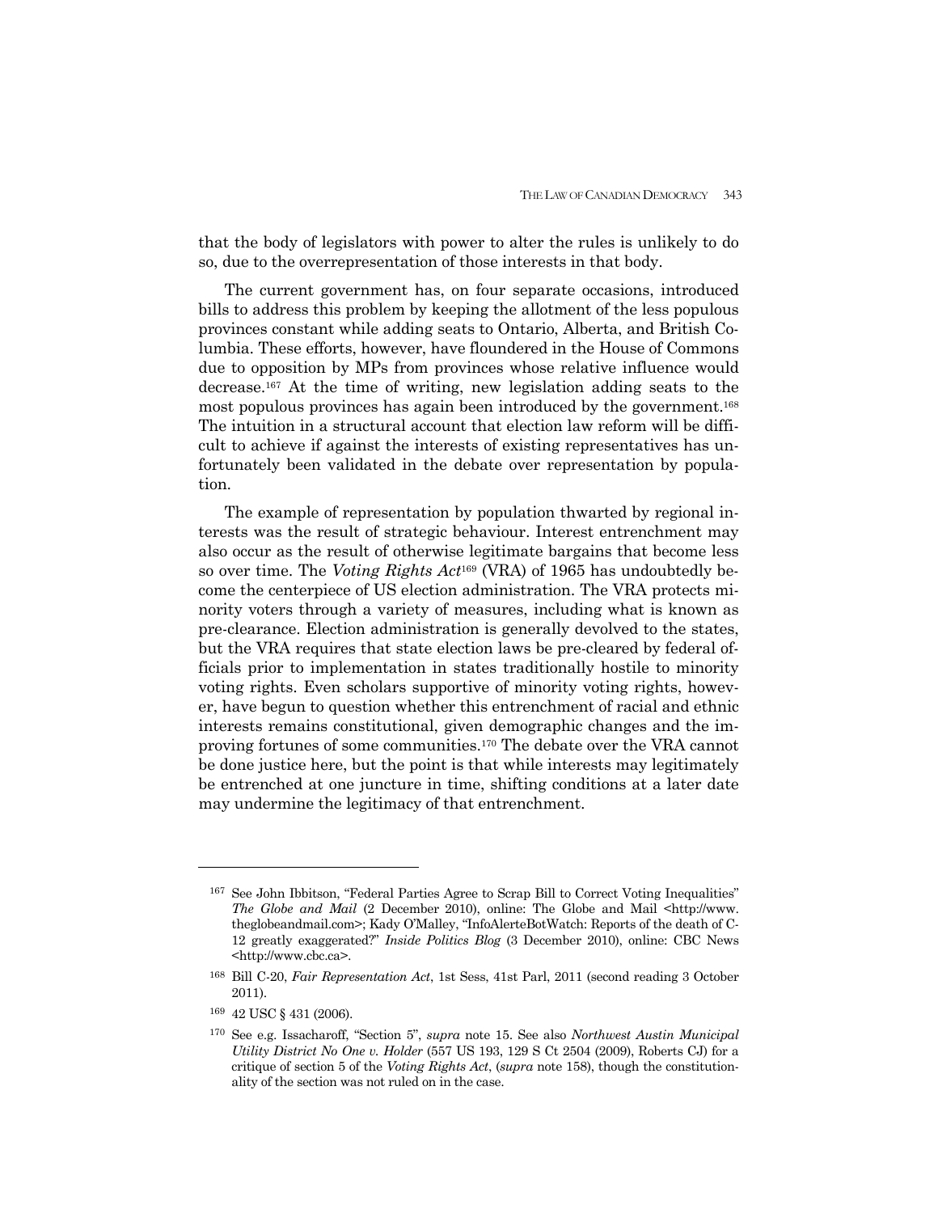that the body of legislators with power to alter the rules is unlikely to do so, due to the overrepresentation of those interests in that body.

The current government has, on four separate occasions, introduced bills to address this problem by keeping the allotment of the less populous provinces constant while adding seats to Ontario, Alberta, and British Columbia. These efforts, however, have floundered in the House of Commons due to opposition by MPs from provinces whose relative influence would decrease.[167] At the time of writing, new legislation adding seats to the most populous provinces has again been introduced by the government.[168] The intuition in a structural account that election law reform will be difficult to achieve if against the interests of existing representatives has unfortunately been validated in the debate over representation by population.

The example of representation by population thwarted by regional interests was the result of strategic behaviour. Interest entrenchment may also occur as the result of otherwise legitimate bargains that become less so over time. The *Voting Rights Act*[169] (VRA) of 1965 has undoubtedly become the centerpiece of US election administration. The VRA protects minority voters through a variety of measures, including what is known as pre-clearance. Election administration is generally devolved to the states, but the VRA requires that state election laws be pre-cleared by federal officials prior to implementation in states traditionally hostile to minority voting rights. Even scholars supportive of minority voting rights, however, have begun to question whether this entrenchment of racial and ethnic interests remains constitutional, given demographic changes and the improving fortunes of some communities.[170] The debate over the VRA cannot be done justice here, but the point is that while interests may legitimately be entrenched at one juncture in time, shifting conditions at a later date may undermine the legitimacy of that entrenchment.

---

[167] See John Ibbitson, "Federal Parties Agree to Scrap Bill to Correct Voting Inequalities" *The Globe and Mail* (2 December 2010), online: The Globe and Mail <http://www.theglobeandmail.com>; Kady O'Malley, "InfoAlerteBotWatch: Reports of the death of C-12 greatly exaggerated?" *Inside Politics Blog* (3 December 2010), online: CBC News <http://www.cbc.ca>.

[168] Bill C-20, *Fair Representation Act*, 1st Sess, 41st Parl, 2011 (second reading 3 October 2011).

[169] 42 USC § 431 (2006).

[170] See e.g. Issacharoff, "Section 5", *supra* note 15. See also *Northwest Austin Municipal Utility District No One v. Holder* (557 US 193, 129 S Ct 2504 (2009), Roberts CJ) for a critique of section 5 of the *Voting Rights Act*, (*supra* note 158), though the constitutionality of the section was not ruled on in the case.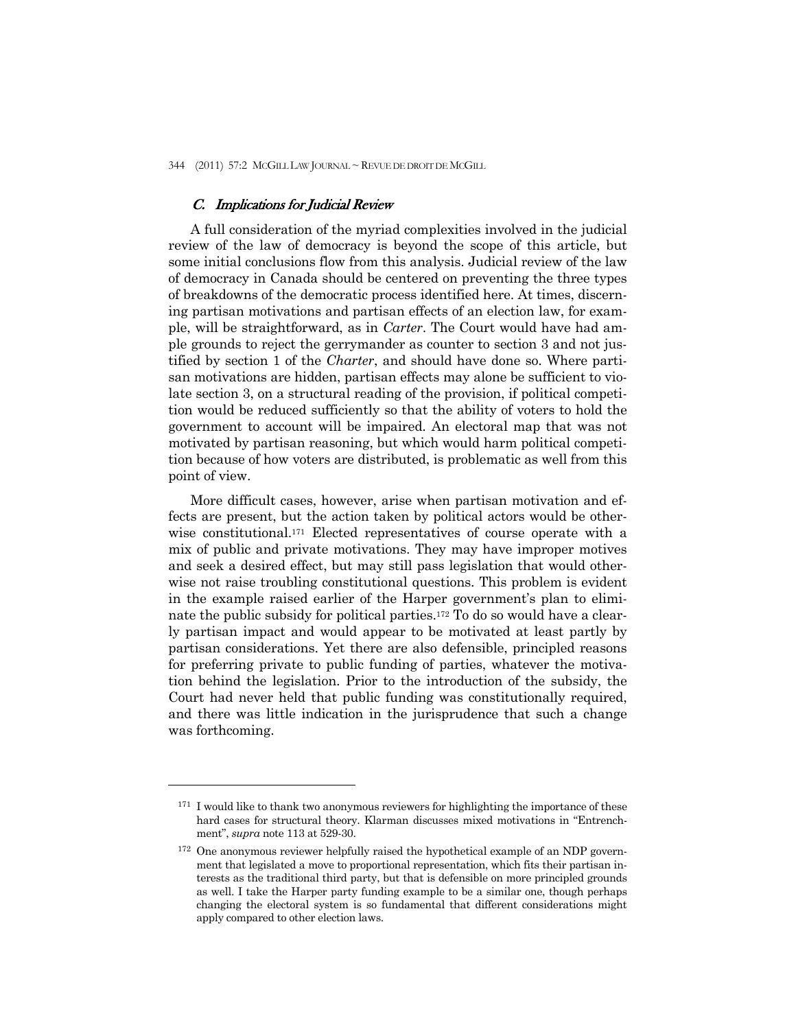### *C. Implications for Judicial Review*

A full consideration of the myriad complexities involved in the judicial review of the law of democracy is beyond the scope of this article, but some initial conclusions flow from this analysis. Judicial review of the law of democracy in Canada should be centered on preventing the three types of breakdowns of the democratic process identified here. At times, discerning partisan motivations and partisan effects of an election law, for example, will be straightforward, as in *Carter*. The Court would have had ample grounds to reject the gerrymander as counter to section 3 and not justified by section 1 of the *Charter*, and should have done so. Where partisan motivations are hidden, partisan effects may alone be sufficient to violate section 3, on a structural reading of the provision, if political competition would be reduced sufficiently so that the ability of voters to hold the government to account will be impaired. An electoral map that was not motivated by partisan reasoning, but which would harm political competition because of how voters are distributed, is problematic as well from this point of view.

More difficult cases, however, arise when partisan motivation and effects are present, but the action taken by political actors would be otherwise constitutional.[171] Elected representatives of course operate with a mix of public and private motivations. They may have improper motives and seek a desired effect, but may still pass legislation that would otherwise not raise troubling constitutional questions. This problem is evident in the example raised earlier of the Harper government's plan to eliminate the public subsidy for political parties.[172] To do so would have a clearly partisan impact and would appear to be motivated at least partly by partisan considerations. Yet there are also defensible, principled reasons for preferring private to public funding of parties, whatever the motivation behind the legislation. Prior to the introduction of the subsidy, the Court had never held that public funding was constitutionally required, and there was little indication in the jurisprudence that such a change was forthcoming.

---

[171] I would like to thank two anonymous reviewers for highlighting the importance of these hard cases for structural theory. Klarman discusses mixed motivations in "Entrenchment", *supra* note 113 at 529-30.

[172] One anonymous reviewer helpfully raised the hypothetical example of an NDP government that legislated a move to proportional representation, which fits their partisan interests as the traditional third party, but that is defensible on more principled grounds as well. I take the Harper party funding example to be a similar one, though perhaps changing the electoral system is so fundamental that different considerations might apply compared to other election laws.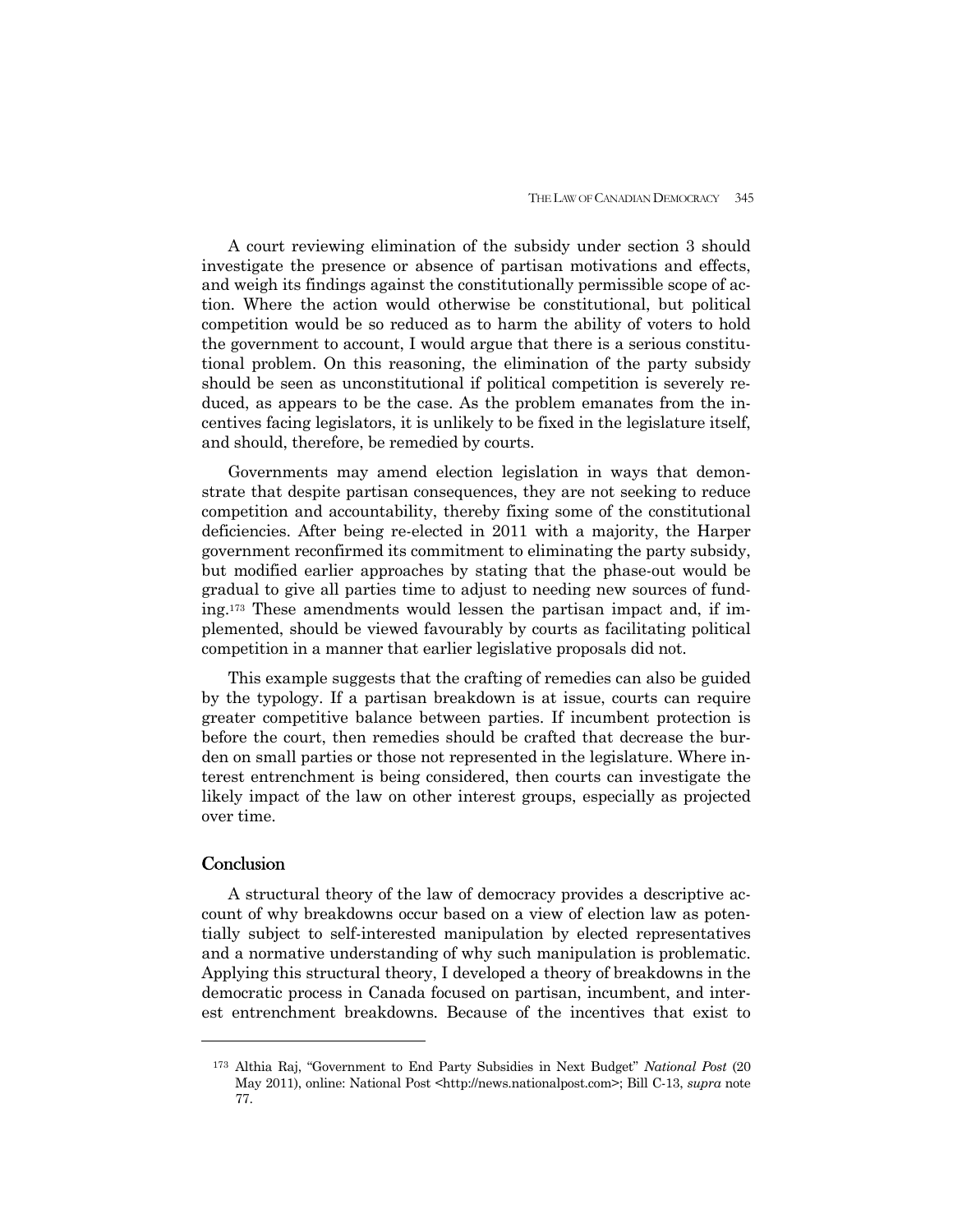A court reviewing elimination of the subsidy under section 3 should investigate the presence or absence of partisan motivations and effects, and weigh its findings against the constitutionally permissible scope of action. Where the action would otherwise be constitutional, but political competition would be so reduced as to harm the ability of voters to hold the government to account, I would argue that there is a serious constitutional problem. On this reasoning, the elimination of the party subsidy should be seen as unconstitutional if political competition is severely reduced, as appears to be the case. As the problem emanates from the incentives facing legislators, it is unlikely to be fixed in the legislature itself, and should, therefore, be remedied by courts.

Governments may amend election legislation in ways that demonstrate that despite partisan consequences, they are not seeking to reduce competition and accountability, thereby fixing some of the constitutional deficiencies. After being re-elected in 2011 with a majority, the Harper government reconfirmed its commitment to eliminating the party subsidy, but modified earlier approaches by stating that the phase-out would be gradual to give all parties time to adjust to needing new sources of funding.[173] These amendments would lessen the partisan impact and, if implemented, should be viewed favourably by courts as facilitating political competition in a manner that earlier legislative proposals did not.

This example suggests that the crafting of remedies can also be guided by the typology. If a partisan breakdown is at issue, courts can require greater competitive balance between parties. If incumbent protection is before the court, then remedies should be crafted that decrease the burden on small parties or those not represented in the legislature. Where interest entrenchment is being considered, then courts can investigate the likely impact of the law on other interest groups, especially as projected over time.

## Conclusion

A structural theory of the law of democracy provides a descriptive account of why breakdowns occur based on a view of election law as potentially subject to self-interested manipulation by elected representatives and a normative understanding of why such manipulation is problematic. Applying this structural theory, I developed a theory of breakdowns in the democratic process in Canada focused on partisan, incumbent, and interest entrenchment breakdowns. Because of the incentives that exist to

---

[173] Althia Raj, "Government to End Party Subsidies in Next Budget" *National Post* (20 May 2011), online: National Post <http://news.nationalpost.com>; Bill C-13, *supra* note 77.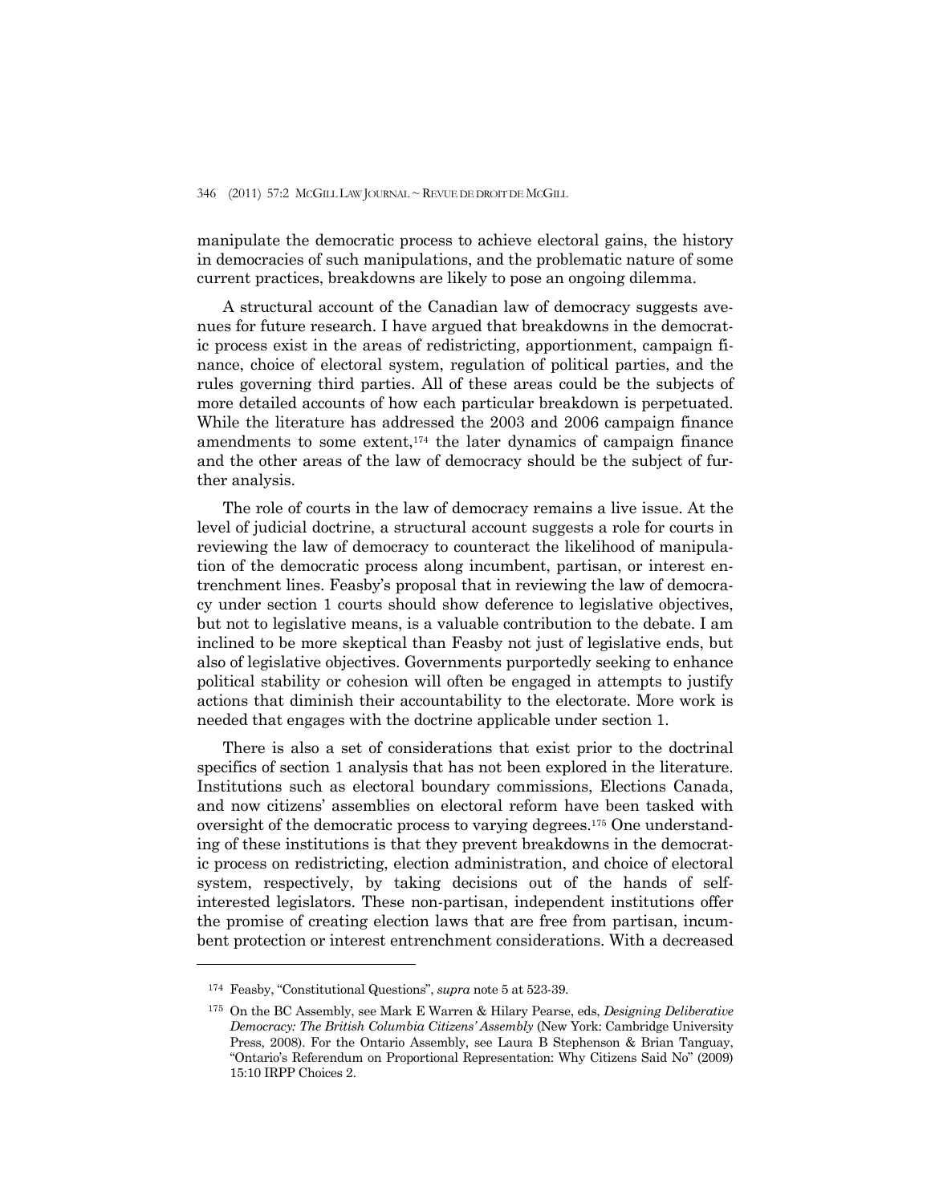manipulate the democratic process to achieve electoral gains, the history in democracies of such manipulations, and the problematic nature of some current practices, breakdowns are likely to pose an ongoing dilemma.

A structural account of the Canadian law of democracy suggests avenues for future research. I have argued that breakdowns in the democratic process exist in the areas of redistricting, apportionment, campaign finance, choice of electoral system, regulation of political parties, and the rules governing third parties. All of these areas could be the subjects of more detailed accounts of how each particular breakdown is perpetuated. While the literature has addressed the 2003 and 2006 campaign finance amendments to some extent,[174] the later dynamics of campaign finance and the other areas of the law of democracy should be the subject of further analysis.

The role of courts in the law of democracy remains a live issue. At the level of judicial doctrine, a structural account suggests a role for courts in reviewing the law of democracy to counteract the likelihood of manipulation of the democratic process along incumbent, partisan, or interest entrenchment lines. Feasby's proposal that in reviewing the law of democracy under section 1 courts should show deference to legislative objectives, but not to legislative means, is a valuable contribution to the debate. I am inclined to be more skeptical than Feasby not just of legislative ends, but also of legislative objectives. Governments purportedly seeking to enhance political stability or cohesion will often be engaged in attempts to justify actions that diminish their accountability to the electorate. More work is needed that engages with the doctrine applicable under section 1.

There is also a set of considerations that exist prior to the doctrinal specifics of section 1 analysis that has not been explored in the literature. Institutions such as electoral boundary commissions, Elections Canada, and now citizens' assemblies on electoral reform have been tasked with oversight of the democratic process to varying degrees.[175] One understanding of these institutions is that they prevent breakdowns in the democratic process on redistricting, election administration, and choice of electoral system, respectively, by taking decisions out of the hands of self-interested legislators. These non-partisan, independent institutions offer the promise of creating election laws that are free from partisan, incumbent protection or interest entrenchment considerations. With a decreased

---

[174] Feasby, "Constitutional Questions", *supra* note 5 at 523-39.

[175] On the BC Assembly, see Mark E Warren & Hilary Pearse, eds, *Designing Deliberative Democracy: The British Columbia Citizens' Assembly* (New York: Cambridge University Press, 2008). For the Ontario Assembly, see Laura B Stephenson & Brian Tanguay, "Ontario's Referendum on Proportional Representation: Why Citizens Said No" (2009) 15:10 IRPP Choices 2.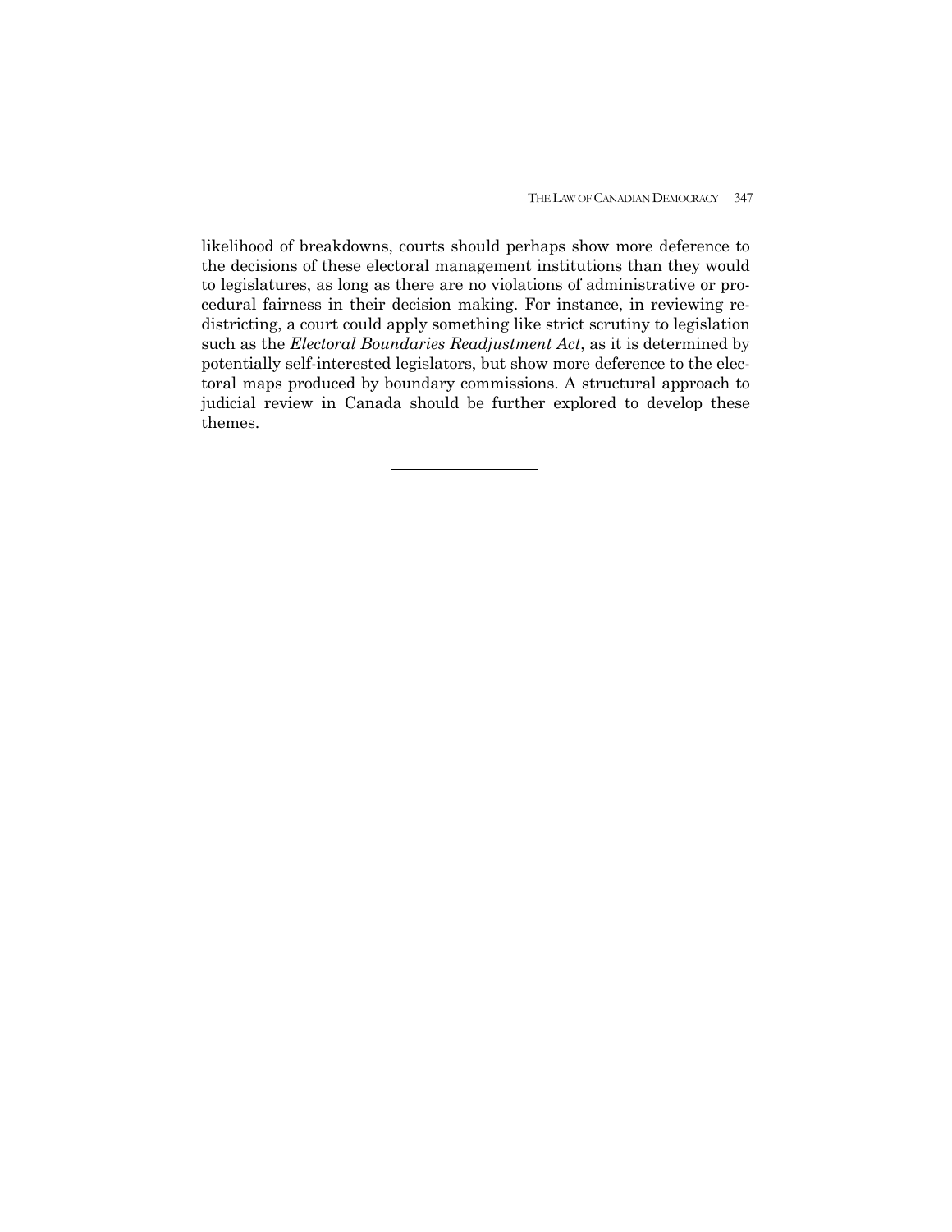likelihood of breakdowns, courts should perhaps show more deference to the decisions of these electoral management institutions than they would to legislatures, as long as there are no violations of administrative or procedural fairness in their decision making. For instance, in reviewing redistricting, a court could apply something like strict scrutiny to legislation such as the *Electoral Boundaries Readjustment Act*, as it is determined by potentially self-interested legislators, but show more deference to the electoral maps produced by boundary commissions. A structural approach to judicial review in Canada should be further explored to develop these themes.

---